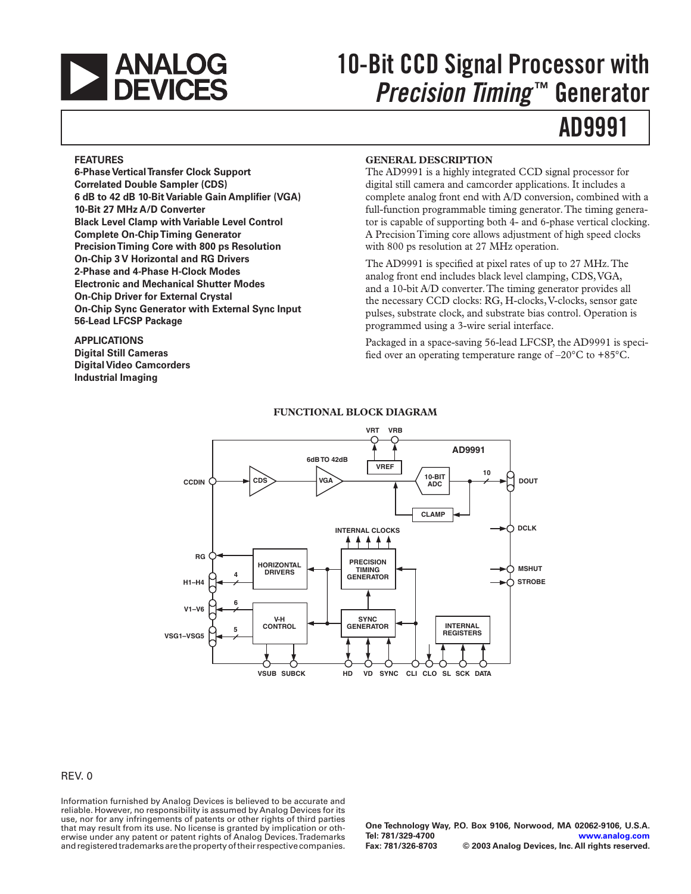# ANALOG DEVICES

# 10-Bit CCD Signal Processor with *Precision Timing*™ Generator

# AD9991

## FEATURES

**6-Phase Vertical Transfer Clock Support**
**Correlated Double Sampler (CDS)**
**6 dB to 42 dB 10-Bit Variable Gain Amplifier (VGA)**
**10-Bit 27 MHz A/D Converter**
**Black Level Clamp with Variable Level Control**
**Complete On-Chip Timing Generator**
**Precision Timing Core with 800 ps Resolution**
**On-Chip 3 V Horizontal and RG Drivers**
**2-Phase and 4-Phase H-Clock Modes**
**Electronic and Mechanical Shutter Modes**
**On-Chip Driver for External Crystal**
**On-Chip Sync Generator with External Sync Input**
**56-Lead LFCSP Package**

## APPLICATIONS

**Digital Still Cameras**
**Digital Video Camcorders**
**Industrial Imaging**

## GENERAL DESCRIPTION

The AD9991 is a highly integrated CCD signal processor for digital still camera and camcorder applications. It includes a complete analog front end with A/D conversion, combined with a full-function programmable timing generator. The timing generator is capable of supporting both 4- and 6-phase vertical clocking. A Precision Timing core allows adjustment of high speed clocks with 800 ps resolution at 27 MHz operation.

The AD9991 is specified at pixel rates of up to 27 MHz. The analog front end includes black level clamping, CDS, VGA, and a 10-bit A/D converter. The timing generator provides all the necessary CCD clocks: RG, H-clocks, V-clocks, sensor gate pulses, substrate clock, and substrate bias control. Operation is programmed using a 3-wire serial interface.

Packaged in a space-saving 56-lead LFCSP, the AD9991 is specified over an operating temperature range of –20°C to +85°C.

## FUNCTIONAL BLOCK DIAGRAM

REV. 0

Information furnished by Analog Devices is believed to be accurate and reliable. However, no responsibility is assumed by Analog Devices for its use, nor for any infringements of patents or other rights of third parties that may result from its use. No license is granted by implication or otherwise under any patent or patent rights of Analog Devices. Trademarks and registered trademarks are the property of their respective companies.

One Technology Way, P.O. Box 9106, Norwood, MA 02062-9106, U.S.A.
Tel: 781/329-4700 www.analog.com
Fax: 781/326-8703 © 2003 Analog Devices, Inc. All rights reserved.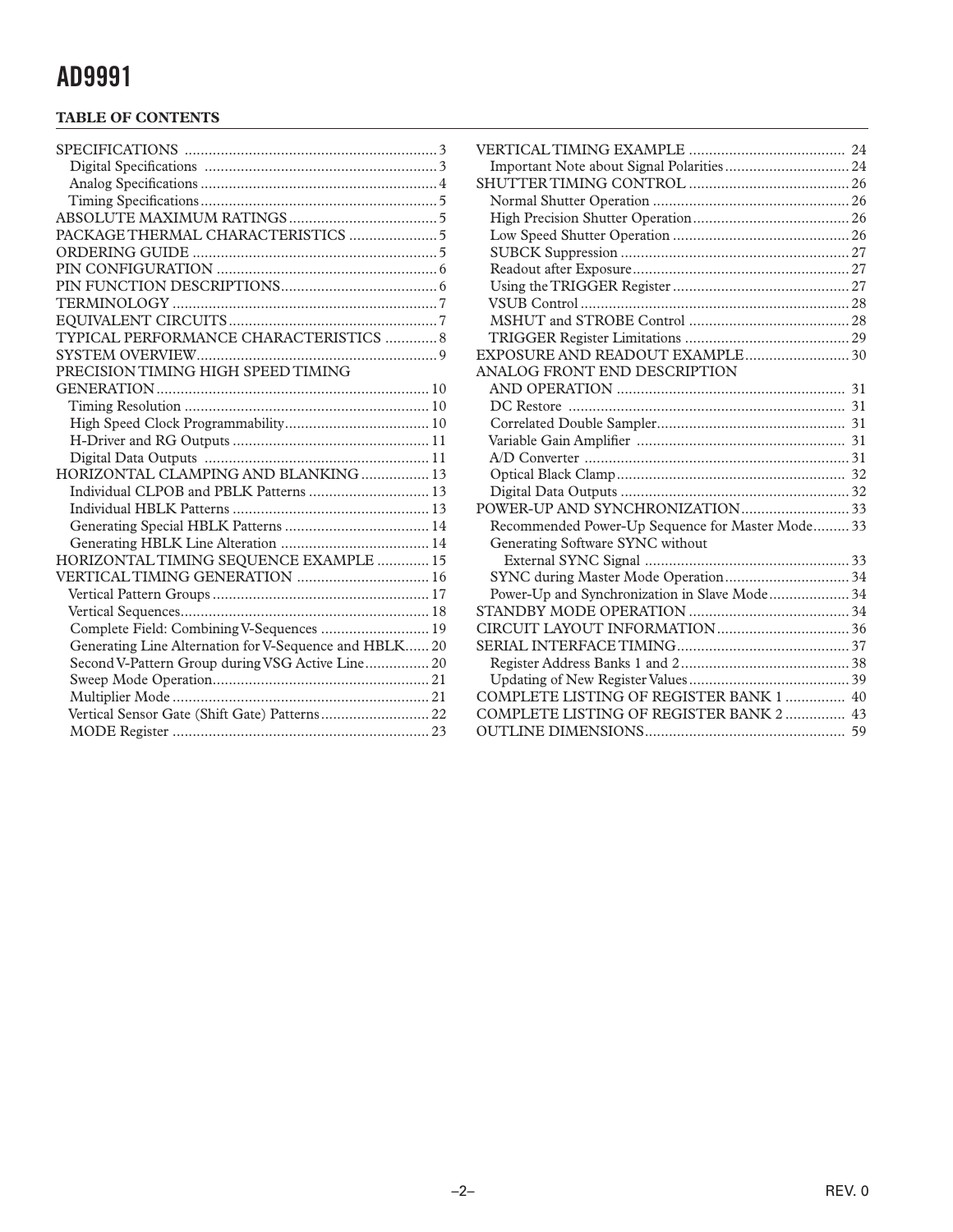## TABLE OF CONTENTS

SPECIFICATIONS ... 3
- Digital Specifications ... 3
- Analog Specifications ... 4
- Timing Specifications ... 5

ABSOLUTE MAXIMUM RATINGS ... 5
PACKAGE THERMAL CHARACTERISTICS ... 5
ORDERING GUIDE ... 5
PIN CONFIGURATION ... 6
PIN FUNCTION DESCRIPTIONS ... 6
TERMINOLOGY ... 7
EQUIVALENT CIRCUITS ... 7
TYPICAL PERFORMANCE CHARACTERISTICS ... 8
SYSTEM OVERVIEW ... 9
PRECISION TIMING HIGH SPEED TIMING GENERATION ... 10
- Timing Resolution ... 10
- High Speed Clock Programmability ... 10
- H-Driver and RG Outputs ... 11
- Digital Data Outputs ... 11

HORIZONTAL CLAMPING AND BLANKING ... 13
- Individual CLPOB and PBLK Patterns ... 13
- Individual HBLK Patterns ... 13
- Generating Special HBLK Patterns ... 14
- Generating HBLK Line Alteration ... 14

HORIZONTAL TIMING SEQUENCE EXAMPLE ... 15
VERTICAL TIMING GENERATION ... 16
- Vertical Pattern Groups ... 17
- Vertical Sequences ... 18
- Complete Field: Combining V-Sequences ... 19
- Generating Line Alternation for V-Sequence and HBLK ... 20
- Second V-Pattern Group during VSG Active Line ... 20
- Sweep Mode Operation ... 21
- Multiplier Mode ... 21
- Vertical Sensor Gate (Shift Gate) Patterns ... 22
- MODE Register ... 23

VERTICAL TIMING EXAMPLE ... 24
- Important Note about Signal Polarities ... 24

SHUTTER TIMING CONTROL ... 26
- Normal Shutter Operation ... 26
- High Precision Shutter Operation ... 26
- Low Speed Shutter Operation ... 26
- SUBCK Suppression ... 27
- Readout after Exposure ... 27
- Using the TRIGGER Register ... 27
- VSUB Control ... 28
- MSHUT and STROBE Control ... 28
- TRIGGER Register Limitations ... 29

EXPOSURE AND READOUT EXAMPLE ... 30
ANALOG FRONT END DESCRIPTION AND OPERATION ... 31
- DC Restore ... 31
- Correlated Double Sampler ... 31
- Variable Gain Amplifier ... 31
- A/D Converter ... 31
- Optical Black Clamp ... 32
- Digital Data Outputs ... 32

POWER-UP AND SYNCHRONIZATION ... 33
- Recommended Power-Up Sequence for Master Mode ... 33
- Generating Software SYNC without External SYNC Signal ... 33
- SYNC during Master Mode Operation ... 34
- Power-Up and Synchronization in Slave Mode ... 34

STANDBY MODE OPERATION ... 34
CIRCUIT LAYOUT INFORMATION ... 36
SERIAL INTERFACE TIMING ... 37
- Register Address Banks 1 and 2 ... 38
- Updating of New Register Values ... 39

COMPLETE LISTING OF REGISTER BANK 1 ... 40
COMPLETE LISTING OF REGISTER BANK 2 ... 43
OUTLINE DIMENSIONS ... 59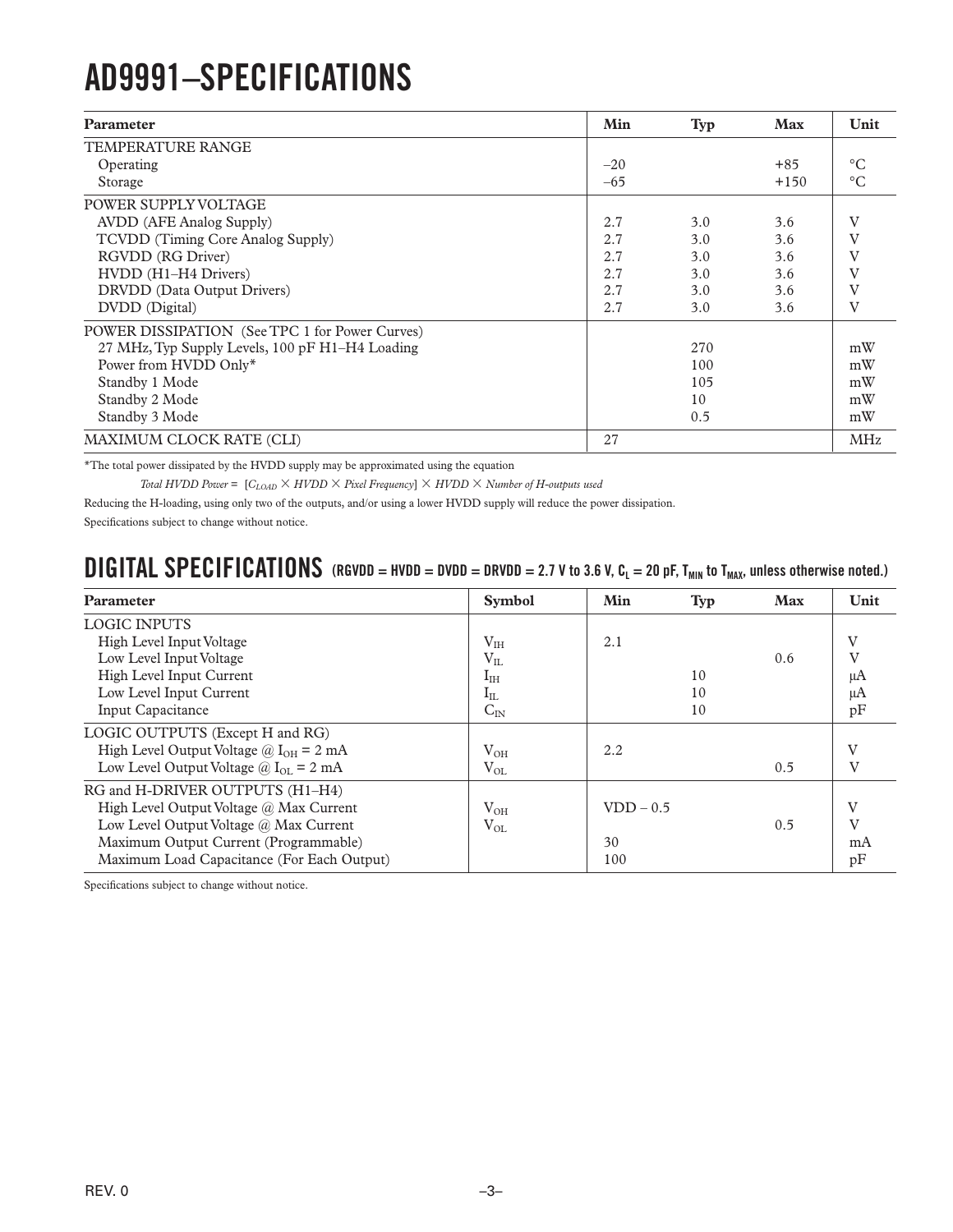# AD9991—SPECIFICATIONS

| Parameter | Min | Typ | Max | Unit |
|---|---|---|---|---|
| TEMPERATURE RANGE | | | | |
| Operating | –20 | | +85 | °C |
| Storage | –65 | | +150 | °C |
| POWER SUPPLY VOLTAGE | | | | |
| AVDD (AFE Analog Supply) | 2.7 | 3.0 | 3.6 | V |
| TCVDD (Timing Core Analog Supply) | 2.7 | 3.0 | 3.6 | V |
| RGVDD (RG Driver) | 2.7 | 3.0 | 3.6 | V |
| HVDD (H1–H4 Drivers) | 2.7 | 3.0 | 3.6 | V |
| DRVDD (Data Output Drivers) | 2.7 | 3.0 | 3.6 | V |
| DVDD (Digital) | 2.7 | 3.0 | 3.6 | V |
| POWER DISSIPATION (See TPC 1 for Power Curves) | | | | |
| 27 MHz, Typ Supply Levels, 100 pF H1–H4 Loading | | 270 | | mW |
| Power from HVDD Only* | | 100 | | mW |
| Standby 1 Mode | | 105 | | mW |
| Standby 2 Mode | | 10 | | mW |
| Standby 3 Mode | | 0.5 | | mW |
| MAXIMUM CLOCK RATE (CLI) | 27 | | | MHz |

*The total power dissipated by the HVDD supply may be approximated using the equation

*Total HVDD Power* = $[C_{LOAD} \times HVDD \times Pixel\ Frequency] \times HVDD \times Number\ of\ H\text{-}outputs\ used$

Reducing the H-loading, using only two of the outputs, and/or using a lower HVDD supply will reduce the power dissipation.

Specifications subject to change without notice.

## DIGITAL SPECIFICATIONS (RGVDD = HVDD = DVDD = DRVDD = 2.7 V to 3.6 V, $C_L$ = 20 pF, $T_{MIN}$ to $T_{MAX}$, unless otherwise noted.)

| Parameter | Symbol | Min | Typ | Max | Unit |
|---|---|---|---|---|---|
| LOGIC INPUTS | | | | | |
| High Level Input Voltage | $V_{IH}$ | 2.1 | | | V |
| Low Level Input Voltage | $V_{IL}$ | | | 0.6 | V |
| High Level Input Current | $I_{IH}$ | | 10 | | μA |
| Low Level Input Current | $I_{IL}$ | | 10 | | μA |
| Input Capacitance | $C_{IN}$ | | 10 | | pF |
| LOGIC OUTPUTS (Except H and RG) | | | | | |
| High Level Output Voltage @ $I_{OH}$ = 2 mA | $V_{OH}$ | 2.2 | | | V |
| Low Level Output Voltage @ $I_{OL}$ = 2 mA | $V_{OL}$ | | | 0.5 | V |
| RG and H-DRIVER OUTPUTS (H1–H4) | | | | | |
| High Level Output Voltage @ Max Current | $V_{OH}$ | VDD – 0.5 | | | V |
| Low Level Output Voltage @ Max Current | $V_{OL}$ | | | 0.5 | V |
| Maximum Output Current (Programmable) | | 30 | | | mA |
| Maximum Load Capacitance (For Each Output) | | 100 | | | pF |

Specifications subject to change without notice.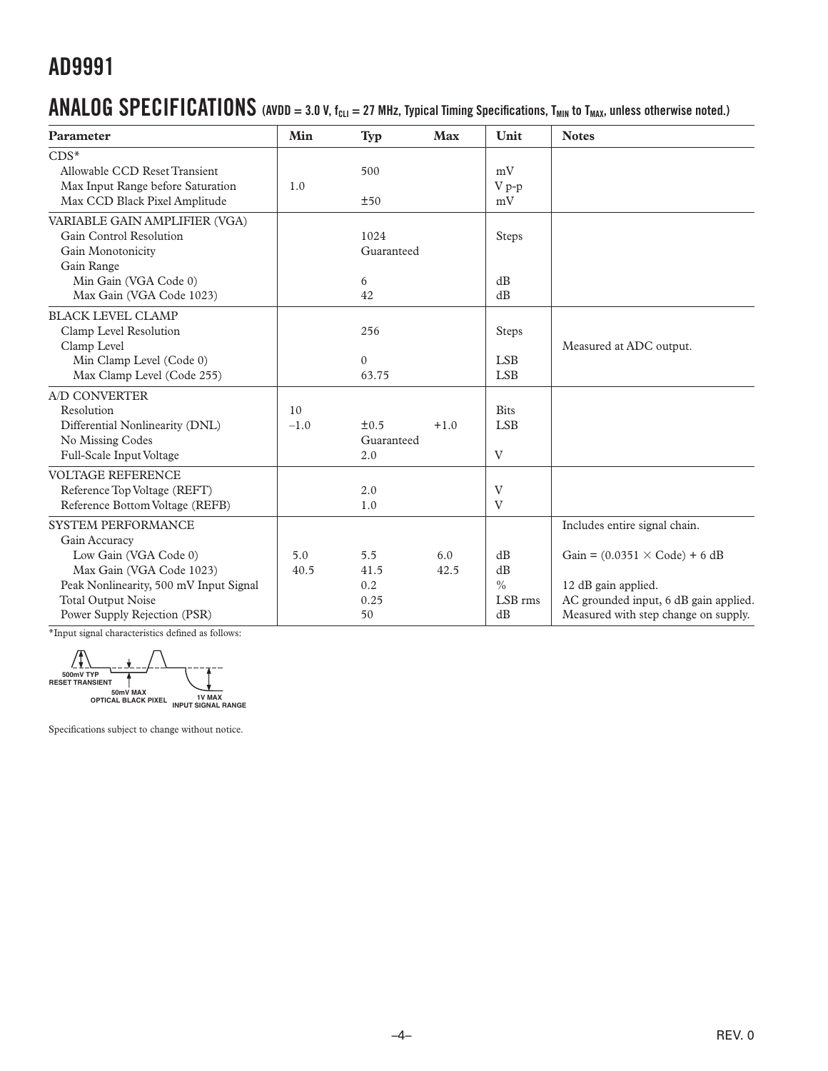# ANALOG SPECIFICATIONS (AVDD = 3.0 V, $f_{CLI}$ = 27 MHz, Typical Timing Specifications, $T_{MIN}$ to $T_{MAX}$, unless otherwise noted.)

| Parameter | Min | Typ | Max | Unit | Notes |
|---|---|---|---|---|---|
| CDS* | | | | | |
| Allowable CCD Reset Transient | | 500 | | mV | |
| Max Input Range before Saturation | 1.0 | | | V p-p | |
| Max CCD Black Pixel Amplitude | | ±50 | | mV | |
| VARIABLE GAIN AMPLIFIER (VGA) | | | | | |
| Gain Control Resolution | | 1024 | | Steps | |
| Gain Monotonicity | | Guaranteed | | | |
| Gain Range | | | | | |
| Min Gain (VGA Code 0) | | 6 | | dB | |
| Max Gain (VGA Code 1023) | | 42 | | dB | |
| BLACK LEVEL CLAMP | | | | | |
| Clamp Level Resolution | | 256 | | Steps | |
| Clamp Level | | | | | Measured at ADC output. |
| Min Clamp Level (Code 0) | | 0 | | LSB | |
| Max Clamp Level (Code 255) | | 63.75 | | LSB | |
| A/D CONVERTER | | | | | |
| Resolution | 10 | | | Bits | |
| Differential Nonlinearity (DNL) | –1.0 | ±0.5 | +1.0 | LSB | |
| No Missing Codes | | Guaranteed | | | |
| Full-Scale Input Voltage | | 2.0 | | V | |
| VOLTAGE REFERENCE | | | | | |
| Reference Top Voltage (REFT) | | 2.0 | | V | |
| Reference Bottom Voltage (REFB) | | 1.0 | | V | |
| SYSTEM PERFORMANCE | | | | | Includes entire signal chain. |
| Gain Accuracy | | | | | |
| Low Gain (VGA Code 0) | 5.0 | 5.5 | 6.0 | dB | Gain = (0.0351 × Code) + 6 dB |
| Max Gain (VGA Code 1023) | 40.5 | 41.5 | 42.5 | dB | |
| Peak Nonlinearity, 500 mV Input Signal | | 0.2 | | % | 12 dB gain applied. |
| Total Output Noise | | 0.25 | | LSB rms | AC grounded input, 6 dB gain applied. |
| Power Supply Rejection (PSR) | | 50 | | dB | Measured with step change on supply. |

*Input signal characteristics defined as follows:

500mV TYP RESET TRANSIENT; 50mV MAX OPTICAL BLACK PIXEL; 1V MAX INPUT SIGNAL RANGE

Specifications subject to change without notice.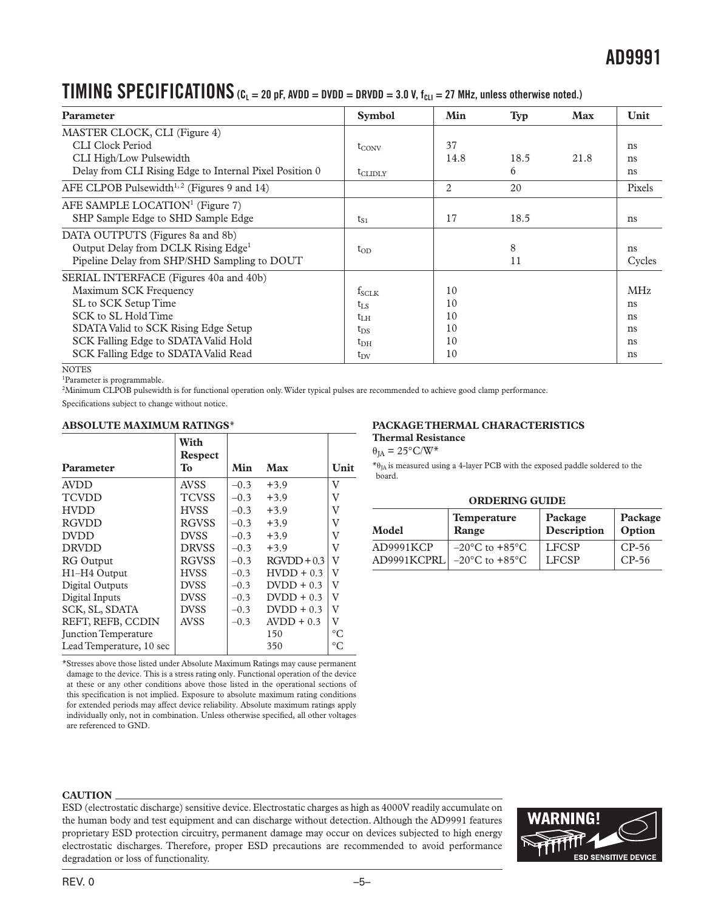## TIMING SPECIFICATIONS ($C_L$ = 20 pF, AVDD = DVDD = DRVDD = 3.0 V, $f_{CLI}$ = 27 MHz, unless otherwise noted.)

| Parameter | Symbol | Min | Typ | Max | Unit |
|---|---|---|---|---|---|
| MASTER CLOCK, CLI (Figure 4) | | | | | |
| CLI Clock Period | $t_{CONV}$ | 37 | | | ns |
| CLI High/Low Pulsewidth | | 14.8 | 18.5 | 21.8 | ns |
| Delay from CLI Rising Edge to Internal Pixel Position 0 | $t_{CLIDLY}$ | | 6 | | ns |
| AFE CLPOB Pulsewidth[1, 2] (Figures 9 and 14) | | 2 | 20 | | Pixels |
| AFE SAMPLE LOCATION[1] (Figure 7) | | | | | |
| SHP Sample Edge to SHD Sample Edge | $t_{S1}$ | 17 | 18.5 | | ns |
| DATA OUTPUTS (Figures 8a and 8b) | | | | | |
| Output Delay from DCLK Rising Edge[1] | $t_{OD}$ | | 8 | | ns |
| Pipeline Delay from SHP/SHD Sampling to DOUT | | | 11 | | Cycles |
| SERIAL INTERFACE (Figures 40a and 40b) | | | | | |
| Maximum SCK Frequency | $f_{SCLK}$ | 10 | | | MHz |
| SL to SCK Setup Time | $t_{LS}$ | 10 | | | ns |
| SCK to SL Hold Time | $t_{LH}$ | 10 | | | ns |
| SDATA Valid to SCK Rising Edge Setup | $t_{DS}$ | 10 | | | ns |
| SCK Falling Edge to SDATA Valid Hold | $t_{DH}$ | 10 | | | ns |
| SCK Falling Edge to SDATA Valid Read | $t_{DV}$ | 10 | | | ns |

NOTES

[1]Parameter is programmable.

[2]Minimum CLPOB pulsewidth is for functional operation only. Wider typical pulses are recommended to achieve good clamp performance.

Specifications subject to change without notice.

### ABSOLUTE MAXIMUM RATINGS*

| Parameter | With Respect To | Min | Max | Unit |
|---|---|---|---|---|
| AVDD | AVSS | –0.3 | +3.9 | V |
| TCVDD | TCVSS | –0.3 | +3.9 | V |
| HVDD | HVSS | –0.3 | +3.9 | V |
| RGVDD | RGVSS | –0.3 | +3.9 | V |
| DVDD | DVSS | –0.3 | +3.9 | V |
| DRVDD | DRVSS | –0.3 | +3.9 | V |
| RG Output | RGVSS | –0.3 | RGVDD + 0.3 | V |
| H1–H4 Output | HVSS | –0.3 | HVDD + 0.3 | V |
| Digital Outputs | DVSS | –0.3 | DVDD + 0.3 | V |
| Digital Inputs | DVSS | –0.3 | DVDD + 0.3 | V |
| SCK, SL, SDATA | DVSS | –0.3 | DVDD + 0.3 | V |
| REFT, REFB, CCDIN | AVSS | –0.3 | AVDD + 0.3 | V |
| Junction Temperature | | | 150 | °C |
| Lead Temperature, 10 sec | | | 350 | °C |

*Stresses above those listed under Absolute Maximum Ratings may cause permanent damage to the device. This is a stress rating only. Functional operation of the device at these or any other conditions above those listed in the operational sections of this specification is not implied. Exposure to absolute maximum rating conditions for extended periods may affect device reliability. Absolute maximum ratings apply individually only, not in combination. Unless otherwise specified, all other voltages are referenced to GND.

### PACKAGE THERMAL CHARACTERISTICS

**Thermal Resistance**

$\theta_{JA}$ = 25°C/W*

*$\theta_{JA}$ is measured using a 4-layer PCB with the exposed paddle soldered to the board.

### ORDERING GUIDE

| Model | Temperature Range | Package Description | Package Option |
|---|---|---|---|
| AD9991KCP | –20°C to +85°C | LFCSP | CP-56 |
| AD9991KCPRL | –20°C to +85°C | LFCSP | CP-56 |

### CAUTION

ESD (electrostatic discharge) sensitive device. Electrostatic charges as high as 4000V readily accumulate on the human body and test equipment and can discharge without detection. Although the AD9991 features proprietary ESD protection circuitry, permanent damage may occur on devices subjected to high energy electrostatic discharges. Therefore, proper ESD precautions are recommended to avoid performance degradation or loss of functionality.

WARNING! ESD SENSITIVE DEVICE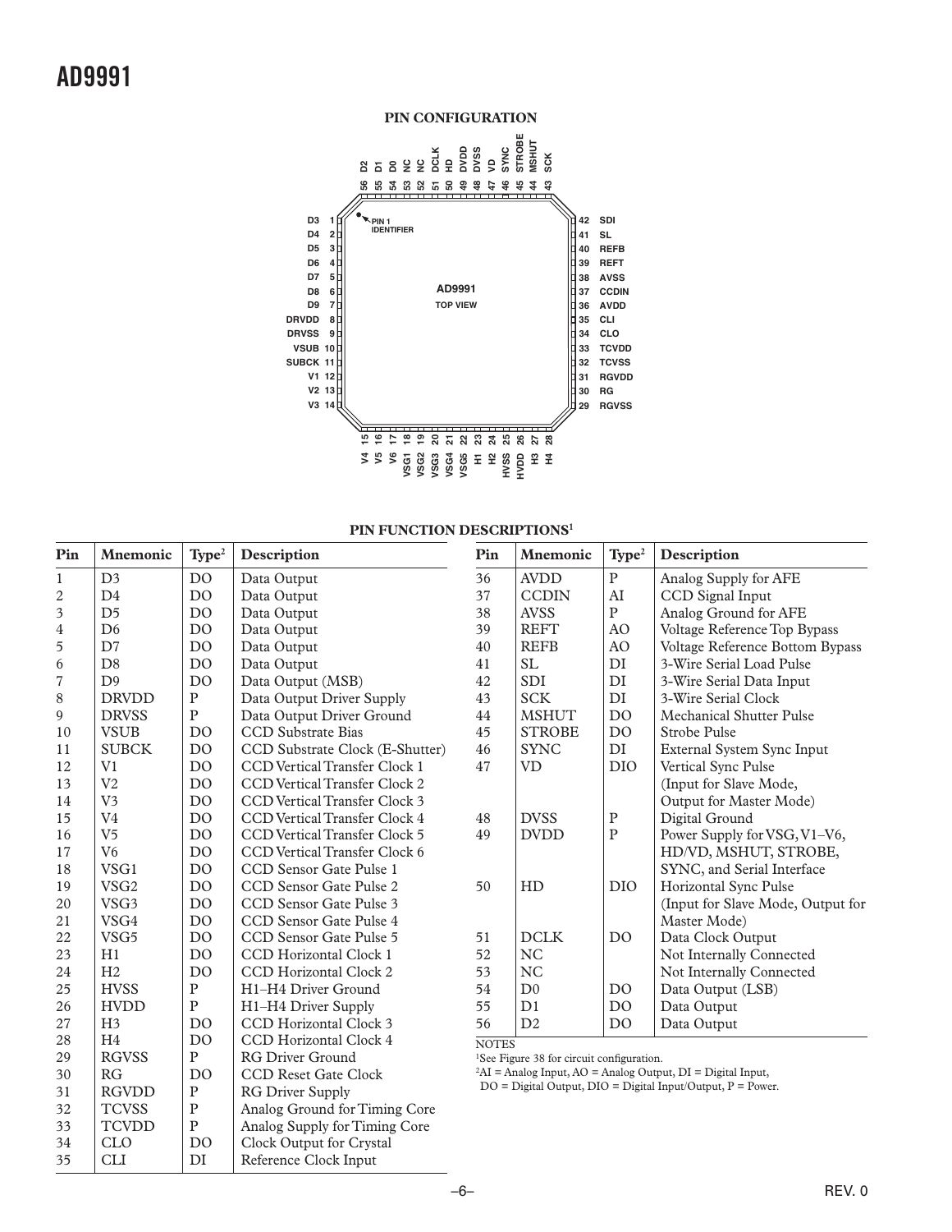## PIN CONFIGURATION

## PIN FUNCTION DESCRIPTIONS[1]

| Pin | Mnemonic | Type[2] | Description |
|---|---|---|---|
| 1 | D3 | DO | Data Output |
| 2 | D4 | DO | Data Output |
| 3 | D5 | DO | Data Output |
| 4 | D6 | DO | Data Output |
| 5 | D7 | DO | Data Output |
| 6 | D8 | DO | Data Output |
| 7 | D9 | DO | Data Output (MSB) |
| 8 | DRVDD | P | Data Output Driver Supply |
| 9 | DRVSS | P | Data Output Driver Ground |
| 10 | VSUB | DO | CCD Substrate Bias |
| 11 | SUBCK | DO | CCD Substrate Clock (E-Shutter) |
| 12 | V1 | DO | CCD Vertical Transfer Clock 1 |
| 13 | V2 | DO | CCD Vertical Transfer Clock 2 |
| 14 | V3 | DO | CCD Vertical Transfer Clock 3 |
| 15 | V4 | DO | CCD Vertical Transfer Clock 4 |
| 16 | V5 | DO | CCD Vertical Transfer Clock 5 |
| 17 | V6 | DO | CCD Vertical Transfer Clock 6 |
| 18 | VSG1 | DO | CCD Sensor Gate Pulse 1 |
| 19 | VSG2 | DO | CCD Sensor Gate Pulse 2 |
| 20 | VSG3 | DO | CCD Sensor Gate Pulse 3 |
| 21 | VSG4 | DO | CCD Sensor Gate Pulse 4 |
| 22 | VSG5 | DO | CCD Sensor Gate Pulse 5 |
| 23 | H1 | DO | CCD Horizontal Clock 1 |
| 24 | H2 | DO | CCD Horizontal Clock 2 |
| 25 | HVSS | P | H1–H4 Driver Ground |
| 26 | HVDD | P | H1–H4 Driver Supply |
| 27 | H3 | DO | CCD Horizontal Clock 3 |
| 28 | H4 | DO | CCD Horizontal Clock 4 |
| 29 | RGVSS | P | RG Driver Ground |
| 30 | RG | DO | CCD Reset Gate Clock |
| 31 | RGVDD | P | RG Driver Supply |
| 32 | TCVSS | P | Analog Ground for Timing Core |
| 33 | TCVDD | P | Analog Supply for Timing Core |
| 34 | CLO | DO | Clock Output for Crystal |
| 35 | CLI | DI | Reference Clock Input |
| 36 | AVDD | P | Analog Supply for AFE |
| 37 | CCDIN | AI | CCD Signal Input |
| 38 | AVSS | P | Analog Ground for AFE |
| 39 | REFT | AO | Voltage Reference Top Bypass |
| 40 | REFB | AO | Voltage Reference Bottom Bypass |
| 41 | SL | DI | 3-Wire Serial Load Pulse |
| 42 | SDI | DI | 3-Wire Serial Data Input |
| 43 | SCK | DI | 3-Wire Serial Clock |
| 44 | MSHUT | DO | Mechanical Shutter Pulse |
| 45 | STROBE | DO | Strobe Pulse |
| 46 | SYNC | DI | External System Sync Input |
| 47 | VD | DIO | Vertical Sync Pulse (Input for Slave Mode, Output for Master Mode) |
| 48 | DVSS | P | Digital Ground |
| 49 | DVDD | P | Power Supply for VSG, V1–V6, HD/VD, MSHUT, STROBE, SYNC, and Serial Interface |
| 50 | HD | DIO | Horizontal Sync Pulse (Input for Slave Mode, Output for Master Mode) |
| 51 | DCLK | DO | Data Clock Output |
| 52 | NC | | Not Internally Connected |
| 53 | NC | | Not Internally Connected |
| 54 | D0 | DO | Data Output (LSB) |
| 55 | D1 | DO | Data Output |
| 56 | D2 | DO | Data Output |

NOTES

[1]See Figure 38 for circuit configuration.

[2]AI = Analog Input, AO = Analog Output, DI = Digital Input, DO = Digital Output, DIO = Digital Input/Output, P = Power.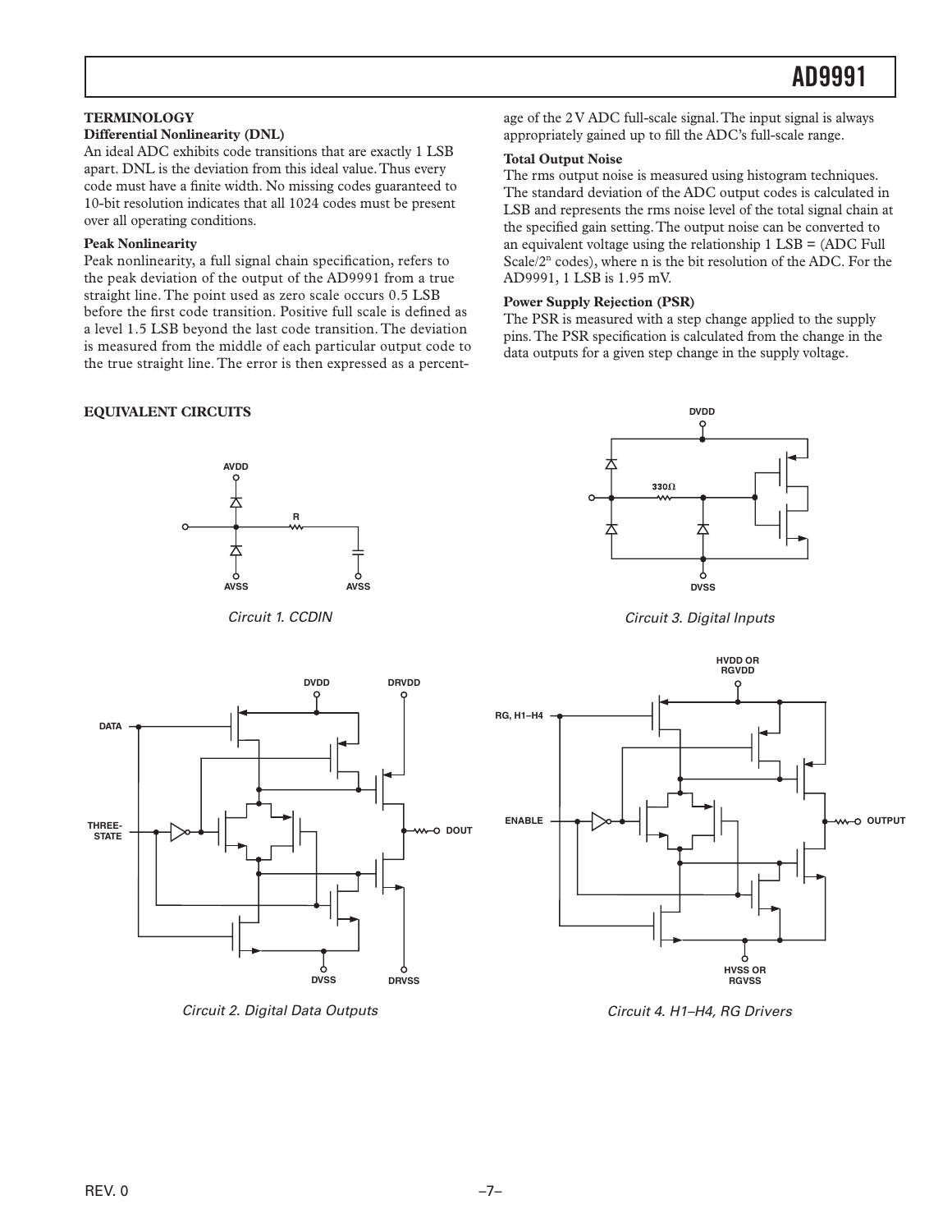## TERMINOLOGY

### Differential Nonlinearity (DNL)

An ideal ADC exhibits code transitions that are exactly 1 LSB apart. DNL is the deviation from this ideal value. Thus every code must have a finite width. No missing codes guaranteed to 10-bit resolution indicates that all 1024 codes must be present over all operating conditions.

### Peak Nonlinearity

Peak nonlinearity, a full signal chain specification, refers to the peak deviation of the output of the AD9991 from a true straight line. The point used as zero scale occurs 0.5 LSB before the first code transition. Positive full scale is defined as a level 1.5 LSB beyond the last code transition. The deviation is measured from the middle of each particular output code to the true straight line. The error is then expressed as a percentage of the 2 V ADC full-scale signal. The input signal is always appropriately gained up to fill the ADC's full-scale range.

### Total Output Noise

The rms output noise is measured using histogram techniques. The standard deviation of the ADC output codes is calculated in LSB and represents the rms noise level of the total signal chain at the specified gain setting. The output noise can be converted to an equivalent voltage using the relationship 1 LSB = (ADC Full Scale/$2^n$ codes), where n is the bit resolution of the ADC. For the AD9991, 1 LSB is 1.95 mV.

### Power Supply Rejection (PSR)

The PSR is measured with a step change applied to the supply pins. The PSR specification is calculated from the change in the data outputs for a given step change in the supply voltage.

## EQUIVALENT CIRCUITS

Circuit 1. CCDIN

Circuit 2. Digital Data Outputs

Circuit 3. Digital Inputs

Circuit 4. H1–H4, RG Drivers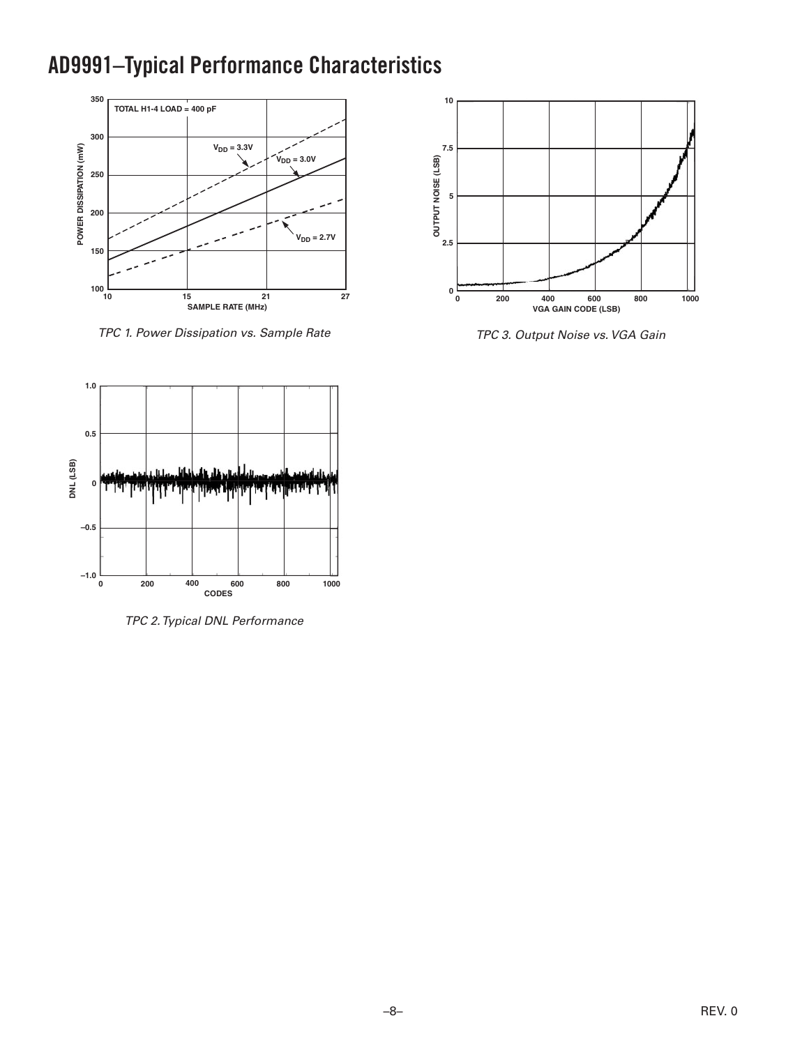# AD9991–Typical Performance Characteristics

*TPC 1. Power Dissipation vs. Sample Rate*

*TPC 2. Typical DNL Performance*

*TPC 3. Output Noise vs. VGA Gain*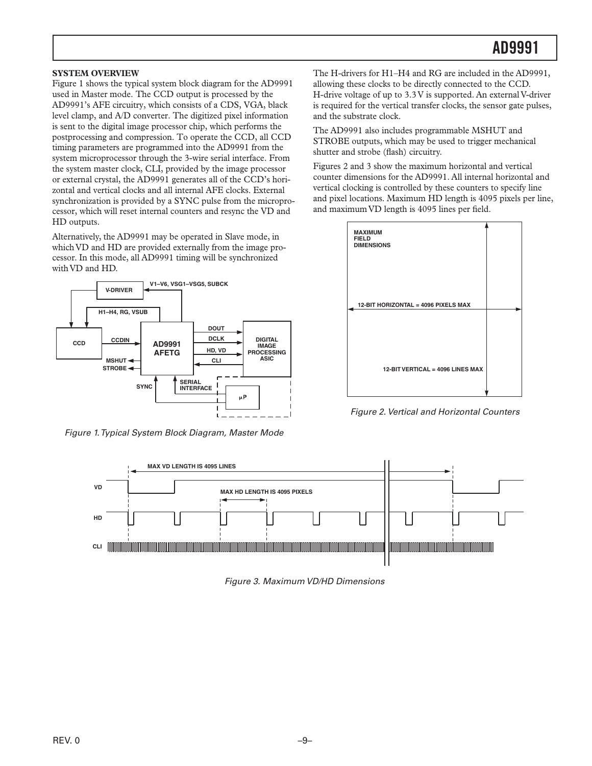## SYSTEM OVERVIEW

Figure 1 shows the typical system block diagram for the AD9991 used in Master mode. The CCD output is processed by the AD9991's AFE circuitry, which consists of a CDS, VGA, black level clamp, and A/D converter. The digitized pixel information is sent to the digital image processor chip, which performs the postprocessing and compression. To operate the CCD, all CCD timing parameters are programmed into the AD9991 from the system microprocessor through the 3-wire serial interface. From the system master clock, CLI, provided by the image processor or external crystal, the AD9991 generates all of the CCD's horizontal and vertical clocks and all internal AFE clocks. External synchronization is provided by a SYNC pulse from the microprocessor, which will reset internal counters and resync the VD and HD outputs.

Alternatively, the AD9991 may be operated in Slave mode, in which VD and HD are provided externally from the image processor. In this mode, all AD9991 timing will be synchronized with VD and HD.

*Figure 1. Typical System Block Diagram, Master Mode*

The H-drivers for H1–H4 and RG are included in the AD9991, allowing these clocks to be directly connected to the CCD. H-drive voltage of up to 3.3 V is supported. An external V-driver is required for the vertical transfer clocks, the sensor gate pulses, and the substrate clock.

The AD9991 also includes programmable MSHUT and STROBE outputs, which may be used to trigger mechanical shutter and strobe (flash) circuitry.

Figures 2 and 3 show the maximum horizontal and vertical counter dimensions for the AD9991. All internal horizontal and vertical clocking is controlled by these counters to specify line and pixel locations. Maximum HD length is 4095 pixels per line, and maximum VD length is 4095 lines per field.

*Figure 2. Vertical and Horizontal Counters*

*Figure 3. Maximum VD/HD Dimensions*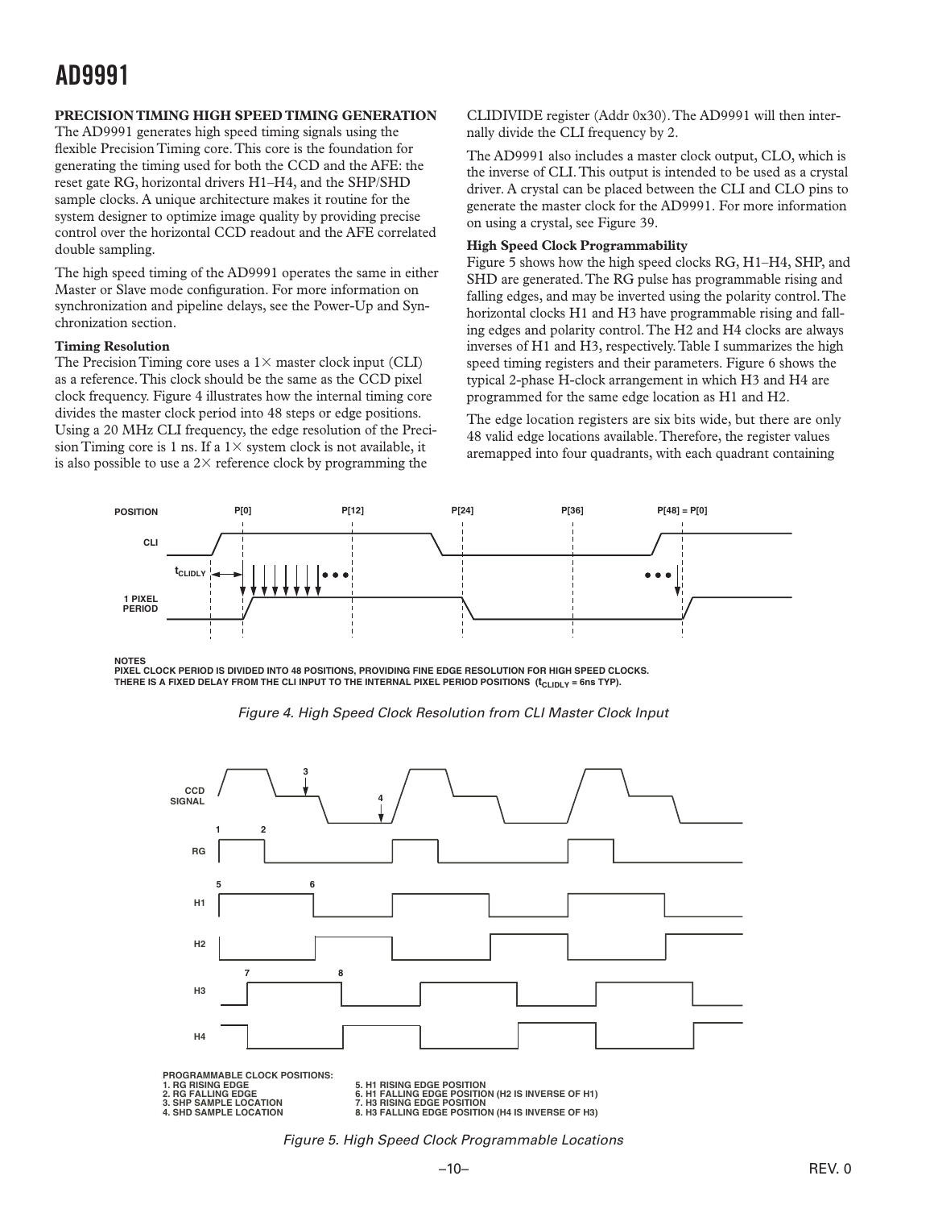### PRECISION TIMING HIGH SPEED TIMING GENERATION

The AD9991 generates high speed timing signals using the flexible Precision Timing core. This core is the foundation for generating the timing used for both the CCD and the AFE: the reset gate RG, horizontal drivers H1–H4, and the SHP/SHD sample clocks. A unique architecture makes it routine for the system designer to optimize image quality by providing precise control over the horizontal CCD readout and the AFE correlated double sampling.

The high speed timing of the AD9991 operates the same in either Master or Slave mode configuration. For more information on synchronization and pipeline delays, see the Power-Up and Synchronization section.

#### Timing Resolution

The Precision Timing core uses a 1× master clock input (CLI) as a reference. This clock should be the same as the CCD pixel clock frequency. Figure 4 illustrates how the internal timing core divides the master clock period into 48 steps or edge positions. Using a 20 MHz CLI frequency, the edge resolution of the Precision Timing core is 1 ns. If a 1× system clock is not available, it is also possible to use a 2× reference clock by programming the CLIDIVIDE register (Addr 0x30). The AD9991 will then internally divide the CLI frequency by 2.

The AD9991 also includes a master clock output, CLO, which is the inverse of CLI. This output is intended to be used as a crystal driver. A crystal can be placed between the CLI and CLO pins to generate the master clock for the AD9991. For more information on using a crystal, see Figure 39.

#### High Speed Clock Programmability

Figure 5 shows how the high speed clocks RG, H1–H4, SHP, and SHD are generated. The RG pulse has programmable rising and falling edges, and may be inverted using the polarity control. The horizontal clocks H1 and H3 have programmable rising and falling edges and polarity control. The H2 and H4 clocks are always inverses of H1 and H3, respectively. Table I summarizes the high speed timing registers and their parameters. Figure 6 shows the typical 2-phase H-clock arrangement in which H3 and H4 are programmed for the same edge location as H1 and H2.

The edge location registers are six bits wide, but there are only 48 valid edge locations available. Therefore, the register values aremapped into four quadrants, with each quadrant containing

NOTES
PIXEL CLOCK PERIOD IS DIVIDED INTO 48 POSITIONS, PROVIDING FINE EDGE RESOLUTION FOR HIGH SPEED CLOCKS.
THERE IS A FIXED DELAY FROM THE CLI INPUT TO THE INTERNAL PIXEL PERIOD POSITIONS ($t_{CLIDLY}$ = 6ns TYP).

*Figure 4. High Speed Clock Resolution from CLI Master Clock Input*

PROGRAMMABLE CLOCK POSITIONS:
1. RG RISING EDGE
2. RG FALLING EDGE
3. SHP SAMPLE LOCATION
4. SHD SAMPLE LOCATION
5. H1 RISING EDGE POSITION
6. H1 FALLING EDGE POSITION (H2 IS INVERSE OF H1)
7. H3 RISING EDGE POSITION
8. H3 FALLING EDGE POSITION (H4 IS INVERSE OF H3)

*Figure 5. High Speed Clock Programmable Locations*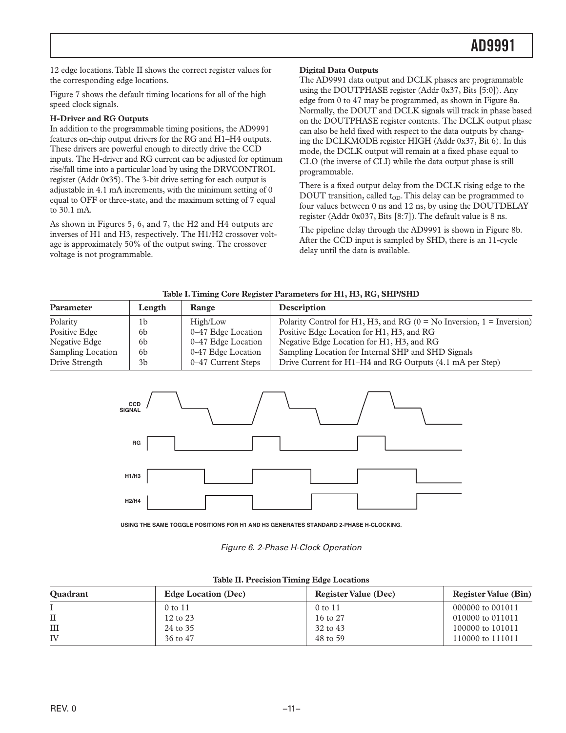12 edge locations. Table II shows the correct register values for the corresponding edge locations.

Figure 7 shows the default timing locations for all of the high speed clock signals.

**H-Driver and RG Outputs**

In addition to the programmable timing positions, the AD9991 features on-chip output drivers for the RG and H1–H4 outputs. These drivers are powerful enough to directly drive the CCD inputs. The H-driver and RG current can be adjusted for optimum rise/fall time into a particular load by using the DRVCONTROL register (Addr 0x35). The 3-bit drive setting for each output is adjustable in 4.1 mA increments, with the minimum setting of 0 equal to OFF or three-state, and the maximum setting of 7 equal to 30.1 mA.

As shown in Figures 5, 6, and 7, the H2 and H4 outputs are inverses of H1 and H3, respectively. The H1/H2 crossover voltage is approximately 50% of the output swing. The crossover voltage is not programmable.

**Digital Data Outputs**

The AD9991 data output and DCLK phases are programmable using the DOUTPHASE register (Addr 0x37, Bits [5:0]). Any edge from 0 to 47 may be programmed, as shown in Figure 8a. Normally, the DOUT and DCLK signals will track in phase based on the DOUTPHASE register contents. The DCLK output phase can also be held fixed with respect to the data outputs by changing the DCLKMODE register HIGH (Addr 0x37, Bit 6). In this mode, the DCLK output will remain at a fixed phase equal to CLO (the inverse of CLI) while the data output phase is still programmable.

There is a fixed output delay from the DCLK rising edge to the DOUT transition, called $t_{OD}$. This delay can be programmed to four values between 0 ns and 12 ns, by using the DOUTDELAY register (Addr 0x037, Bits [8:7]). The default value is 8 ns.

The pipeline delay through the AD9991 is shown in Figure 8b. After the CCD input is sampled by SHD, there is an 11-cycle delay until the data is available.

**Table I. Timing Core Register Parameters for H1, H3, RG, SHP/SHD**

| Parameter | Length | Range | Description |
|---|---|---|---|
| Polarity | 1b | High/Low | Polarity Control for H1, H3, and RG (0 = No Inversion, 1 = Inversion) |
| Positive Edge | 6b | 0–47 Edge Location | Positive Edge Location for H1, H3, and RG |
| Negative Edge | 6b | 0–47 Edge Location | Negative Edge Location for H1, H3, and RG |
| Sampling Location | 6b | 0-47 Edge Location | Sampling Location for Internal SHP and SHD Signals |
| Drive Strength | 3b | 0–47 Current Steps | Drive Current for H1–H4 and RG Outputs (4.1 mA per Step) |

CCD SIGNAL

RG

H1/H3

H2/H4

USING THE SAME TOGGLE POSITIONS FOR H1 AND H3 GENERATES STANDARD 2-PHASE H-CLOCKING.

*Figure 6. 2-Phase H-Clock Operation*

**Table II. Precision Timing Edge Locations**

| Quadrant | Edge Location (Dec) | Register Value (Dec) | Register Value (Bin) |
|---|---|---|---|
| I | 0 to 11 | 0 to 11 | 000000 to 001011 |
| II | 12 to 23 | 16 to 27 | 010000 to 011011 |
| III | 24 to 35 | 32 to 43 | 100000 to 101011 |
| IV | 36 to 47 | 48 to 59 | 110000 to 111011 |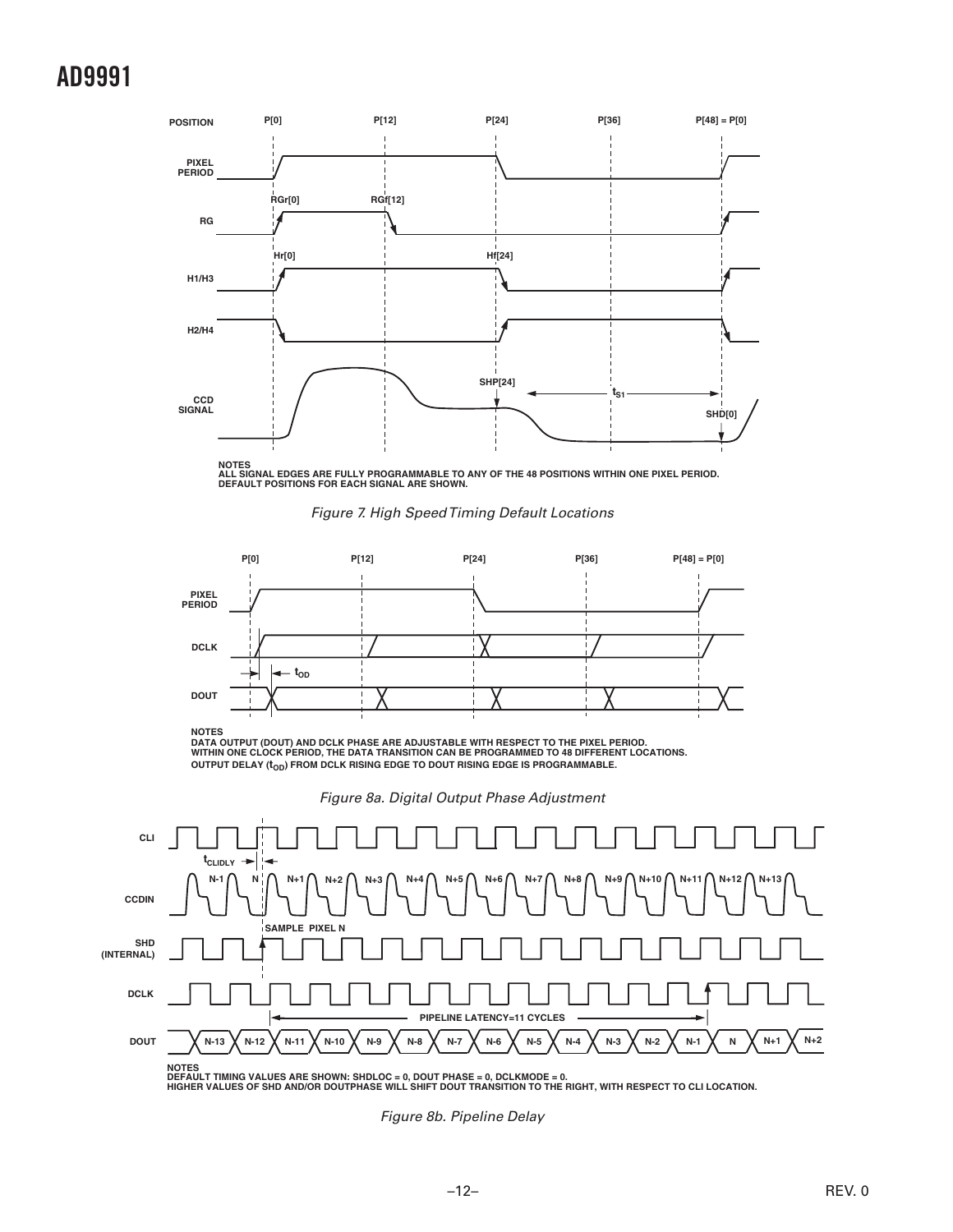NOTES
ALL SIGNAL EDGES ARE FULLY PROGRAMMABLE TO ANY OF THE 48 POSITIONS WITHIN ONE PIXEL PERIOD.
DEFAULT POSITIONS FOR EACH SIGNAL ARE SHOWN.

*Figure 7. High Speed Timing Default Locations*

NOTES
DATA OUTPUT (DOUT) AND DCLK PHASE ARE ADJUSTABLE WITH RESPECT TO THE PIXEL PERIOD.
WITHIN ONE CLOCK PERIOD, THE DATA TRANSITION CAN BE PROGRAMMED TO 48 DIFFERENT LOCATIONS.
OUTPUT DELAY ($t_{OD}$) FROM DCLK RISING EDGE TO DOUT RISING EDGE IS PROGRAMMABLE.

*Figure 8a. Digital Output Phase Adjustment*

NOTES
DEFAULT TIMING VALUES ARE SHOWN: SHDLOC = 0, DOUT PHASE = 0, DCLKMODE = 0.
HIGHER VALUES OF SHD AND/OR DOUTPHASE WILL SHIFT DOUT TRANSITION TO THE RIGHT, WITH RESPECT TO CLI LOCATION.

*Figure 8b. Pipeline Delay*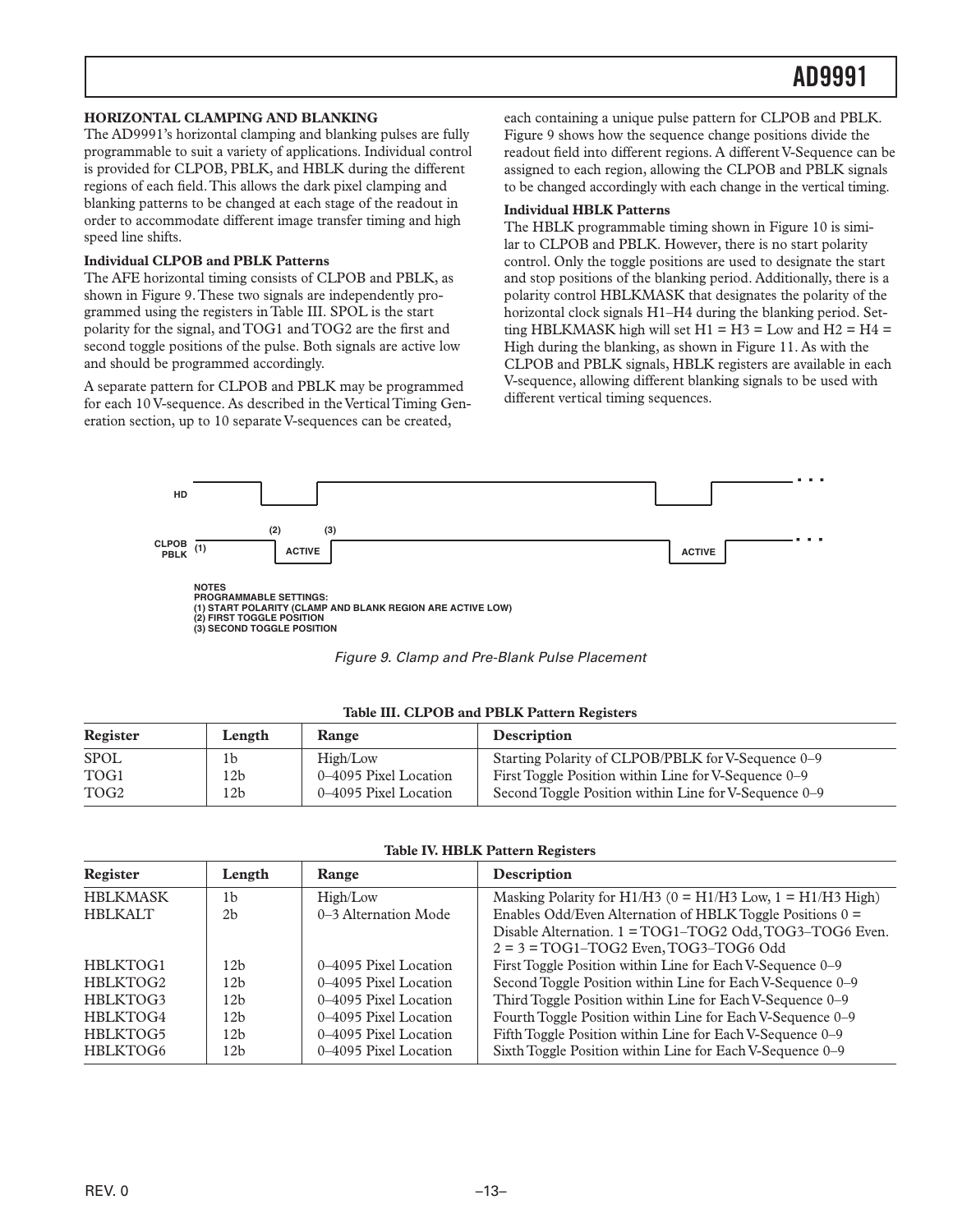### HORIZONTAL CLAMPING AND BLANKING

The AD9991's horizontal clamping and blanking pulses are fully programmable to suit a variety of applications. Individual control is provided for CLPOB, PBLK, and HBLK during the different regions of each field. This allows the dark pixel clamping and blanking patterns to be changed at each stage of the readout in order to accommodate different image transfer timing and high speed line shifts.

#### Individual CLPOB and PBLK Patterns

The AFE horizontal timing consists of CLPOB and PBLK, as shown in Figure 9. These two signals are independently programmed using the registers in Table III. SPOL is the start polarity for the signal, and TOG1 and TOG2 are the first and second toggle positions of the pulse. Both signals are active low and should be programmed accordingly.

A separate pattern for CLPOB and PBLK may be programmed for each 10 V-sequence. As described in the Vertical Timing Generation section, up to 10 separate V-sequences can be created, each containing a unique pulse pattern for CLPOB and PBLK. Figure 9 shows how the sequence change positions divide the readout field into different regions. A different V-Sequence can be assigned to each region, allowing the CLPOB and PBLK signals to be changed accordingly with each change in the vertical timing.

#### Individual HBLK Patterns

The HBLK programmable timing shown in Figure 10 is similar to CLPOB and PBLK. However, there is no start polarity control. Only the toggle positions are used to designate the start and stop positions of the blanking period. Additionally, there is a polarity control HBLKMASK that designates the polarity of the horizontal clock signals H1–H4 during the blanking period. Setting HBLKMASK high will set H1 = H3 = Low and H2 = H4 = High during the blanking, as shown in Figure 11. As with the CLPOB and PBLK signals, HBLK registers are available in each V-sequence, allowing different blanking signals to be used with different vertical timing sequences.

HD

CLPOB PBLK (1) (2) ACTIVE (3) ACTIVE

NOTES
PROGRAMMABLE SETTINGS:
(1) START POLARITY (CLAMP AND BLANK REGION ARE ACTIVE LOW)
(2) FIRST TOGGLE POSITION
(3) SECOND TOGGLE POSITION

*Figure 9. Clamp and Pre-Blank Pulse Placement*

**Table III. CLPOB and PBLK Pattern Registers**

| Register | Length | Range | Description |
|---|---|---|---|
| SPOL | 1b | High/Low | Starting Polarity of CLPOB/PBLK for V-Sequence 0–9 |
| TOG1 | 12b | 0–4095 Pixel Location | First Toggle Position within Line for V-Sequence 0–9 |
| TOG2 | 12b | 0–4095 Pixel Location | Second Toggle Position within Line for V-Sequence 0–9 |

**Table IV. HBLK Pattern Registers**

| Register | Length | Range | Description |
|---|---|---|---|
| HBLKMASK | 1b | High/Low | Masking Polarity for H1/H3 (0 = H1/H3 Low, 1 = H1/H3 High) |
| HBLKALT | 2b | 0–3 Alternation Mode | Enables Odd/Even Alternation of HBLK Toggle Positions 0 = Disable Alternation. 1 = TOG1–TOG2 Odd, TOG3–TOG6 Even. 2 = 3 = TOG1–TOG2 Even, TOG3–TOG6 Odd |
| HBLKTOG1 | 12b | 0–4095 Pixel Location | First Toggle Position within Line for Each V-Sequence 0–9 |
| HBLKTOG2 | 12b | 0–4095 Pixel Location | Second Toggle Position within Line for Each V-Sequence 0–9 |
| HBLKTOG3 | 12b | 0–4095 Pixel Location | Third Toggle Position within Line for Each V-Sequence 0–9 |
| HBLKTOG4 | 12b | 0–4095 Pixel Location | Fourth Toggle Position within Line for Each V-Sequence 0–9 |
| HBLKTOG5 | 12b | 0–4095 Pixel Location | Fifth Toggle Position within Line for Each V-Sequence 0–9 |
| HBLKTOG6 | 12b | 0–4095 Pixel Location | Sixth Toggle Position within Line for Each V-Sequence 0–9 |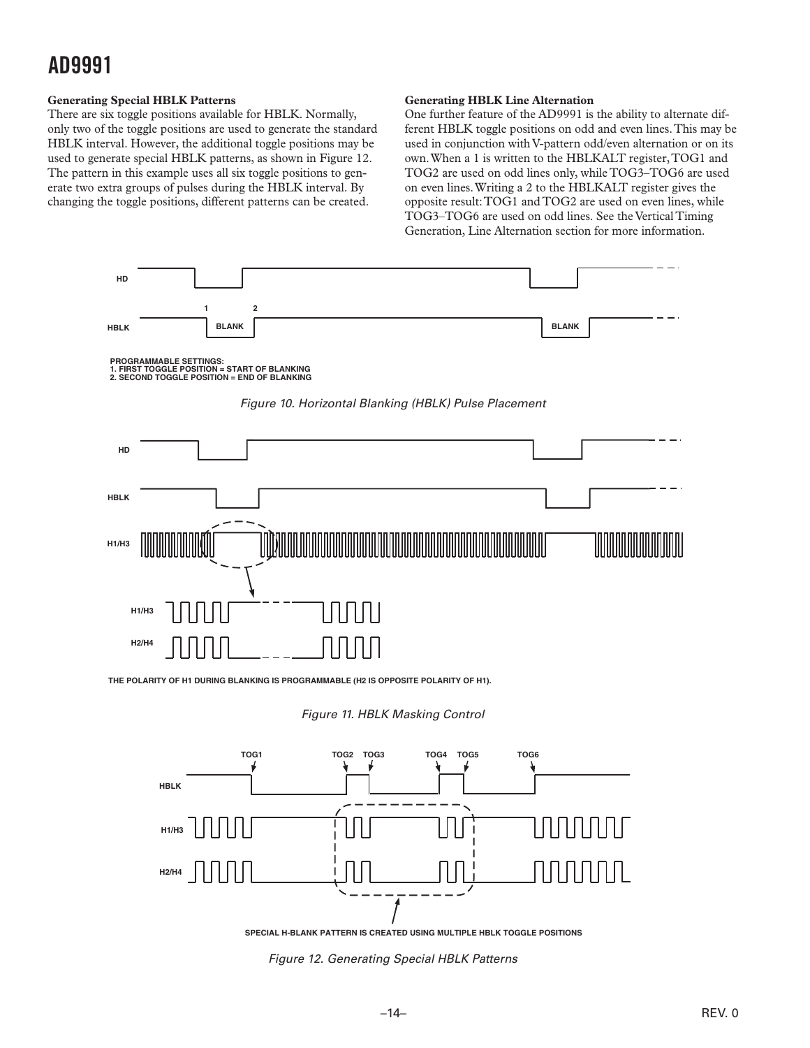### Generating Special HBLK Patterns

There are six toggle positions available for HBLK. Normally, only two of the toggle positions are used to generate the standard HBLK interval. However, the additional toggle positions may be used to generate special HBLK patterns, as shown in Figure 12. The pattern in this example uses all six toggle positions to generate two extra groups of pulses during the HBLK interval. By changing the toggle positions, different patterns can be created.

### Generating HBLK Line Alternation

One further feature of the AD9991 is the ability to alternate different HBLK toggle positions on odd and even lines. This may be used in conjunction with V-pattern odd/even alternation or on its own. When a 1 is written to the HBLKALT register, TOG1 and TOG2 are used on odd lines only, while TOG3–TOG6 are used on even lines. Writing a 2 to the HBLKALT register gives the opposite result: TOG1 and TOG2 are used on even lines, while TOG3–TOG6 are used on odd lines. See the Vertical Timing Generation, Line Alternation section for more information.

HD

HBLK 1 BLANK 2 BLANK

PROGRAMMABLE SETTINGS:
1. FIRST TOGGLE POSITION = START OF BLANKING
2. SECOND TOGGLE POSITION = END OF BLANKING

*Figure 10. Horizontal Blanking (HBLK) Pulse Placement*

HD

HBLK

H1/H3

H1/H3

H2/H4

THE POLARITY OF H1 DURING BLANKING IS PROGRAMMABLE (H2 IS OPPOSITE POLARITY OF H1).

*Figure 11. HBLK Masking Control*

TOG1 TOG2 TOG3 TOG4 TOG5 TOG6

HBLK

H1/H3

H2/H4

SPECIAL H-BLANK PATTERN IS CREATED USING MULTIPLE HBLK TOGGLE POSITIONS

*Figure 12. Generating Special HBLK Patterns*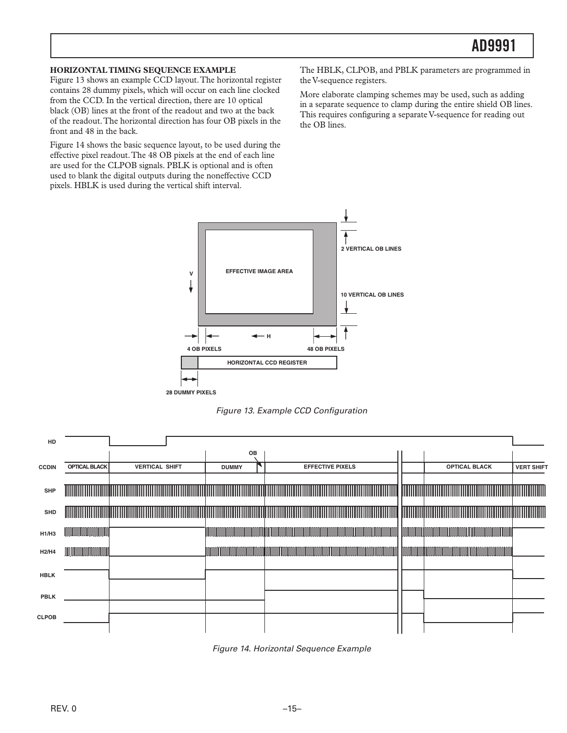### HORIZONTAL TIMING SEQUENCE EXAMPLE

Figure 13 shows an example CCD layout. The horizontal register contains 28 dummy pixels, which will occur on each line clocked from the CCD. In the vertical direction, there are 10 optical black (OB) lines at the front of the readout and two at the back of the readout. The horizontal direction has four OB pixels in the front and 48 in the back.

Figure 14 shows the basic sequence layout, to be used during the effective pixel readout. The 48 OB pixels at the end of each line are used for the CLPOB signals. PBLK is optional and is often used to blank the digital outputs during the noneffective CCD pixels. HBLK is used during the vertical shift interval.

The HBLK, CLPOB, and PBLK parameters are programmed in the V-sequence registers.

More elaborate clamping schemes may be used, such as adding in a separate sequence to clamp during the entire shield OB lines. This requires configuring a separate V-sequence for reading out the OB lines.

*Figure 13. Example CCD Configuration*

*Figure 14. Horizontal Sequence Example*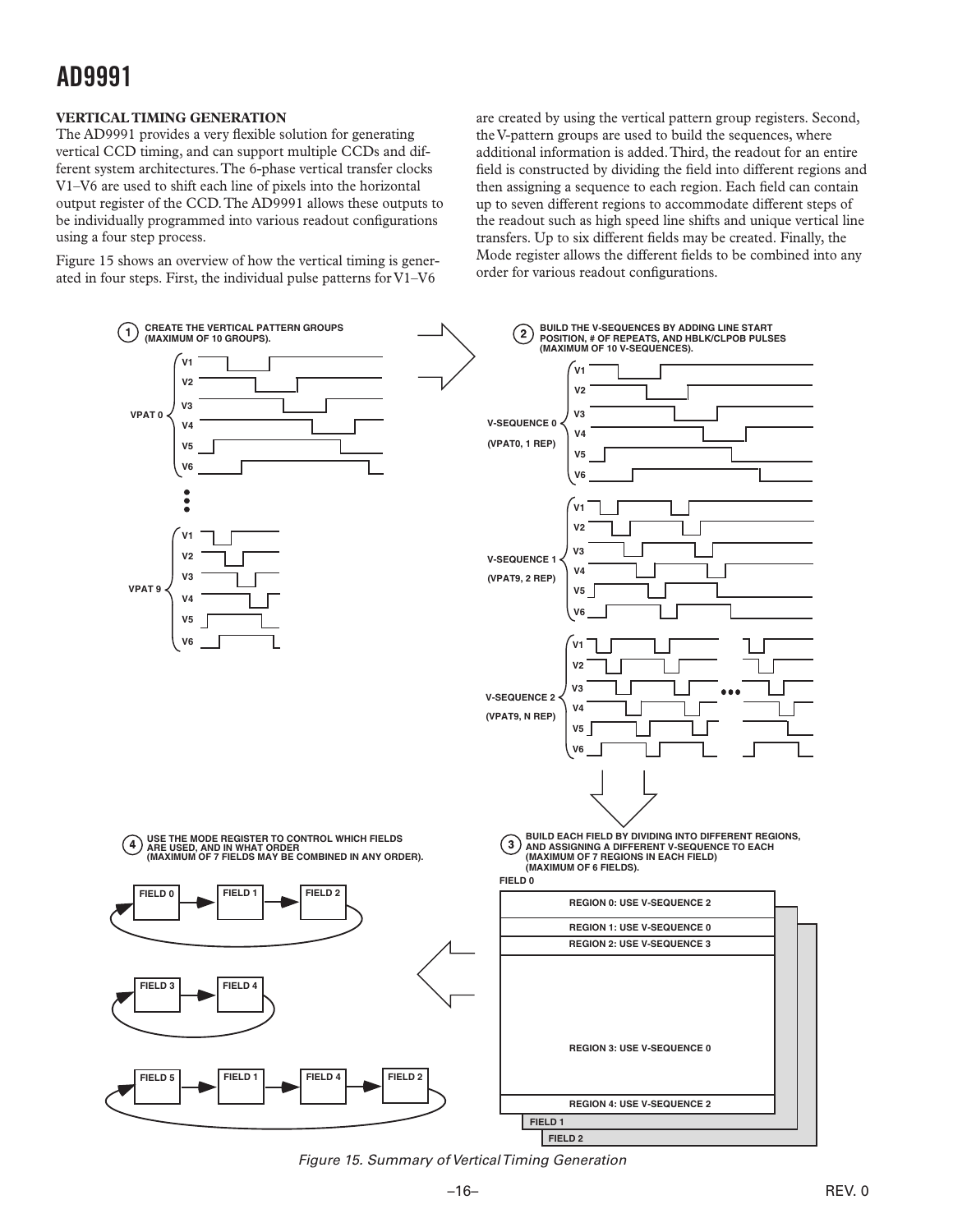## VERTICAL TIMING GENERATION

The AD9991 provides a very flexible solution for generating vertical CCD timing, and can support multiple CCDs and different system architectures. The 6-phase vertical transfer clocks V1–V6 are used to shift each line of pixels into the horizontal output register of the CCD. The AD9991 allows these outputs to be individually programmed into various readout configurations using a four step process.

Figure 15 shows an overview of how the vertical timing is generated in four steps. First, the individual pulse patterns for V1–V6 are created by using the vertical pattern group registers. Second, the V-pattern groups are used to build the sequences, where additional information is added. Third, the readout for an entire field is constructed by dividing the field into different regions and then assigning a sequence to each region. Each field can contain up to seven different regions to accommodate different steps of the readout such as high speed line shifts and unique vertical line transfers. Up to six different fields may be created. Finally, the Mode register allows the different fields to be combined into any order for various readout configurations.

Figure 15. Summary of Vertical Timing Generation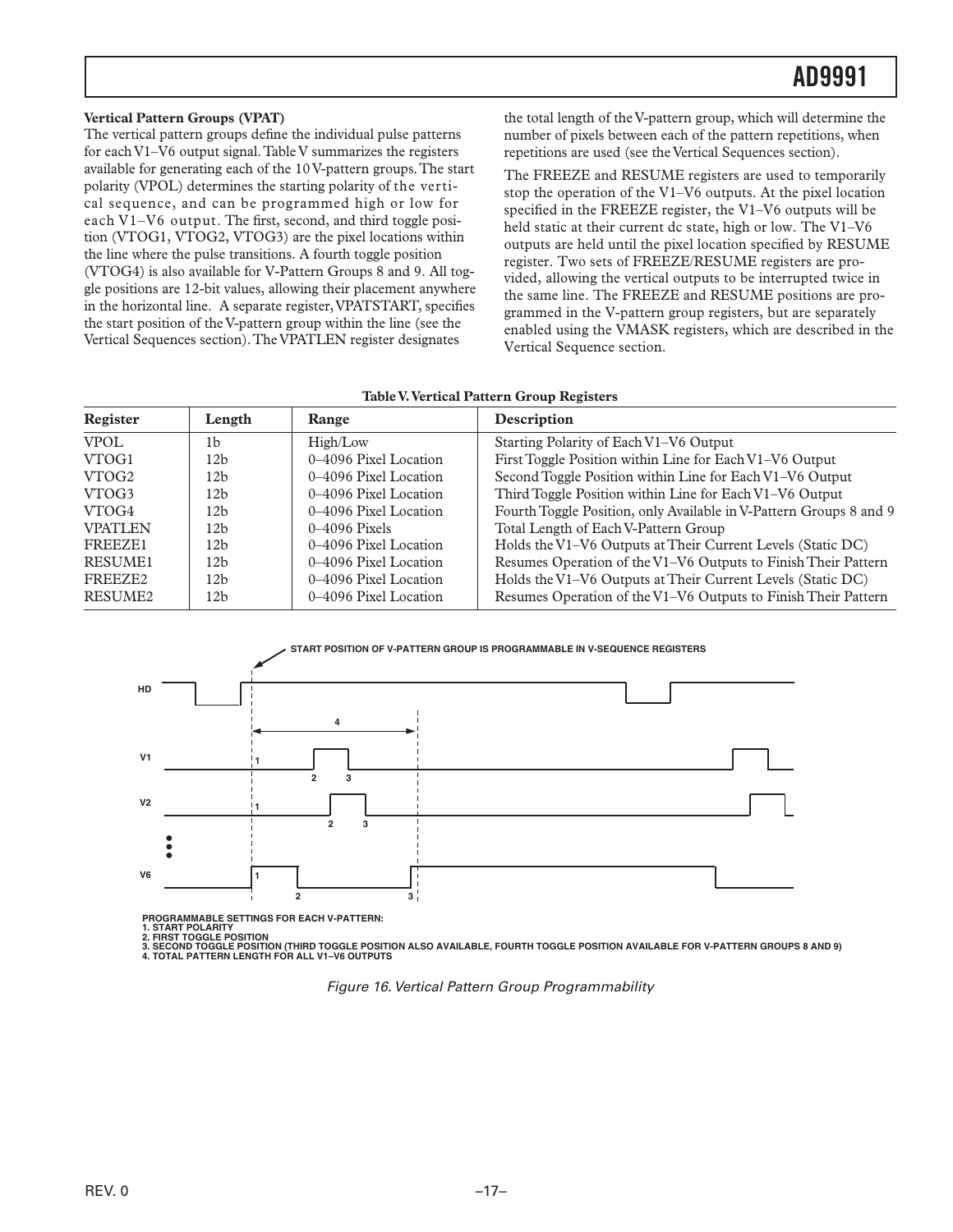**Vertical Pattern Groups (VPAT)**

The vertical pattern groups define the individual pulse patterns for each V1–V6 output signal. Table V summarizes the registers available for generating each of the 10 V-pattern groups. The start polarity (VPOL) determines the starting polarity of the vertical sequence, and can be programmed high or low for each V1–V6 output. The first, second, and third toggle position (VTOG1, VTOG2, VTOG3) are the pixel locations within the line where the pulse transitions. A fourth toggle position (VTOG4) is also available for V-Pattern Groups 8 and 9. All toggle positions are 12-bit values, allowing their placement anywhere in the horizontal line. A separate register, VPATSTART, specifies the start position of the V-pattern group within the line (see the Vertical Sequences section). The VPATLEN register designates the total length of the V-pattern group, which will determine the number of pixels between each of the pattern repetitions, when repetitions are used (see the Vertical Sequences section).

The FREEZE and RESUME registers are used to temporarily stop the operation of the V1–V6 outputs. At the pixel location specified in the FREEZE register, the V1–V6 outputs will be held static at their current dc state, high or low. The V1–V6 outputs are held until the pixel location specified by RESUME register. Two sets of FREEZE/RESUME registers are provided, allowing the vertical outputs to be interrupted twice in the same line. The FREEZE and RESUME positions are programmed in the V-pattern group registers, but are separately enabled using the VMASK registers, which are described in the Vertical Sequence section.

**Table V. Vertical Pattern Group Registers**

| Register | Length | Range | Description |
|---|---|---|---|
| VPOL | 1b | High/Low | Starting Polarity of Each V1–V6 Output |
| VTOG1 | 12b | 0–4096 Pixel Location | First Toggle Position within Line for Each V1–V6 Output |
| VTOG2 | 12b | 0–4096 Pixel Location | Second Toggle Position within Line for Each V1–V6 Output |
| VTOG3 | 12b | 0–4096 Pixel Location | Third Toggle Position within Line for Each V1–V6 Output |
| VTOG4 | 12b | 0–4096 Pixel Location | Fourth Toggle Position, only Available in V-Pattern Groups 8 and 9 |
| VPATLEN | 12b | 0–4096 Pixels | Total Length of Each V-Pattern Group |
| FREEZE1 | 12b | 0–4096 Pixel Location | Holds the V1–V6 Outputs at Their Current Levels (Static DC) |
| RESUME1 | 12b | 0–4096 Pixel Location | Resumes Operation of the V1–V6 Outputs to Finish Their Pattern |
| FREEZE2 | 12b | 0–4096 Pixel Location | Holds the V1–V6 Outputs at Their Current Levels (Static DC) |
| RESUME2 | 12b | 0–4096 Pixel Location | Resumes Operation of the V1–V6 Outputs to Finish Their Pattern |

START POSITION OF V-PATTERN GROUP IS PROGRAMMABLE IN V-SEQUENCE REGISTERS

PROGRAMMABLE SETTINGS FOR EACH V-PATTERN:
1. START POLARITY
2. FIRST TOGGLE POSITION
3. SECOND TOGGLE POSITION (THIRD TOGGLE POSITION ALSO AVAILABLE, FOURTH TOGGLE POSITION AVAILABLE FOR V-PATTERN GROUPS 8 AND 9)
4. TOTAL PATTERN LENGTH FOR ALL V1–V6 OUTPUTS

*Figure 16. Vertical Pattern Group Programmability*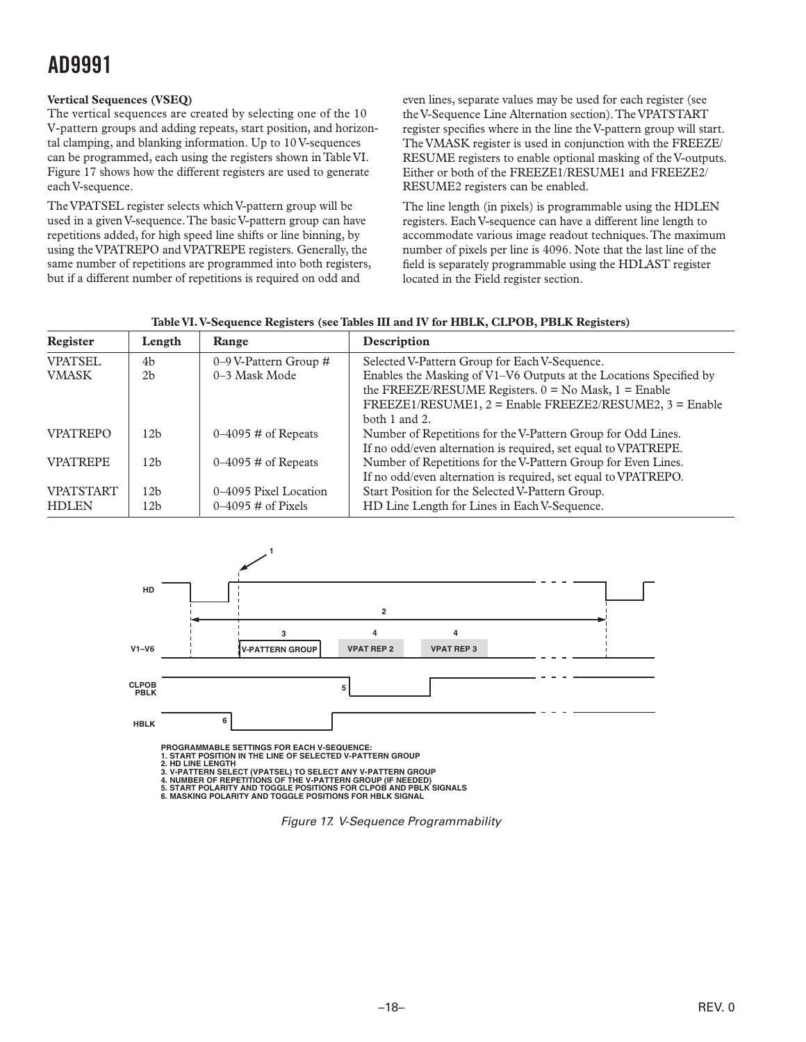### Vertical Sequences (VSEQ)

The vertical sequences are created by selecting one of the 10 V-pattern groups and adding repeats, start position, and horizontal clamping, and blanking information. Up to 10 V-sequences can be programmed, each using the registers shown in Table VI. Figure 17 shows how the different registers are used to generate each V-sequence.

The VPATSEL register selects which V-pattern group will be used in a given V-sequence. The basic V-pattern group can have repetitions added, for high speed line shifts or line binning, by using the VPATREPO and VPATREPE registers. Generally, the same number of repetitions are programmed into both registers, but if a different number of repetitions is required on odd and even lines, separate values may be used for each register (see the V-Sequence Line Alternation section). The VPATSTART register specifies where in the line the V-pattern group will start. The VMASK register is used in conjunction with the FREEZE/RESUME registers to enable optional masking of the V-outputs. Either or both of the FREEZE1/RESUME1 and FREEZE2/RESUME2 registers can be enabled.

The line length (in pixels) is programmable using the HDLEN registers. Each V-sequence can have a different line length to accommodate various image readout techniques. The maximum number of pixels per line is 4096. Note that the last line of the field is separately programmable using the HDLAST register located in the Field register section.

**Table VI. V-Sequence Registers (see Tables III and IV for HBLK, CLPOB, PBLK Registers)**

| Register | Length | Range | Description |
|---|---|---|---|
| VPATSEL | 4b | 0–9 V-Pattern Group # | Selected V-Pattern Group for Each V-Sequence. |
| VMASK | 2b | 0–3 Mask Mode | Enables the Masking of V1–V6 Outputs at the Locations Specified by the FREEZE/RESUME Registers. 0 = No Mask, 1 = Enable FREEZE1/RESUME1, 2 = Enable FREEZE2/RESUME2, 3 = Enable both 1 and 2. |
| VPATREPO | 12b | 0–4095 # of Repeats | Number of Repetitions for the V-Pattern Group for Odd Lines. If no odd/even alternation is required, set equal to VPATREPE. |
| VPATREPE | 12b | 0–4095 # of Repeats | Number of Repetitions for the V-Pattern Group for Even Lines. If no odd/even alternation is required, set equal to VPATREPO. |
| VPATSTART | 12b | 0–4095 Pixel Location | Start Position for the Selected V-Pattern Group. |
| HDLEN | 12b | 0–4095 # of Pixels | HD Line Length for Lines in Each V-Sequence. |

PROGRAMMABLE SETTINGS FOR EACH V-SEQUENCE:
1. START POSITION IN THE LINE OF SELECTED V-PATTERN GROUP
2. HD LINE LENGTH
3. V-PATTERN SELECT (VPATSEL) TO SELECT ANY V-PATTERN GROUP
4. NUMBER OF REPETITIONS OF THE V-PATTERN GROUP (IF NEEDED)
5. START POLARITY AND TOGGLE POSITIONS FOR CLPOB AND PBLK SIGNALS
6. MASKING POLARITY AND TOGGLE POSITIONS FOR HBLK SIGNAL

*Figure 17. V-Sequence Programmability*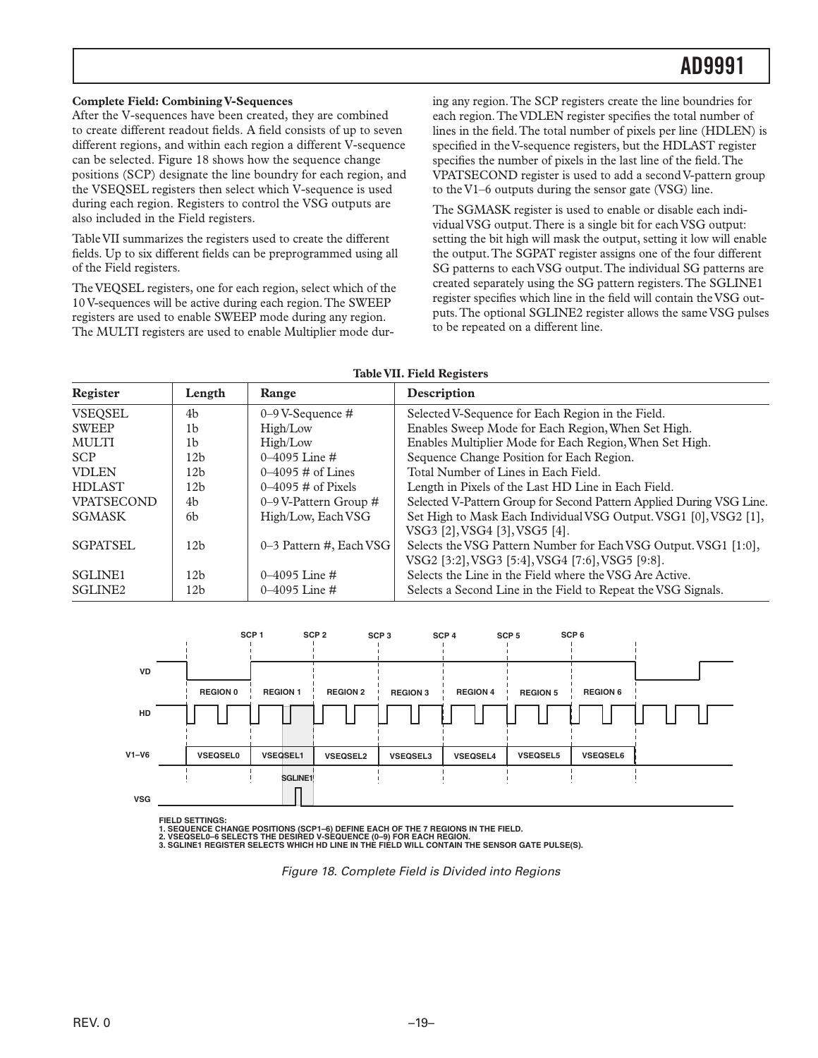**Complete Field: Combining V-Sequences**

After the V-sequences have been created, they are combined to create different readout fields. A field consists of up to seven different regions, and within each region a different V-sequence can be selected. Figure 18 shows how the sequence change positions (SCP) designate the line boundry for each region, and the VSEQSEL registers then select which V-sequence is used during each region. Registers to control the VSG outputs are also included in the Field registers.

Table VII summarizes the registers used to create the different fields. Up to six different fields can be preprogrammed using all of the Field registers.

The VEQSEL registers, one for each region, select which of the 10 V-sequences will be active during each region. The SWEEP registers are used to enable SWEEP mode during any region. The MULTI registers are used to enable Multiplier mode during any region. The SCP registers create the line boundries for each region. The VDLEN register specifies the total number of lines in the field. The total number of pixels per line (HDLEN) is specified in the V-sequence registers, but the HDLAST register specifies the number of pixels in the last line of the field. The VPATSECOND register is used to add a second V-pattern group to the V1–6 outputs during the sensor gate (VSG) line.

The SGMASK register is used to enable or disable each individual VSG output. There is a single bit for each VSG output: setting the bit high will mask the output, setting it low will enable the output. The SGPAT register assigns one of the four different SG patterns to each VSG output. The individual SG patterns are created separately using the SG pattern registers. The SGLINE1 register specifies which line in the field will contain the VSG outputs. The optional SGLINE2 register allows the same VSG pulses to be repeated on a different line.

**Table VII. Field Registers**

| Register | Length | Range | Description |
|---|---|---|---|
| VSEQSEL | 4b | 0–9 V-Sequence # | Selected V-Sequence for Each Region in the Field. |
| SWEEP | 1b | High/Low | Enables Sweep Mode for Each Region, When Set High. |
| MULTI | 1b | High/Low | Enables Multiplier Mode for Each Region, When Set High. |
| SCP | 12b | 0–4095 Line # | Sequence Change Position for Each Region. |
| VDLEN | 12b | 0–4095 # of Lines | Total Number of Lines in Each Field. |
| HDLAST | 12b | 0–4095 # of Pixels | Length in Pixels of the Last HD Line in Each Field. |
| VPATSECOND | 4b | 0–9 V-Pattern Group # | Selected V-Pattern Group for Second Pattern Applied During VSG Line. |
| SGMASK | 6b | High/Low, Each VSG | Set High to Mask Each Individual VSG Output. VSG1 [0], VSG2 [1], VSG3 [2], VSG4 [3], VSG5 [4]. |
| SGPATSEL | 12b | 0–3 Pattern #, Each VSG | Selects the VSG Pattern Number for Each VSG Output. VSG1 [1:0], VSG2 [3:2], VSG3 [5:4], VSG4 [7:6], VSG5 [9:8]. |
| SGLINE1 | 12b | 0–4095 Line # | Selects the Line in the Field where the VSG Are Active. |
| SGLINE2 | 12b | 0–4095 Line # | Selects a Second Line in the Field to Repeat the VSG Signals. |

FIELD SETTINGS:
1. SEQUENCE CHANGE POSITIONS (SCP1–6) DEFINE EACH OF THE 7 REGIONS IN THE FIELD.
2. VSEQSEL0–6 SELECTS THE DESIRED V-SEQUENCE (0–9) FOR EACH REGION.
3. SGLINE1 REGISTER SELECTS WHICH HD LINE IN THE FIELD WILL CONTAIN THE SENSOR GATE PULSE(S).

*Figure 18. Complete Field is Divided into Regions*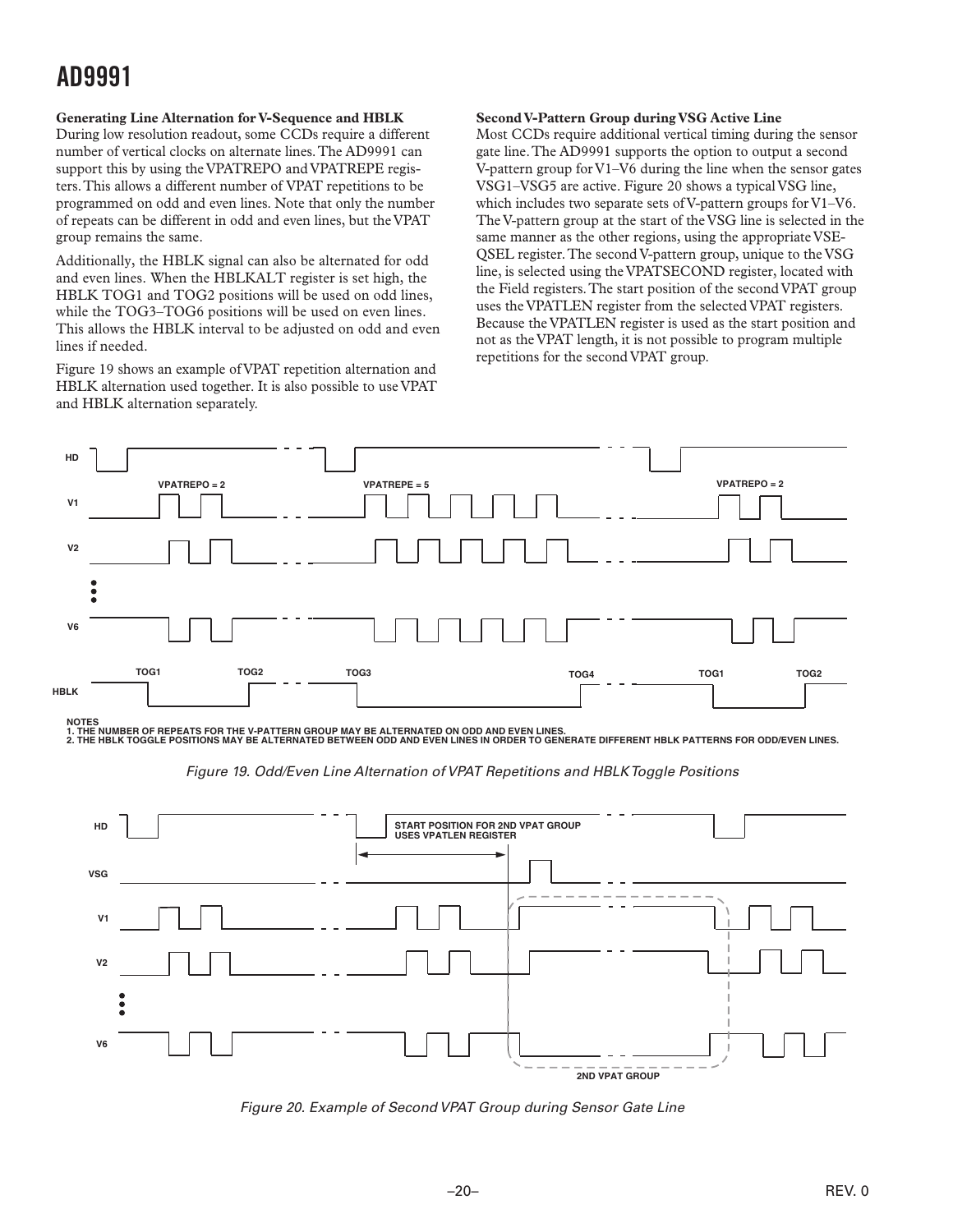### Generating Line Alternation for V-Sequence and HBLK

During low resolution readout, some CCDs require a different number of vertical clocks on alternate lines. The AD9991 can support this by using the VPATREPO and VPATREPE registers. This allows a different number of VPAT repetitions to be programmed on odd and even lines. Note that only the number of repeats can be different in odd and even lines, but the VPAT group remains the same.

Additionally, the HBLK signal can also be alternated for odd and even lines. When the HBLKALT register is set high, the HBLK TOG1 and TOG2 positions will be used on odd lines, while the TOG3–TOG6 positions will be used on even lines. This allows the HBLK interval to be adjusted on odd and even lines if needed.

Figure 19 shows an example of VPAT repetition alternation and HBLK alternation used together. It is also possible to use VPAT and HBLK alternation separately.

### Second V-Pattern Group during VSG Active Line

Most CCDs require additional vertical timing during the sensor gate line. The AD9991 supports the option to output a second V-pattern group for V1–V6 during the line when the sensor gates VSG1–VSG5 are active. Figure 20 shows a typical VSG line, which includes two separate sets of V-pattern groups for V1–V6. The V-pattern group at the start of the VSG line is selected in the same manner as the other regions, using the appropriate VSEQSEL register. The second V-pattern group, unique to the VSG line, is selected using the VPATSECOND register, located with the Field registers. The start position of the second VPAT group uses the VPATLEN register from the selected VPAT registers. Because the VPATLEN register is used as the start position and not as the VPAT length, it is not possible to program multiple repetitions for the second VPAT group.

NOTES
1. THE NUMBER OF REPEATS FOR THE V-PATTERN GROUP MAY BE ALTERNATED ON ODD AND EVEN LINES.
2. THE HBLK TOGGLE POSITIONS MAY BE ALTERNATED BETWEEN ODD AND EVEN LINES IN ORDER TO GENERATE DIFFERENT HBLK PATTERNS FOR ODD/EVEN LINES.

*Figure 19. Odd/Even Line Alternation of VPAT Repetitions and HBLK Toggle Positions*

*Figure 20. Example of Second VPAT Group during Sensor Gate Line*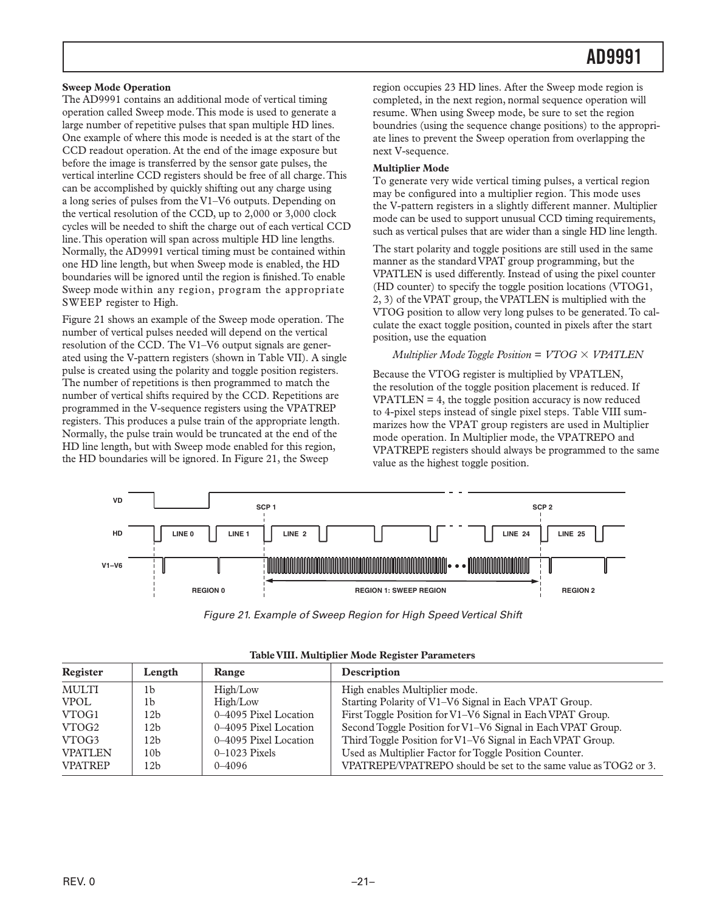### Sweep Mode Operation

The AD9991 contains an additional mode of vertical timing operation called Sweep mode. This mode is used to generate a large number of repetitive pulses that span multiple HD lines. One example of where this mode is needed is at the start of the CCD readout operation. At the end of the image exposure but before the image is transferred by the sensor gate pulses, the vertical interline CCD registers should be free of all charge. This can be accomplished by quickly shifting out any charge using a long series of pulses from the V1–V6 outputs. Depending on the vertical resolution of the CCD, up to 2,000 or 3,000 clock cycles will be needed to shift the charge out of each vertical CCD line. This operation will span across multiple HD line lengths. Normally, the AD9991 vertical timing must be contained within one HD line length, but when Sweep mode is enabled, the HD boundaries will be ignored until the region is finished. To enable Sweep mode within any region, program the appropriate SWEEP register to High.

Figure 21 shows an example of the Sweep mode operation. The number of vertical pulses needed will depend on the vertical resolution of the CCD. The V1–V6 output signals are generated using the V-pattern registers (shown in Table VII). A single pulse is created using the polarity and toggle position registers. The number of repetitions is then programmed to match the number of vertical shifts required by the CCD. Repetitions are programmed in the V-sequence registers using the VPATREP registers. This produces a pulse train of the appropriate length. Normally, the pulse train would be truncated at the end of the HD line length, but with Sweep mode enabled for this region, the HD boundaries will be ignored. In Figure 21, the Sweep region occupies 23 HD lines. After the Sweep mode region is completed, in the next region, normal sequence operation will resume. When using Sweep mode, be sure to set the region boundries (using the sequence change positions) to the appropriate lines to prevent the Sweep operation from overlapping the next V-sequence.

### Multiplier Mode

To generate very wide vertical timing pulses, a vertical region may be configured into a multiplier region. This mode uses the V-pattern registers in a slightly different manner. Multiplier mode can be used to support unusual CCD timing requirements, such as vertical pulses that are wider than a single HD line length.

The start polarity and toggle positions are still used in the same manner as the standard VPAT group programming, but the VPATLEN is used differently. Instead of using the pixel counter (HD counter) to specify the toggle position locations (VTOG1, 2, 3) of the VPAT group, the VPATLEN is multiplied with the VTOG position to allow very long pulses to be generated. To calculate the exact toggle position, counted in pixels after the start position, use the equation

*Multiplier Mode Toggle Position* = $VTOG \times VPATLEN$

Because the VTOG register is multiplied by VPATLEN, the resolution of the toggle position placement is reduced. If VPATLEN = 4, the toggle position accuracy is now reduced to 4-pixel steps instead of single pixel steps. Table VIII summarizes how the VPAT group registers are used in Multiplier mode operation. In Multiplier mode, the VPATREPO and VPATREPE registers should always be programmed to the same value as the highest toggle position.

*Figure 21. Example of Sweep Region for High Speed Vertical Shift*

**Table VIII. Multiplier Mode Register Parameters**

| Register | Length | Range | Description |
|---|---|---|---|
| MULTI | 1b | High/Low | High enables Multiplier mode. |
| VPOL | 1b | High/Low | Starting Polarity of V1–V6 Signal in Each VPAT Group. |
| VTOG1 | 12b | 0–4095 Pixel Location | First Toggle Position for V1–V6 Signal in Each VPAT Group. |
| VTOG2 | 12b | 0–4095 Pixel Location | Second Toggle Position for V1–V6 Signal in Each VPAT Group. |
| VTOG3 | 12b | 0–4095 Pixel Location | Third Toggle Position for V1–V6 Signal in Each VPAT Group. |
| VPATLEN | 10b | 0–1023 Pixels | Used as Multiplier Factor for Toggle Position Counter. |
| VPATREP | 12b | 0–4096 | VPATREPE/VPATREPO should be set to the same value as TOG2 or 3. |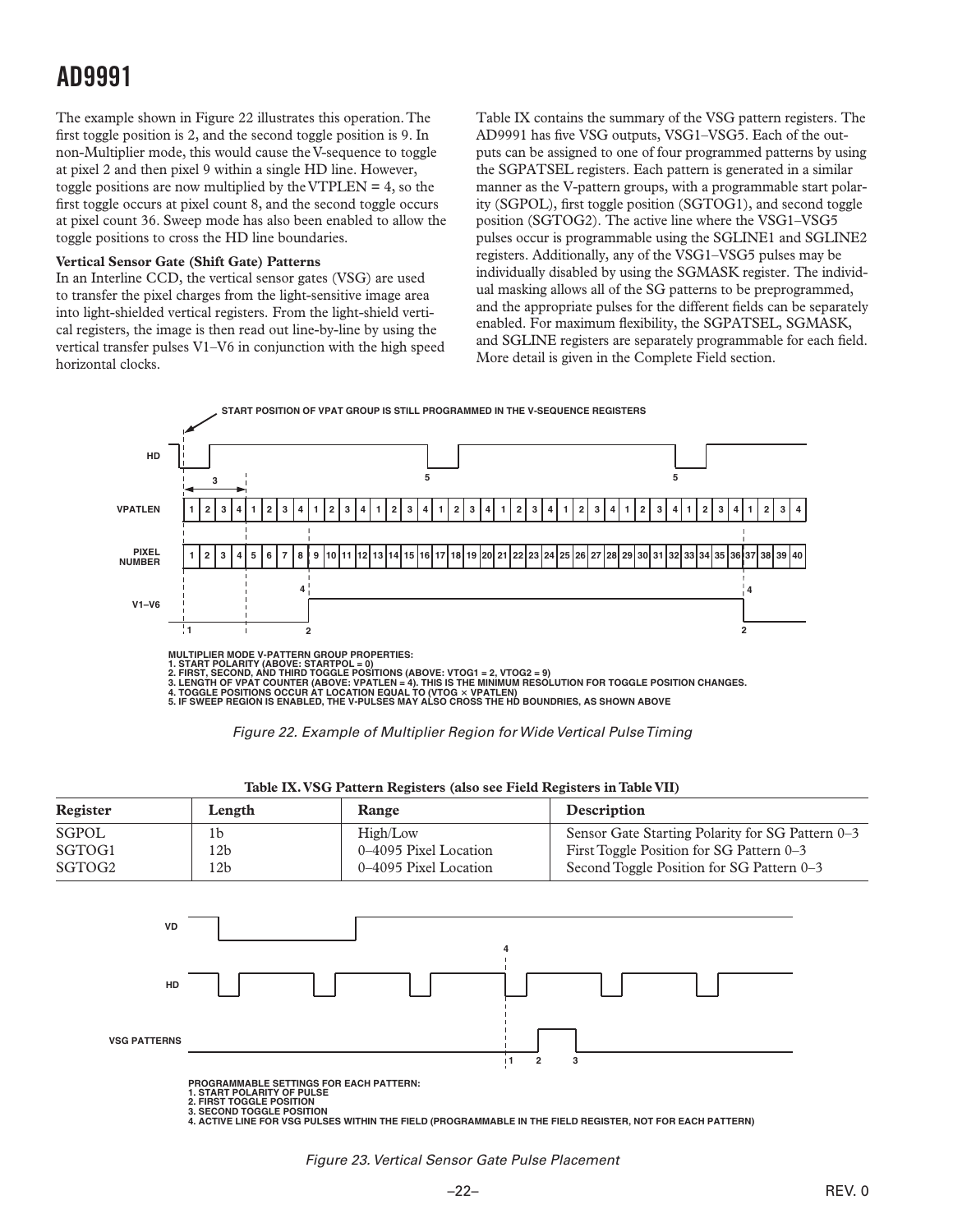The example shown in Figure 22 illustrates this operation. The first toggle position is 2, and the second toggle position is 9. In non-Multiplier mode, this would cause the V-sequence to toggle at pixel 2 and then pixel 9 within a single HD line. However, toggle positions are now multiplied by the VTPLEN = 4, so the first toggle occurs at pixel count 8, and the second toggle occurs at pixel count 36. Sweep mode has also been enabled to allow the toggle positions to cross the HD line boundaries.

**Vertical Sensor Gate (Shift Gate) Patterns**

In an Interline CCD, the vertical sensor gates (VSG) are used to transfer the pixel charges from the light-sensitive image area into light-shielded vertical registers. From the light-shield vertical registers, the image is then read out line-by-line by using the vertical transfer pulses V1–V6 in conjunction with the high speed horizontal clocks.

Table IX contains the summary of the VSG pattern registers. The AD9991 has five VSG outputs, VSG1–VSG5. Each of the outputs can be assigned to one of four programmed patterns by using the SGPATSEL registers. Each pattern is generated in a similar manner as the V-pattern groups, with a programmable start polarity (SGPOL), first toggle position (SGTOG1), and second toggle position (SGTOG2). The active line where the VSG1–VSG5 pulses occur is programmable using the SGLINE1 and SGLINE2 registers. Additionally, any of the VSG1–VSG5 pulses may be individually disabled by using the SGMASK register. The individual masking allows all of the SG patterns to be preprogrammed, and the appropriate pulses for the different fields can be separately enabled. For maximum flexibility, the SGPATSEL, SGMASK, and SGLINE registers are separately programmable for each field. More detail is given in the Complete Field section.

START POSITION OF VPAT GROUP IS STILL PROGRAMMED IN THE V-SEQUENCE REGISTERS

MULTIPLIER MODE V-PATTERN GROUP PROPERTIES:
1. START POLARITY (ABOVE: STARTPOL = 0)
2. FIRST, SECOND, AND THIRD TOGGLE POSITIONS (ABOVE: VTOG1 = 2, VTOG2 = 9)
3. LENGTH OF VPAT COUNTER (ABOVE: VPATLEN = 4). THIS IS THE MINIMUM RESOLUTION FOR TOGGLE POSITION CHANGES.
4. TOGGLE POSITIONS OCCUR AT LOCATION EQUAL TO (VTOG × VPATLEN)
5. IF SWEEP REGION IS ENABLED, THE V-PULSES MAY ALSO CROSS THE HD BOUNDRIES, AS SHOWN ABOVE

*Figure 22. Example of Multiplier Region for Wide Vertical Pulse Timing*

**Table IX. VSG Pattern Registers (also see Field Registers in Table VII)**

| Register | Length | Range | Description |
|---|---|---|---|
| SGPOL | 1b | High/Low | Sensor Gate Starting Polarity for SG Pattern 0–3 |
| SGTOG1 | 12b | 0–4095 Pixel Location | First Toggle Position for SG Pattern 0–3 |
| SGTOG2 | 12b | 0–4095 Pixel Location | Second Toggle Position for SG Pattern 0–3 |

PROGRAMMABLE SETTINGS FOR EACH PATTERN:
1. START POLARITY OF PULSE
2. FIRST TOGGLE POSITION
3. SECOND TOGGLE POSITION
4. ACTIVE LINE FOR VSG PULSES WITHIN THE FIELD (PROGRAMMABLE IN THE FIELD REGISTER, NOT FOR EACH PATTERN)

*Figure 23. Vertical Sensor Gate Pulse Placement*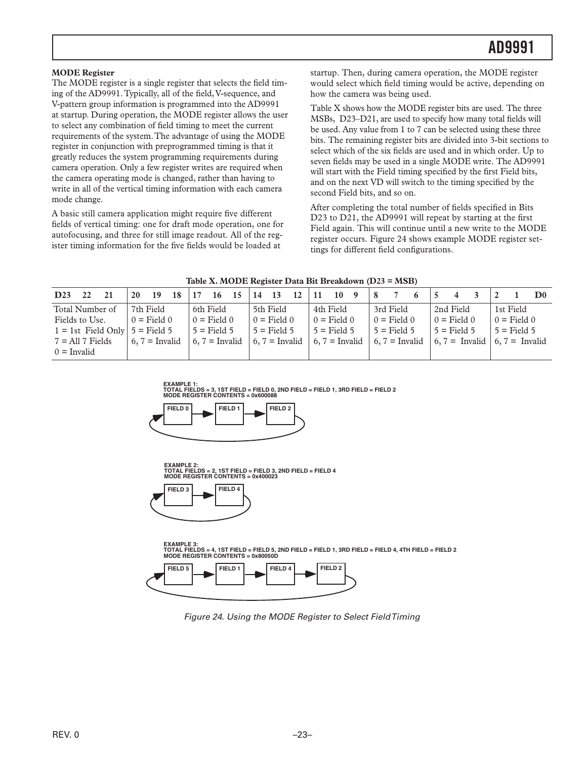### MODE Register

The MODE register is a single register that selects the field timing of the AD9991. Typically, all of the field, V-sequence, and V-pattern group information is programmed into the AD9991 at startup. During operation, the MODE register allows the user to select any combination of field timing to meet the current requirements of the system. The advantage of using the MODE register in conjunction with preprogrammed timing is that it greatly reduces the system programming requirements during camera operation. Only a few register writes are required when the camera operating mode is changed, rather than having to write in all of the vertical timing information with each camera mode change.

A basic still camera application might require five different fields of vertical timing: one for draft mode operation, one for autofocusing, and three for still image readout. All of the register timing information for the five fields would be loaded at startup. Then, during camera operation, the MODE register would select which field timing would be active, depending on how the camera was being used.

Table X shows how the MODE register bits are used. The three MSBs, D23–D21, are used to specify how many total fields will be used. Any value from 1 to 7 can be selected using these three bits. The remaining register bits are divided into 3-bit sections to select which of the six fields are used and in which order. Up to seven fields may be used in a single MODE write. The AD9991 will start with the Field timing specified by the first Field bits, and on the next VD will switch to the timing specified by the second Field bits, and so on.

After completing the total number of fields specified in Bits D23 to D21, the AD9991 will repeat by starting at the first Field again. This will continue until a new write to the MODE register occurs. Figure 24 shows example MODE register settings for different field configurations.

**Table X. MODE Register Data Bit Breakdown (D23 = MSB)**

| D23 22 21 | 20 19 18 | 17 16 15 | 14 13 12 | 11 10 9 | 8 7 6 | 5 4 3 | 2 1 D0 |
|---|---|---|---|---|---|---|---|
| Total Number of Fields to Use. 1 = 1st Field Only 7 = All 7 Fields 0 = Invalid | 7th Field 0 = Field 0 5 = Field 5 6, 7 = Invalid | 6th Field 0 = Field 0 5 = Field 5 6, 7 = Invalid | 5th Field 0 = Field 0 5 = Field 5 6, 7 = Invalid | 4th Field 0 = Field 0 5 = Field 5 6, 7 = Invalid | 3rd Field 0 = Field 0 5 = Field 5 6, 7 = Invalid | 2nd Field 0 = Field 0 5 = Field 5 6, 7 = Invalid | 1st Field 0 = Field 0 5 = Field 5 6, 7 = Invalid |

EXAMPLE 1:
TOTAL FIELDS = 3, 1ST FIELD = FIELD 0, 2ND FIELD = FIELD 1, 3RD FIELD = FIELD 2
MODE REGISTER CONTENTS = 0x600088

FIELD 0 → FIELD 1 → FIELD 2

EXAMPLE 2:
TOTAL FIELDS = 2, 1ST FIELD = FIELD 3, 2ND FIELD = FIELD 4
MODE REGISTER CONTENTS = 0x400023

FIELD 3 → FIELD 4

EXAMPLE 3:
TOTAL FIELDS = 4, 1ST FIELD = FIELD 5, 2ND FIELD = FIELD 1, 3RD FIELD = FIELD 4, 4TH FIELD = FIELD 2
MODE REGISTER CONTENTS = 0x80050D

FIELD 5 → FIELD 1 → FIELD 4 → FIELD 2

*Figure 24. Using the MODE Register to Select Field Timing*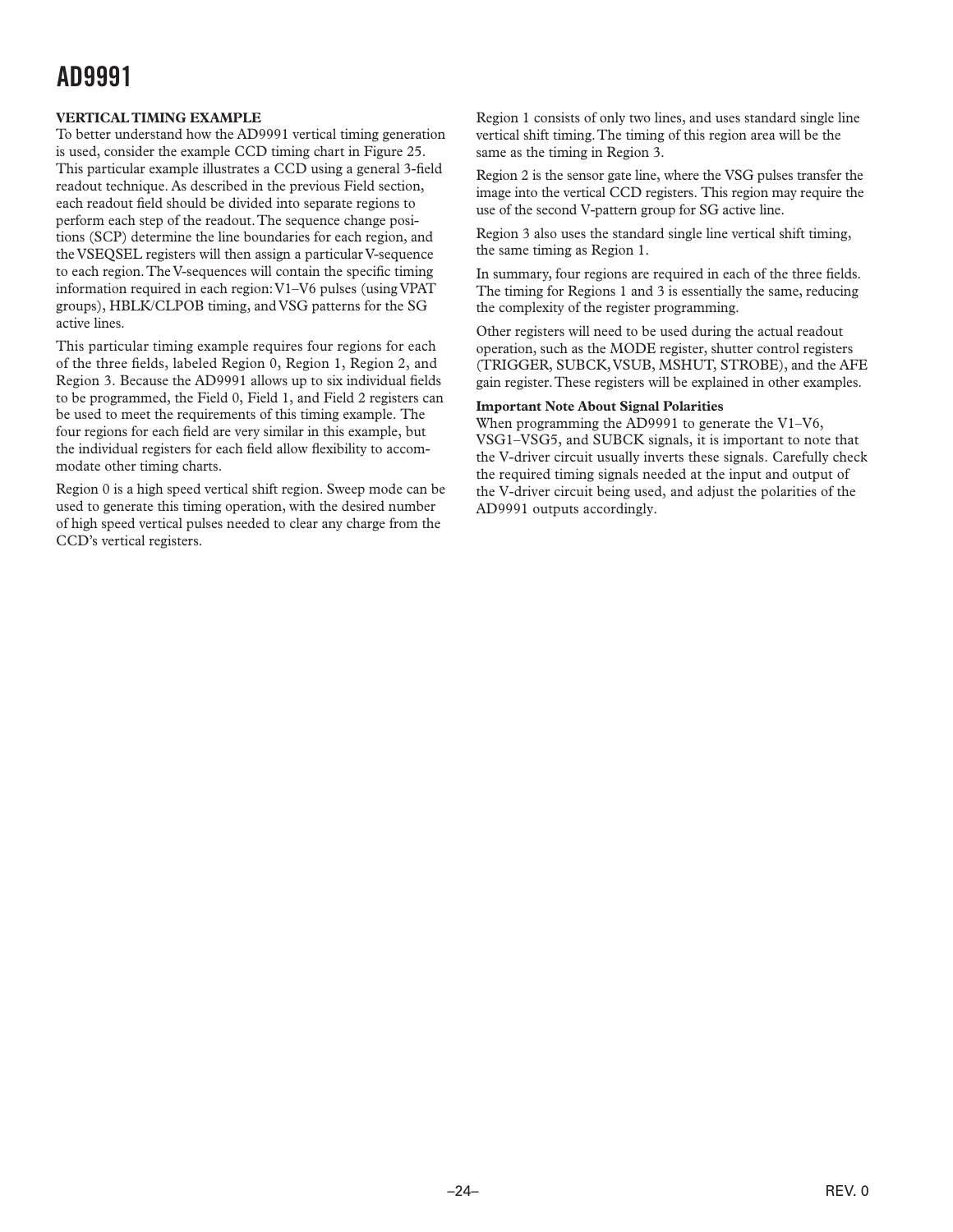### VERTICAL TIMING EXAMPLE

To better understand how the AD9991 vertical timing generation is used, consider the example CCD timing chart in Figure 25. This particular example illustrates a CCD using a general 3-field readout technique. As described in the previous Field section, each readout field should be divided into separate regions to perform each step of the readout. The sequence change positions (SCP) determine the line boundaries for each region, and the VSEQSEL registers will then assign a particular V-sequence to each region. The V-sequences will contain the specific timing information required in each region: V1–V6 pulses (using VPAT groups), HBLK/CLPOB timing, and VSG patterns for the SG active lines.

This particular timing example requires four regions for each of the three fields, labeled Region 0, Region 1, Region 2, and Region 3. Because the AD9991 allows up to six individual fields to be programmed, the Field 0, Field 1, and Field 2 registers can be used to meet the requirements of this timing example. The four regions for each field are very similar in this example, but the individual registers for each field allow flexibility to accommodate other timing charts.

Region 0 is a high speed vertical shift region. Sweep mode can be used to generate this timing operation, with the desired number of high speed vertical pulses needed to clear any charge from the CCD's vertical registers.

Region 1 consists of only two lines, and uses standard single line vertical shift timing. The timing of this region area will be the same as the timing in Region 3.

Region 2 is the sensor gate line, where the VSG pulses transfer the image into the vertical CCD registers. This region may require the use of the second V-pattern group for SG active line.

Region 3 also uses the standard single line vertical shift timing, the same timing as Region 1.

In summary, four regions are required in each of the three fields. The timing for Regions 1 and 3 is essentially the same, reducing the complexity of the register programming.

Other registers will need to be used during the actual readout operation, such as the MODE register, shutter control registers (TRIGGER, SUBCK, VSUB, MSHUT, STROBE), and the AFE gain register. These registers will be explained in other examples.

**Important Note About Signal Polarities**

When programming the AD9991 to generate the V1–V6, VSG1–VSG5, and SUBCK signals, it is important to note that the V-driver circuit usually inverts these signals. Carefully check the required timing signals needed at the input and output of the V-driver circuit being used, and adjust the polarities of the AD9991 outputs accordingly.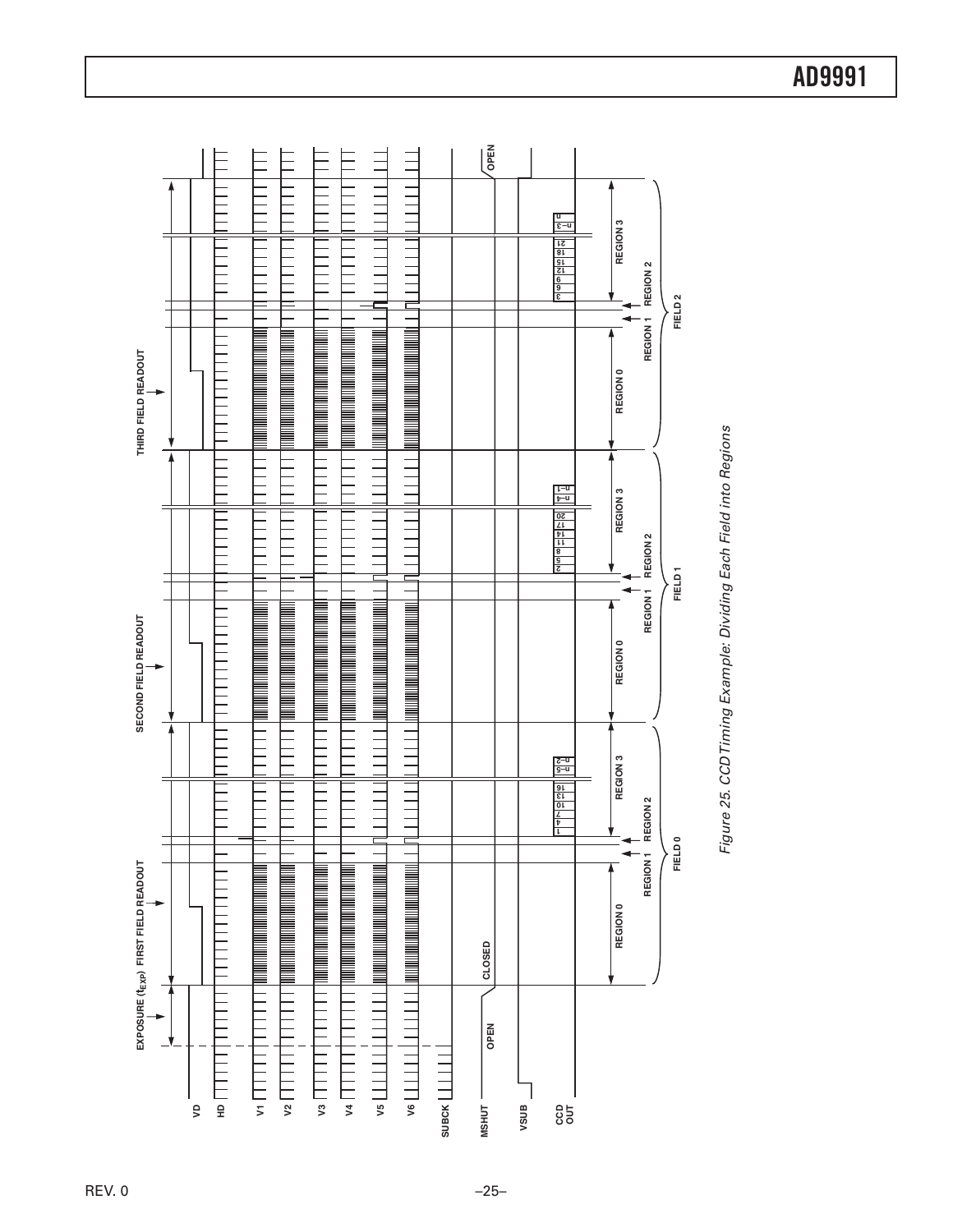Figure 25. CCD Timing Example: Dividing Each Field into Regions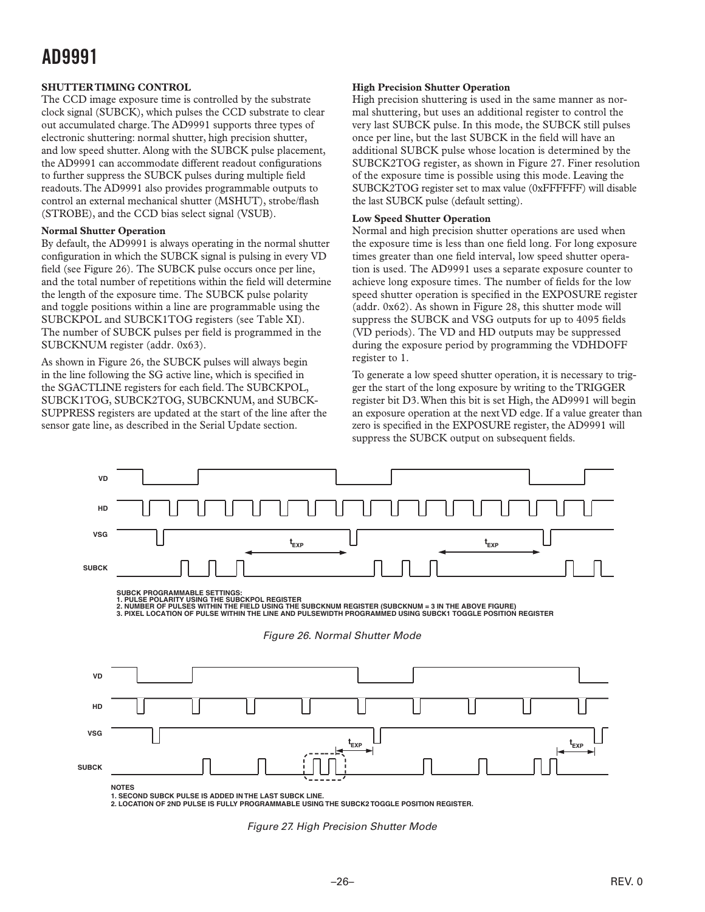## SHUTTER TIMING CONTROL

The CCD image exposure time is controlled by the substrate clock signal (SUBCK), which pulses the CCD substrate to clear out accumulated charge. The AD9991 supports three types of electronic shuttering: normal shutter, high precision shutter, and low speed shutter. Along with the SUBCK pulse placement, the AD9991 can accommodate different readout configurations to further suppress the SUBCK pulses during multiple field readouts. The AD9991 also provides programmable outputs to control an external mechanical shutter (MSHUT), strobe/flash (STROBE), and the CCD bias select signal (VSUB).

### Normal Shutter Operation

By default, the AD9991 is always operating in the normal shutter configuration in which the SUBCK signal is pulsing in every VD field (see Figure 26). The SUBCK pulse occurs once per line, and the total number of repetitions within the field will determine the length of the exposure time. The SUBCK pulse polarity and toggle positions within a line are programmable using the SUBCKPOL and SUBCK1TOG registers (see Table XI). The number of SUBCK pulses per field is programmed in the SUBCKNUM register (addr. 0x63).

As shown in Figure 26, the SUBCK pulses will always begin in the line following the SG active line, which is specified in the SGACTLINE registers for each field. The SUBCKPOL, SUBCK1TOG, SUBCK2TOG, SUBCKNUM, and SUBCK-SUPPRESS registers are updated at the start of the line after the sensor gate line, as described in the Serial Update section.

### High Precision Shutter Operation

High precision shuttering is used in the same manner as normal shuttering, but uses an additional register to control the very last SUBCK pulse. In this mode, the SUBCK still pulses once per line, but the last SUBCK in the field will have an additional SUBCK pulse whose location is determined by the SUBCK2TOG register, as shown in Figure 27. Finer resolution of the exposure time is possible using this mode. Leaving the SUBCK2TOG register set to max value (0xFFFFFF) will disable the last SUBCK pulse (default setting).

### Low Speed Shutter Operation

Normal and high precision shutter operations are used when the exposure time is less than one field long. For long exposure times greater than one field interval, low speed shutter operation is used. The AD9991 uses a separate exposure counter to achieve long exposure times. The number of fields for the low speed shutter operation is specified in the EXPOSURE register (addr. 0x62). As shown in Figure 28, this shutter mode will suppress the SUBCK and VSG outputs for up to 4095 fields (VD periods). The VD and HD outputs may be suppressed during the exposure period by programming the VDHDOFF register to 1.

To generate a low speed shutter operation, it is necessary to trigger the start of the long exposure by writing to the TRIGGER register bit D3. When this bit is set High, the AD9991 will begin an exposure operation at the next VD edge. If a value greater than zero is specified in the EXPOSURE register, the AD9991 will suppress the SUBCK output on subsequent fields.

SUBCK PROGRAMMABLE SETTINGS:
1. PULSE POLARITY USING THE SUBCKPOL REGISTER
2. NUMBER OF PULSES WITHIN THE FIELD USING THE SUBCKNUM REGISTER (SUBCKNUM = 3 IN THE ABOVE FIGURE)
3. PIXEL LOCATION OF PULSE WITHIN THE LINE AND PULSEWIDTH PROGRAMMED USING SUBCK1 TOGGLE POSITION REGISTER

*Figure 26. Normal Shutter Mode*

NOTES
1. SECOND SUBCK PULSE IS ADDED IN THE LAST SUBCK LINE.
2. LOCATION OF 2ND PULSE IS FULLY PROGRAMMABLE USING THE SUBCK2 TOGGLE POSITION REGISTER.

*Figure 27. High Precision Shutter Mode*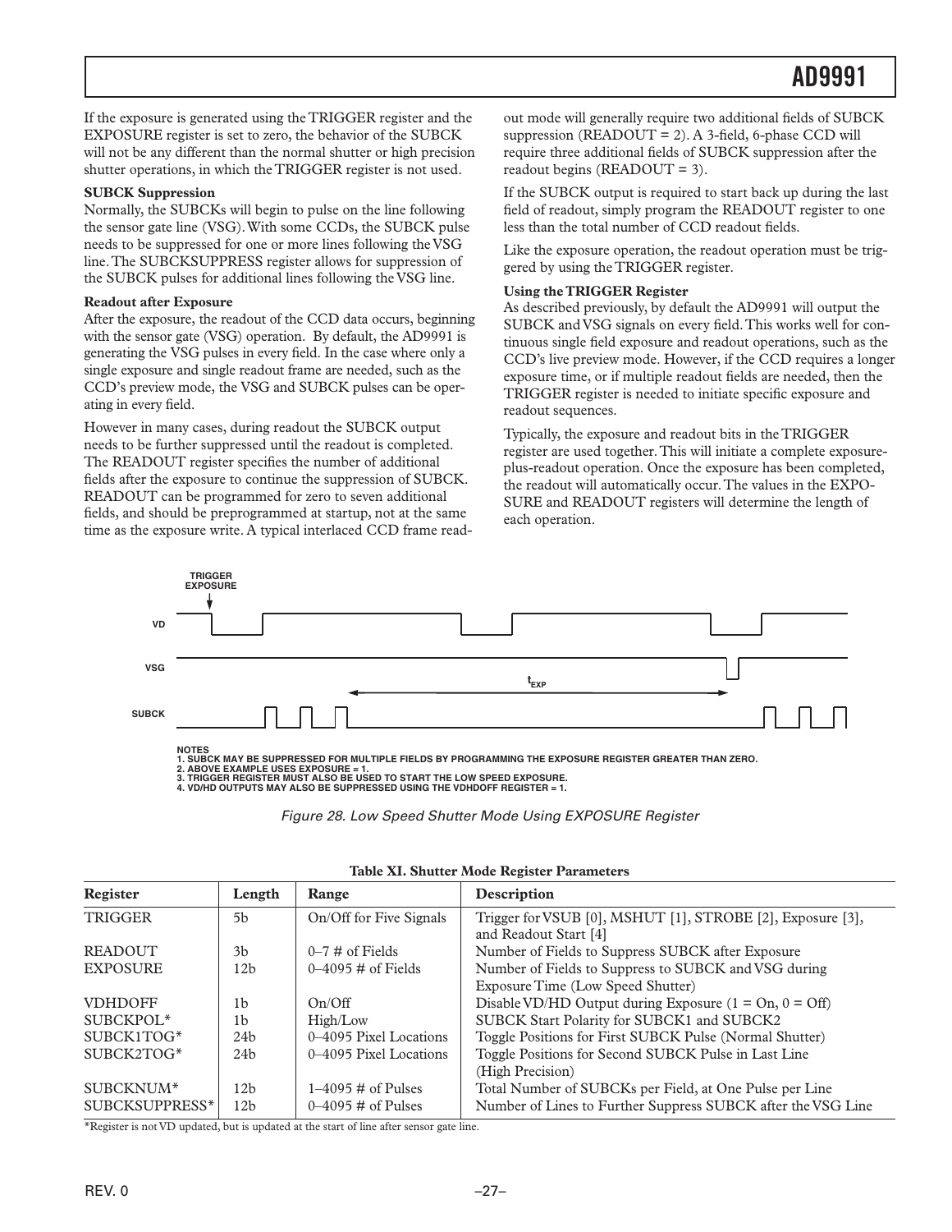If the exposure is generated using the TRIGGER register and the EXPOSURE register is set to zero, the behavior of the SUBCK will not be any different than the normal shutter or high precision shutter operations, in which the TRIGGER register is not used.

**SUBCK Suppression**

Normally, the SUBCKs will begin to pulse on the line following the sensor gate line (VSG). With some CCDs, the SUBCK pulse needs to be suppressed for one or more lines following the VSG line. The SUBCKSUPPRESS register allows for suppression of the SUBCK pulses for additional lines following the VSG line.

**Readout after Exposure**

After the exposure, the readout of the CCD data occurs, beginning with the sensor gate (VSG) operation. By default, the AD9991 is generating the VSG pulses in every field. In the case where only a single exposure and single readout frame are needed, such as the CCD's preview mode, the VSG and SUBCK pulses can be operating in every field.

However in many cases, during readout the SUBCK output needs to be further suppressed until the readout is completed. The READOUT register specifies the number of additional fields after the exposure to continue the suppression of SUBCK. READOUT can be programmed for zero to seven additional fields, and should be preprogrammed at startup, not at the same time as the exposure write. A typical interlaced CCD frame readout mode will generally require two additional fields of SUBCK suppression (READOUT = 2). A 3-field, 6-phase CCD will require three additional fields of SUBCK suppression after the readout begins (READOUT = 3).

If the SUBCK output is required to start back up during the last field of readout, simply program the READOUT register to one less than the total number of CCD readout fields.

Like the exposure operation, the readout operation must be triggered by using the TRIGGER register.

**Using the TRIGGER Register**

As described previously, by default the AD9991 will output the SUBCK and VSG signals on every field. This works well for continuous single field exposure and readout operations, such as the CCD's live preview mode. However, if the CCD requires a longer exposure time, or if multiple readout fields are needed, then the TRIGGER register is needed to initiate specific exposure and readout sequences.

Typically, the exposure and readout bits in the TRIGGER register are used together. This will initiate a complete exposure-plus-readout operation. Once the exposure has been completed, the readout will automatically occur. The values in the EXPOSURE and READOUT registers will determine the length of each operation.

TRIGGER EXPOSURE

VD

VSG

$t_{EXP}$

SUBCK

NOTES
1. SUBCK MAY BE SUPPRESSED FOR MULTIPLE FIELDS BY PROGRAMMING THE EXPOSURE REGISTER GREATER THAN ZERO.
2. ABOVE EXAMPLE USES EXPOSURE = 1.
3. TRIGGER REGISTER MUST ALSO BE USED TO START THE LOW SPEED EXPOSURE.
4. VD/HD OUTPUTS MAY ALSO BE SUPPRESSED USING THE VDHDOFF REGISTER = 1.

*Figure 28. Low Speed Shutter Mode Using EXPOSURE Register*

**Table XI. Shutter Mode Register Parameters**

| Register | Length | Range | Description |
|---|---|---|---|
| TRIGGER | 5b | On/Off for Five Signals | Trigger for VSUB [0], MSHUT [1], STROBE [2], Exposure [3], and Readout Start [4] |
| READOUT | 3b | 0–7 # of Fields | Number of Fields to Suppress SUBCK after Exposure |
| EXPOSURE | 12b | 0–4095 # of Fields | Number of Fields to Suppress to SUBCK and VSG during Exposure Time (Low Speed Shutter) |
| VDHDOFF | 1b | On/Off | Disable VD/HD Output during Exposure (1 = On, 0 = Off) |
| SUBCKPOL* | 1b | High/Low | SUBCK Start Polarity for SUBCK1 and SUBCK2 |
| SUBCK1TOG* | 24b | 0–4095 Pixel Locations | Toggle Positions for First SUBCK Pulse (Normal Shutter) |
| SUBCK2TOG* | 24b | 0–4095 Pixel Locations | Toggle Positions for Second SUBCK Pulse in Last Line (High Precision) |
| SUBCKNUM* | 12b | 1–4095 # of Pulses | Total Number of SUBCKs per Field, at One Pulse per Line |
| SUBCKSUPPRESS* | 12b | 0–4095 # of Pulses | Number of Lines to Further Suppress SUBCK after the VSG Line |

*Register is not VD updated, but is updated at the start of line after sensor gate line.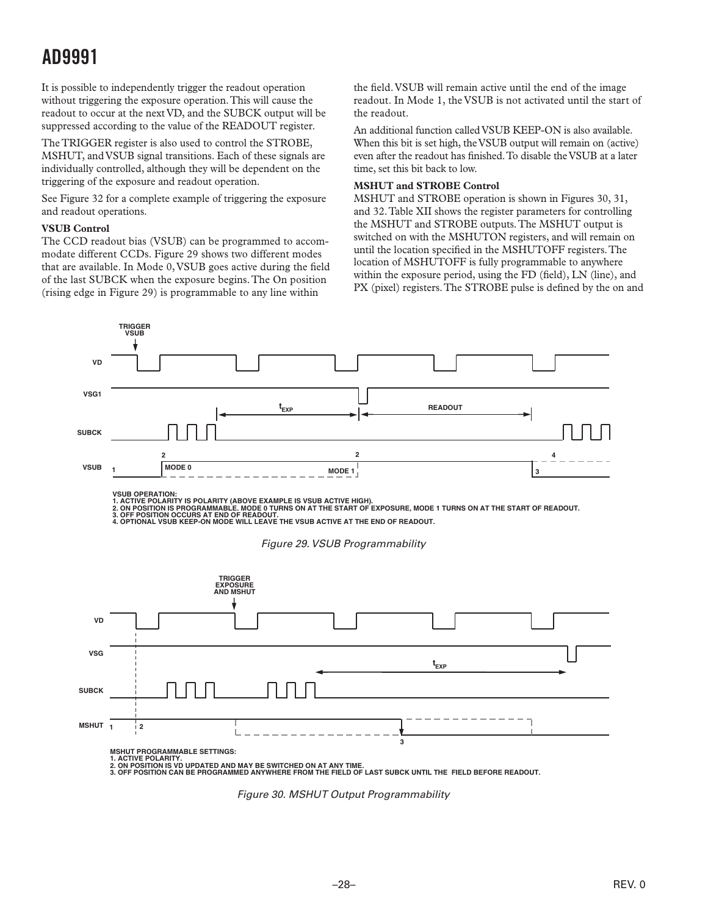It is possible to independently trigger the readout operation without triggering the exposure operation. This will cause the readout to occur at the next VD, and the SUBCK output will be suppressed according to the value of the READOUT register.

The TRIGGER register is also used to control the STROBE, MSHUT, and VSUB signal transitions. Each of these signals are individually controlled, although they will be dependent on the triggering of the exposure and readout operation.

See Figure 32 for a complete example of triggering the exposure and readout operations.

**VSUB Control**

The CCD readout bias (VSUB) can be programmed to accommodate different CCDs. Figure 29 shows two different modes that are available. In Mode 0, VSUB goes active during the field of the last SUBCK when the exposure begins. The On position (rising edge in Figure 29) is programmable to any line within the field. VSUB will remain active until the end of the image readout. In Mode 1, the VSUB is not activated until the start of the readout.

An additional function called VSUB KEEP-ON is also available. When this bit is set high, the VSUB output will remain on (active) even after the readout has finished. To disable the VSUB at a later time, set this bit back to low.

**MSHUT and STROBE Control**

MSHUT and STROBE operation is shown in Figures 30, 31, and 32. Table XII shows the register parameters for controlling the MSHUT and STROBE outputs. The MSHUT output is switched on with the MSHUTON registers, and will remain on until the location specified in the MSHUTOFF registers. The location of MSHUTOFF is fully programmable to anywhere within the exposure period, using the FD (field), LN (line), and PX (pixel) registers. The STROBE pulse is defined by the on and

VSUB OPERATION:
1. ACTIVE POLARITY IS POLARITY (ABOVE EXAMPLE IS VSUB ACTIVE HIGH).
2. ON POSITION IS PROGRAMMABLE. MODE 0 TURNS ON AT THE START OF EXPOSURE, MODE 1 TURNS ON AT THE START OF READOUT.
3. OFF POSITION OCCURS AT END OF READOUT.
4. OPTIONAL VSUB KEEP-ON MODE WILL LEAVE THE VSUB ACTIVE AT THE END OF READOUT.

*Figure 29. VSUB Programmability*

MSHUT PROGRAMMABLE SETTINGS:
1. ACTIVE POLARITY.
2. ON POSITION IS VD UPDATED AND MAY BE SWITCHED ON AT ANY TIME.
3. OFF POSITION CAN BE PROGRAMMED ANYWHERE FROM THE FIELD OF LAST SUBCK UNTIL THE FIELD BEFORE READOUT.

*Figure 30. MSHUT Output Programmability*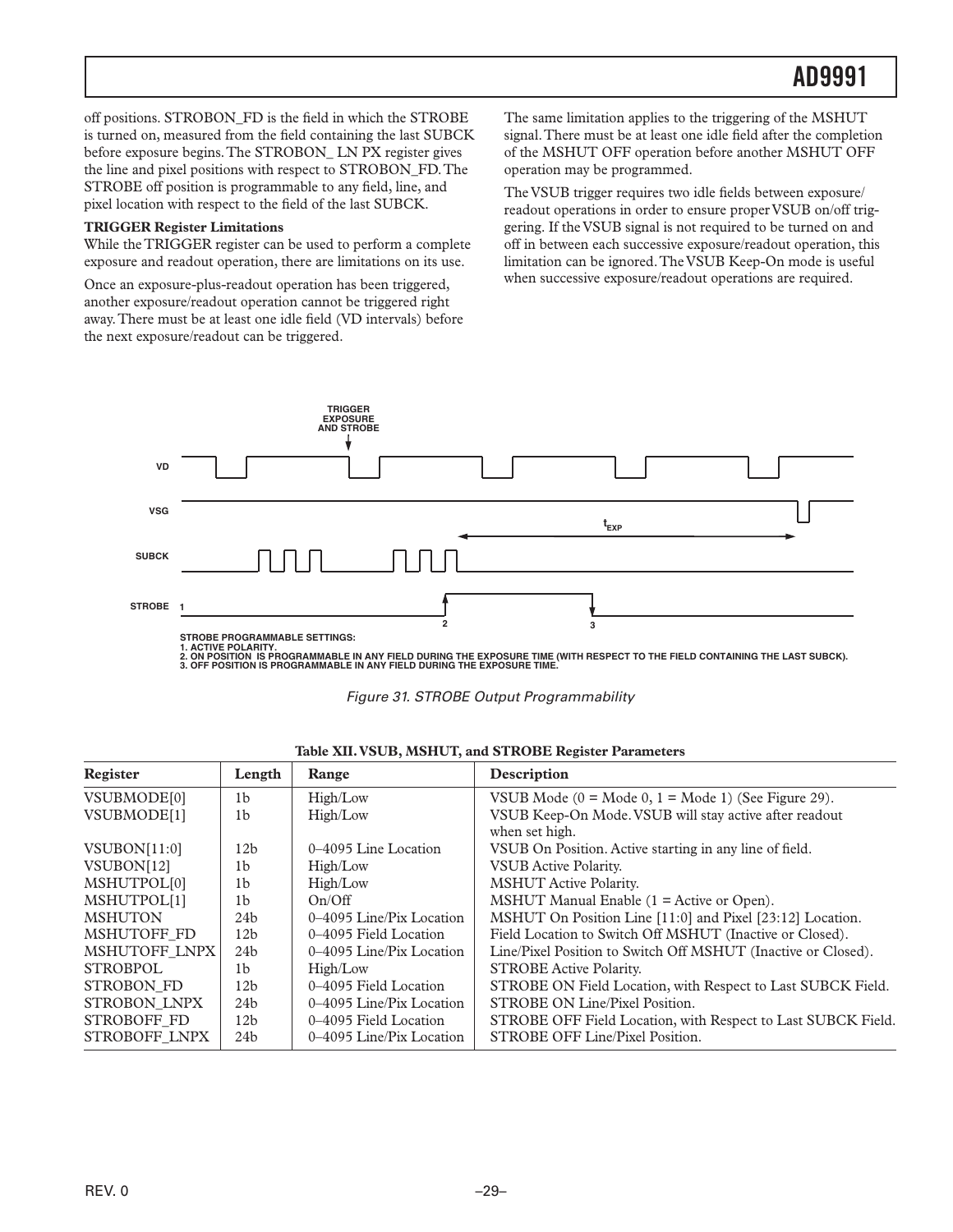off positions. STROBON_FD is the field in which the STROBE is turned on, measured from the field containing the last SUBCK before exposure begins. The STROBON_ LN PX register gives the line and pixel positions with respect to STROBON_FD. The STROBE off position is programmable to any field, line, and pixel location with respect to the field of the last SUBCK.

**TRIGGER Register Limitations**

While the TRIGGER register can be used to perform a complete exposure and readout operation, there are limitations on its use.

Once an exposure-plus-readout operation has been triggered, another exposure/readout operation cannot be triggered right away. There must be at least one idle field (VD intervals) before the next exposure/readout can be triggered.

The same limitation applies to the triggering of the MSHUT signal. There must be at least one idle field after the completion of the MSHUT OFF operation before another MSHUT OFF operation may be programmed.

The VSUB trigger requires two idle fields between exposure/readout operations in order to ensure proper VSUB on/off triggering. If the VSUB signal is not required to be turned on and off in between each successive exposure/readout operation, this limitation can be ignored. The VSUB Keep-On mode is useful when successive exposure/readout operations are required.

TRIGGER EXPOSURE AND STROBE

VD

VSG

SUBCK

STROBE

$t_{EXP}$

STROBE PROGRAMMABLE SETTINGS:
1. ACTIVE POLARITY.
2. ON POSITION IS PROGRAMMABLE IN ANY FIELD DURING THE EXPOSURE TIME (WITH RESPECT TO THE FIELD CONTAINING THE LAST SUBCK).
3. OFF POSITION IS PROGRAMMABLE IN ANY FIELD DURING THE EXPOSURE TIME.

*Figure 31. STROBE Output Programmability*

**Table XII. VSUB, MSHUT, and STROBE Register Parameters**

| Register | Length | Range | Description |
|---|---|---|---|
| VSUBMODE[0] | 1b | High/Low | VSUB Mode (0 = Mode 0, 1 = Mode 1) (See Figure 29). |
| VSUBMODE[1] | 1b | High/Low | VSUB Keep-On Mode. VSUB will stay active after readout when set high. |
| VSUBON[11:0] | 12b | 0–4095 Line Location | VSUB On Position. Active starting in any line of field. |
| VSUBON[12] | 1b | High/Low | VSUB Active Polarity. |
| MSHUTPOL[0] | 1b | High/Low | MSHUT Active Polarity. |
| MSHUTPOL[1] | 1b | On/Off | MSHUT Manual Enable (1 = Active or Open). |
| MSHUTON | 24b | 0–4095 Line/Pix Location | MSHUT On Position Line [11:0] and Pixel [23:12] Location. |
| MSHUTOFF_FD | 12b | 0–4095 Field Location | Field Location to Switch Off MSHUT (Inactive or Closed). |
| MSHUTOFF_LNPX | 24b | 0–4095 Line/Pix Location | Line/Pixel Position to Switch Off MSHUT (Inactive or Closed). |
| STROBPOL | 1b | High/Low | STROBE Active Polarity. |
| STROBON_FD | 12b | 0–4095 Field Location | STROBE ON Field Location, with Respect to Last SUBCK Field. |
| STROBON_LNPX | 24b | 0–4095 Line/Pix Location | STROBE ON Line/Pixel Position. |
| STROBOFF_FD | 12b | 0–4095 Field Location | STROBE OFF Field Location, with Respect to Last SUBCK Field. |
| STROBOFF_LNPX | 24b | 0–4095 Line/Pix Location | STROBE OFF Line/Pixel Position. |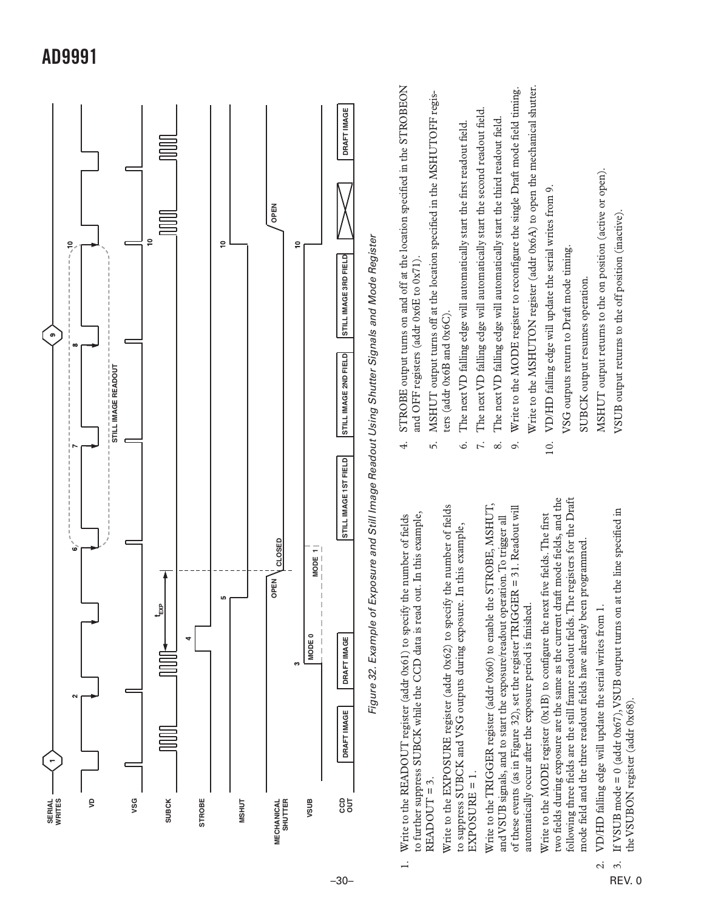Figure 32. Example of Exposure and Still Image Readout Using Shutter Signals and Mode Register

1. Write to the READOUT register (addr 0x61) to specify the number of fields to further suppress SUBCK while the CCD data is read out. In this example, READOUT = 3.

   Write to the EXPOSURE register (addr 0x62) to specify the number of fields to suppress SUBCK and VSG outputs during exposure. In this example, EXPOSURE = 1.

   Write to the TRIGGER register (addr 0x60) to enable the STROBE, MSHUT, and VSUB signals, and to start the exposure/readout operation. To trigger all of these events (as in Figure 32), set the register TRIGGER = 31. Readout will automatically occur after the exposure period is finished.

   Write to the MODE register (0x1B) to configure the next five fields. The first two fields during exposure are the same as the current draft mode fields, and the following three fields are the still frame readout fields. The registers for the Draft mode field and the three readout fields have already been programmed.

2. VD/HD falling edge will update the serial writes from 1.
3. If VSUB mode = 0 (addr 0x67), VSUB output turns on at the line specified in the VSUBON register (addr 0x68).
4. STROBE output turns on and off at the location specified in the STROBEON and OFF registers (addr 0x6E to 0x71).
5. MSHUT output turns off at the location specified in the MSHUTOFF registers (addr 0x6B and 0x6C).
6. The next VD falling edge will automatically start the first readout field.
7. The next VD falling edge will automatically start the second readout field.
8. The next VD falling edge will automatically start the third readout field.
9. Write to the MODE register to reconfigure the single Draft mode field timing.

   Write to the MSHUTON register (addr 0x6A) to open the mechanical shutter.
10. VD/HD falling edge will update the serial writes from 9.

    VSG outputs return to Draft mode timing.

    SUBCK output resumes operation.

    MSHUT output returns to the on position (active or open).

    VSUB output returns to the off position (inactive).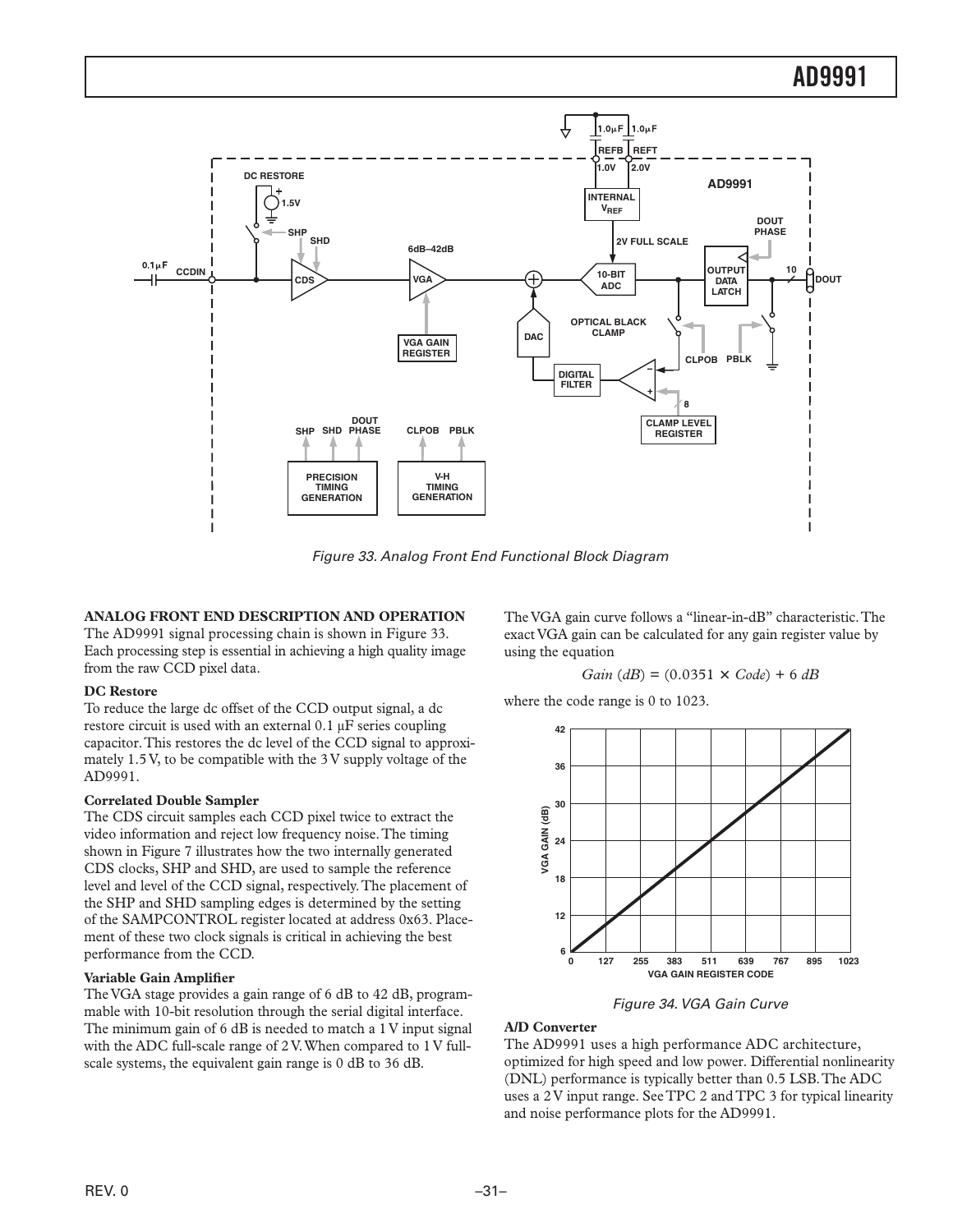Figure 33. Analog Front End Functional Block Diagram

## ANALOG FRONT END DESCRIPTION AND OPERATION

The AD9991 signal processing chain is shown in Figure 33. Each processing step is essential in achieving a high quality image from the raw CCD pixel data.

### DC Restore

To reduce the large dc offset of the CCD output signal, a dc restore circuit is used with an external 0.1 μF series coupling capacitor. This restores the dc level of the CCD signal to approximately 1.5 V, to be compatible with the 3 V supply voltage of the AD9991.

### Correlated Double Sampler

The CDS circuit samples each CCD pixel twice to extract the video information and reject low frequency noise. The timing shown in Figure 7 illustrates how the two internally generated CDS clocks, SHP and SHD, are used to sample the reference level and level of the CCD signal, respectively. The placement of the SHP and SHD sampling edges is determined by the setting of the SAMPCONTROL register located at address 0x63. Placement of these two clock signals is critical in achieving the best performance from the CCD.

### Variable Gain Amplifier

The VGA stage provides a gain range of 6 dB to 42 dB, programmable with 10-bit resolution through the serial digital interface. The minimum gain of 6 dB is needed to match a 1 V input signal with the ADC full-scale range of 2 V. When compared to 1 V full-scale systems, the equivalent gain range is 0 dB to 36 dB.

The VGA gain curve follows a "linear-in-dB" characteristic. The exact VGA gain can be calculated for any gain register value by using the equation

$$Gain\ (dB) = (0.0351 \times Code) + 6\ dB$$

where the code range is 0 to 1023.

Figure 34. VGA Gain Curve

### A/D Converter

The AD9991 uses a high performance ADC architecture, optimized for high speed and low power. Differential nonlinearity (DNL) performance is typically better than 0.5 LSB. The ADC uses a 2 V input range. See TPC 2 and TPC 3 for typical linearity and noise performance plots for the AD9991.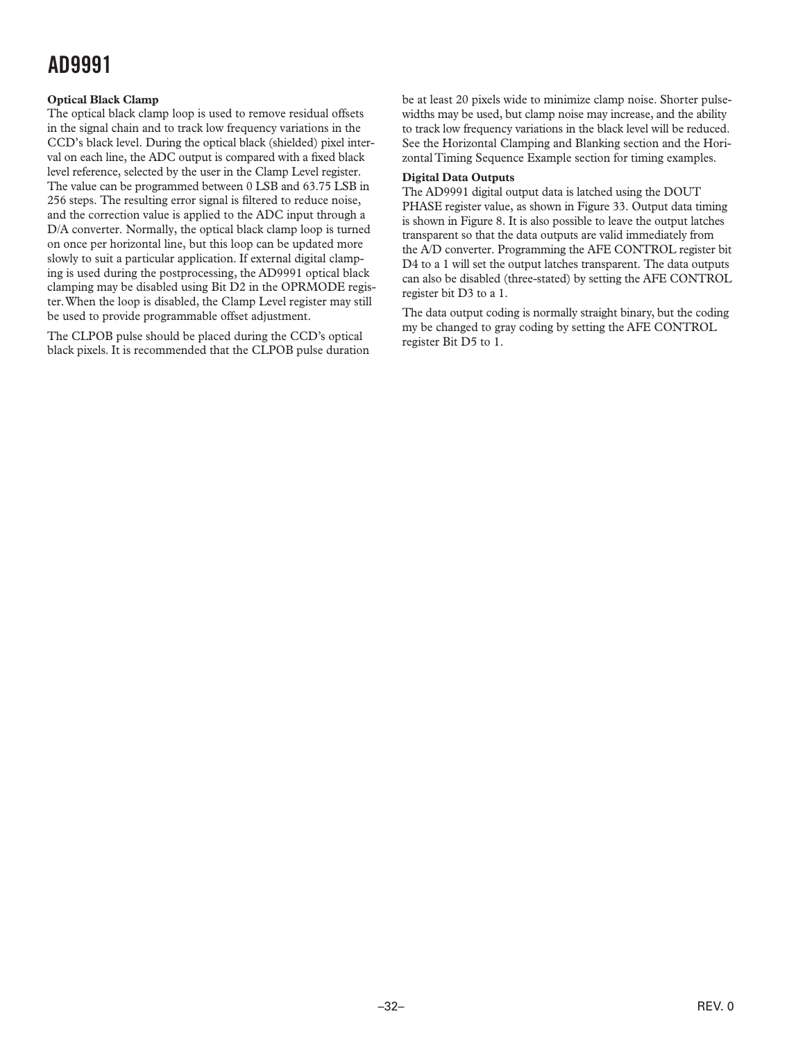### Optical Black Clamp

The optical black clamp loop is used to remove residual offsets in the signal chain and to track low frequency variations in the CCD's black level. During the optical black (shielded) pixel interval on each line, the ADC output is compared with a fixed black level reference, selected by the user in the Clamp Level register. The value can be programmed between 0 LSB and 63.75 LSB in 256 steps. The resulting error signal is filtered to reduce noise, and the correction value is applied to the ADC input through a D/A converter. Normally, the optical black clamp loop is turned on once per horizontal line, but this loop can be updated more slowly to suit a particular application. If external digital clamping is used during the postprocessing, the AD9991 optical black clamping may be disabled using Bit D2 in the OPRMODE register. When the loop is disabled, the Clamp Level register may still be used to provide programmable offset adjustment.

The CLPOB pulse should be placed during the CCD's optical black pixels. It is recommended that the CLPOB pulse duration be at least 20 pixels wide to minimize clamp noise. Shorter pulsewidths may be used, but clamp noise may increase, and the ability to track low frequency variations in the black level will be reduced. See the Horizontal Clamping and Blanking section and the Horizontal Timing Sequence Example section for timing examples.

### Digital Data Outputs

The AD9991 digital output data is latched using the DOUT PHASE register value, as shown in Figure 33. Output data timing is shown in Figure 8. It is also possible to leave the output latches transparent so that the data outputs are valid immediately from the A/D converter. Programming the AFE CONTROL register bit D4 to a 1 will set the output latches transparent. The data outputs can also be disabled (three-stated) by setting the AFE CONTROL register bit D3 to a 1.

The data output coding is normally straight binary, but the coding my be changed to gray coding by setting the AFE CONTROL register Bit D5 to 1.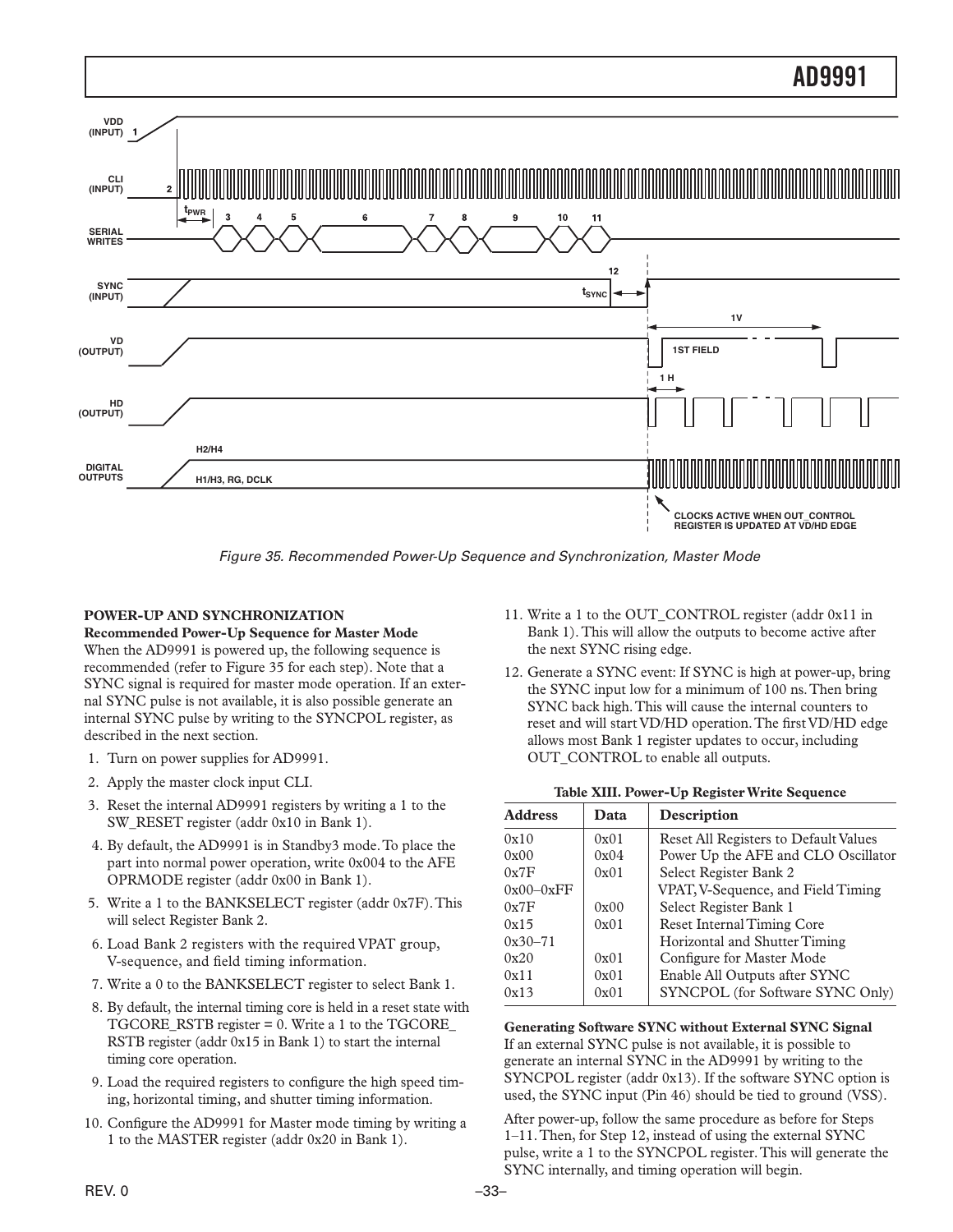Figure 35. Recommended Power-Up Sequence and Synchronization, Master Mode

## POWER-UP AND SYNCHRONIZATION

### Recommended Power-Up Sequence for Master Mode

When the AD9991 is powered up, the following sequence is recommended (refer to Figure 35 for each step). Note that a SYNC signal is required for master mode operation. If an external SYNC pulse is not available, it is also possible generate an internal SYNC pulse by writing to the SYNCPOL register, as described in the next section.

1. Turn on power supplies for AD9991.
2. Apply the master clock input CLI.
3. Reset the internal AD9991 registers by writing a 1 to the SW_RESET register (addr 0x10 in Bank 1).
4. By default, the AD9991 is in Standby3 mode. To place the part into normal power operation, write 0x004 to the AFE OPRMODE register (addr 0x00 in Bank 1).
5. Write a 1 to the BANKSELECT register (addr 0x7F). This will select Register Bank 2.
6. Load Bank 2 registers with the required VPAT group, V-sequence, and field timing information.
7. Write a 0 to the BANKSELECT register to select Bank 1.
8. By default, the internal timing core is held in a reset state with TGCORE_RSTB register = 0. Write a 1 to the TGCORE_RSTB register (addr 0x15 in Bank 1) to start the internal timing core operation.
9. Load the required registers to configure the high speed timing, horizontal timing, and shutter timing information.
10. Configure the AD9991 for Master mode timing by writing a 1 to the MASTER register (addr 0x20 in Bank 1).
11. Write a 1 to the OUT_CONTROL register (addr 0x11 in Bank 1). This will allow the outputs to become active after the next SYNC rising edge.
12. Generate a SYNC event: If SYNC is high at power-up, bring the SYNC input low for a minimum of 100 ns. Then bring SYNC back high. This will cause the internal counters to reset and will start VD/HD operation. The first VD/HD edge allows most Bank 1 register updates to occur, including OUT_CONTROL to enable all outputs.

**Table XIII. Power-Up Register Write Sequence**

| Address | Data | Description |
|---|---|---|
| 0x10 | 0x01 | Reset All Registers to Default Values |
| 0x00 | 0x04 | Power Up the AFE and CLO Oscillator |
| 0x7F | 0x01 | Select Register Bank 2 |
| 0x00–0xFF | | VPAT, V-Sequence, and Field Timing |
| 0x7F | 0x00 | Select Register Bank 1 |
| 0x15 | 0x01 | Reset Internal Timing Core |
| 0x30–71 | | Horizontal and Shutter Timing |
| 0x20 | 0x01 | Configure for Master Mode |
| 0x11 | 0x01 | Enable All Outputs after SYNC |
| 0x13 | 0x01 | SYNCPOL (for Software SYNC Only) |

### Generating Software SYNC without External SYNC Signal

If an external SYNC pulse is not available, it is possible to generate an internal SYNC in the AD9991 by writing to the SYNCPOL register (addr 0x13). If the software SYNC option is used, the SYNC input (Pin 46) should be tied to ground (VSS).

After power-up, follow the same procedure as before for Steps 1–11. Then, for Step 12, instead of using the external SYNC pulse, write a 1 to the SYNCPOL register. This will generate the SYNC internally, and timing operation will begin.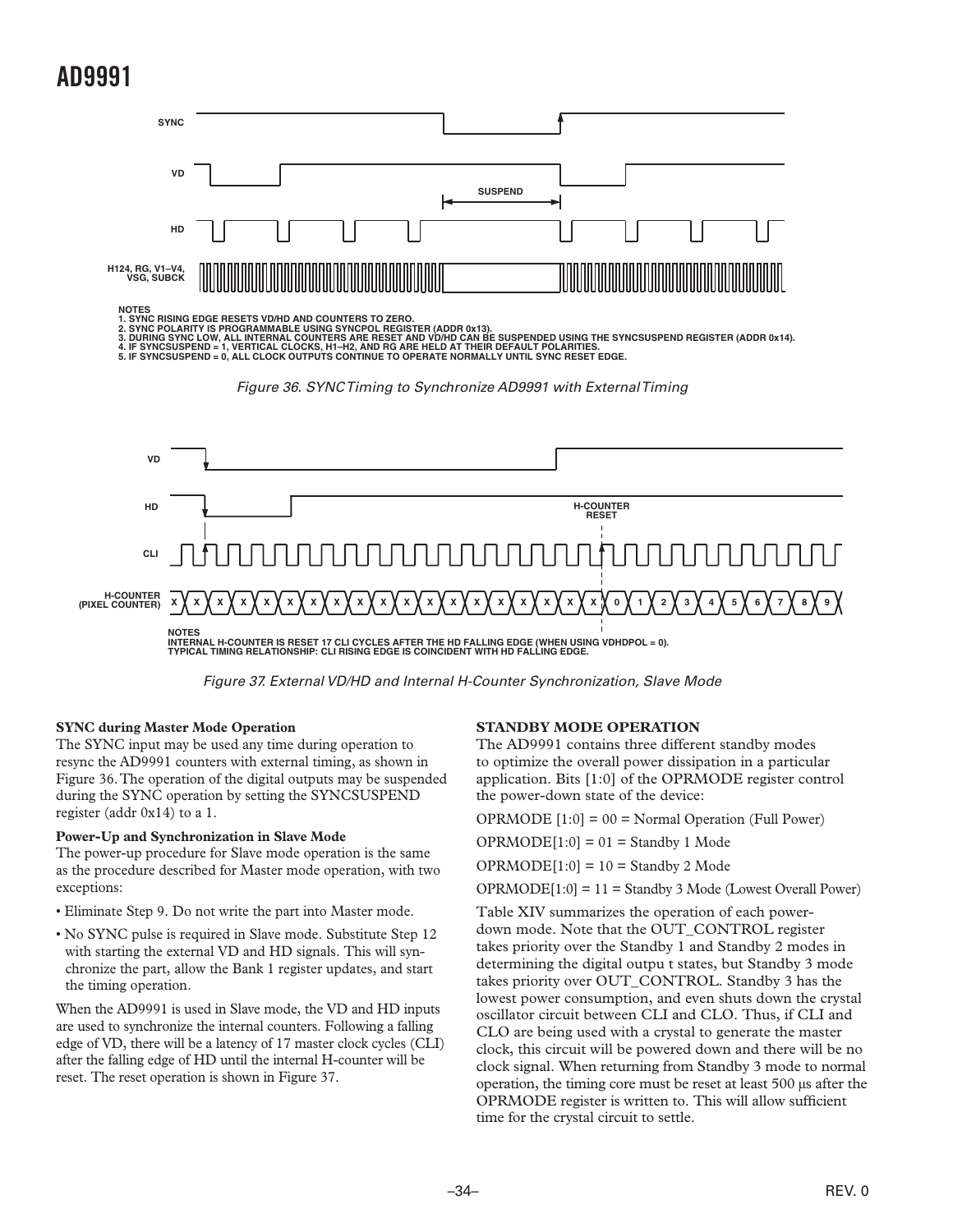SYNC

VD

SUSPEND

HD

H124, RG, V1–V4, VSG, SUBCK

NOTES
1. SYNC RISING EDGE RESETS VD/HD AND COUNTERS TO ZERO.
2. SYNC POLARITY IS PROGRAMMABLE USING SYNCPOL REGISTER (ADDR 0x13).
3. DURING SYNC LOW, ALL INTERNAL COUNTERS ARE RESET AND VD/HD CAN BE SUSPENDED USING THE SYNCSUSPEND REGISTER (ADDR 0x14).
4. IF SYNCSUSPEND = 1, VERTICAL CLOCKS, H1–H2, AND RG ARE HELD AT THEIR DEFAULT POLARITIES.
5. IF SYNCSUSPEND = 0, ALL CLOCK OUTPUTS CONTINUE TO OPERATE NORMALLY UNTIL SYNC RESET EDGE.

*Figure 36. SYNC Timing to Synchronize AD9991 with External Timing*

VD

HD

H-COUNTER RESET

CLI

H-COUNTER (PIXEL COUNTER) X X X X X X X X X X X X X X X X X X X 0 1 2 3 4 5 6 7 8 9

NOTES
INTERNAL H-COUNTER IS RESET 17 CLI CYCLES AFTER THE HD FALLING EDGE (WHEN USING VDHDPOL = 0).
TYPICAL TIMING RELATIONSHIP: CLI RISING EDGE IS COINCIDENT WITH HD FALLING EDGE.

*Figure 37. External VD/HD and Internal H-Counter Synchronization, Slave Mode*

**SYNC during Master Mode Operation**

The SYNC input may be used any time during operation to resync the AD9991 counters with external timing, as shown in Figure 36. The operation of the digital outputs may be suspended during the SYNC operation by setting the SYNCSUSPEND register (addr 0x14) to a 1.

**Power-Up and Synchronization in Slave Mode**

The power-up procedure for Slave mode operation is the same as the procedure described for Master mode operation, with two exceptions:

- Eliminate Step 9. Do not write the part into Master mode.
- No SYNC pulse is required in Slave mode. Substitute Step 12 with starting the external VD and HD signals. This will synchronize the part, allow the Bank 1 register updates, and start the timing operation.

When the AD9991 is used in Slave mode, the VD and HD inputs are used to synchronize the internal counters. Following a falling edge of VD, there will be a latency of 17 master clock cycles (CLI) after the falling edge of HD until the internal H-counter will be reset. The reset operation is shown in Figure 37.

## STANDBY MODE OPERATION

The AD9991 contains three different standby modes to optimize the overall power dissipation in a particular application. Bits [1:0] of the OPRMODE register control the power-down state of the device:

OPRMODE [1:0] = 00 = Normal Operation (Full Power)

OPRMODE[1:0] = 01 = Standby 1 Mode

OPRMODE[1:0] = 10 = Standby 2 Mode

OPRMODE[1:0] = 11 = Standby 3 Mode (Lowest Overall Power)

Table XIV summarizes the operation of each power-down mode. Note that the OUT_CONTROL register takes priority over the Standby 1 and Standby 2 modes in determining the digital outpu t states, but Standby 3 mode takes priority over OUT_CONTROL. Standby 3 has the lowest power consumption, and even shuts down the crystal oscillator circuit between CLI and CLO. Thus, if CLI and CLO are being used with a crystal to generate the master clock, this circuit will be powered down and there will be no clock signal. When returning from Standby 3 mode to normal operation, the timing core must be reset at least 500 μs after the OPRMODE register is written to. This will allow sufficient time for the crystal circuit to settle.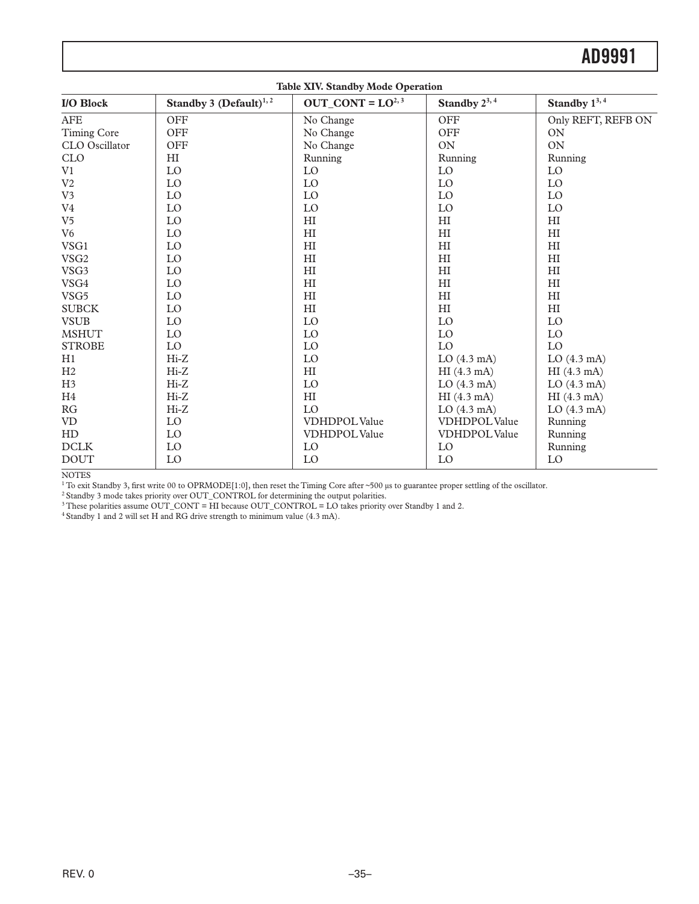**Table XIV. Standby Mode Operation**

| I/O Block | Standby 3 (Default)[1,2] | OUT_CONT = LO[2,3] | Standby 2[3,4] | Standby 1[3,4] |
|---|---|---|---|---|
| AFE | OFF | No Change | OFF | Only REFT, REFB ON |
| Timing Core | OFF | No Change | OFF | ON |
| CLO Oscillator | OFF | No Change | ON | ON |
| CLO | HI | Running | Running | Running |
| V1 | LO | LO | LO | LO |
| V2 | LO | LO | LO | LO |
| V3 | LO | LO | LO | LO |
| V4 | LO | LO | LO | LO |
| V5 | LO | HI | HI | HI |
| V6 | LO | HI | HI | HI |
| VSG1 | LO | HI | HI | HI |
| VSG2 | LO | HI | HI | HI |
| VSG3 | LO | HI | HI | HI |
| VSG4 | LO | HI | HI | HI |
| VSG5 | LO | HI | HI | HI |
| SUBCK | LO | HI | HI | HI |
| VSUB | LO | LO | LO | LO |
| MSHUT | LO | LO | LO | LO |
| STROBE | LO | LO | LO | LO |
| H1 | Hi-Z | LO | LO (4.3 mA) | LO (4.3 mA) |
| H2 | Hi-Z | HI | HI (4.3 mA) | HI (4.3 mA) |
| H3 | Hi-Z | LO | LO (4.3 mA) | LO (4.3 mA) |
| H4 | Hi-Z | HI | HI (4.3 mA) | HI (4.3 mA) |
| RG | Hi-Z | LO | LO (4.3 mA) | LO (4.3 mA) |
| VD | LO | VDHDPOL Value | VDHDPOL Value | Running |
| HD | LO | VDHDPOL Value | VDHDPOL Value | Running |
| DCLK | LO | LO | LO | Running |
| DOUT | LO | LO | LO | LO |

NOTES

[1] To exit Standby 3, first write 00 to OPRMODE[1:0], then reset the Timing Core after ~500 µs to guarantee proper settling of the oscillator.

[2] Standby 3 mode takes priority over OUT_CONTROL for determining the output polarities.

[3] These polarities assume OUT_CONT = HI because OUT_CONTROL = LO takes priority over Standby 1 and 2.

[4] Standby 1 and 2 will set H and RG drive strength to minimum value (4.3 mA).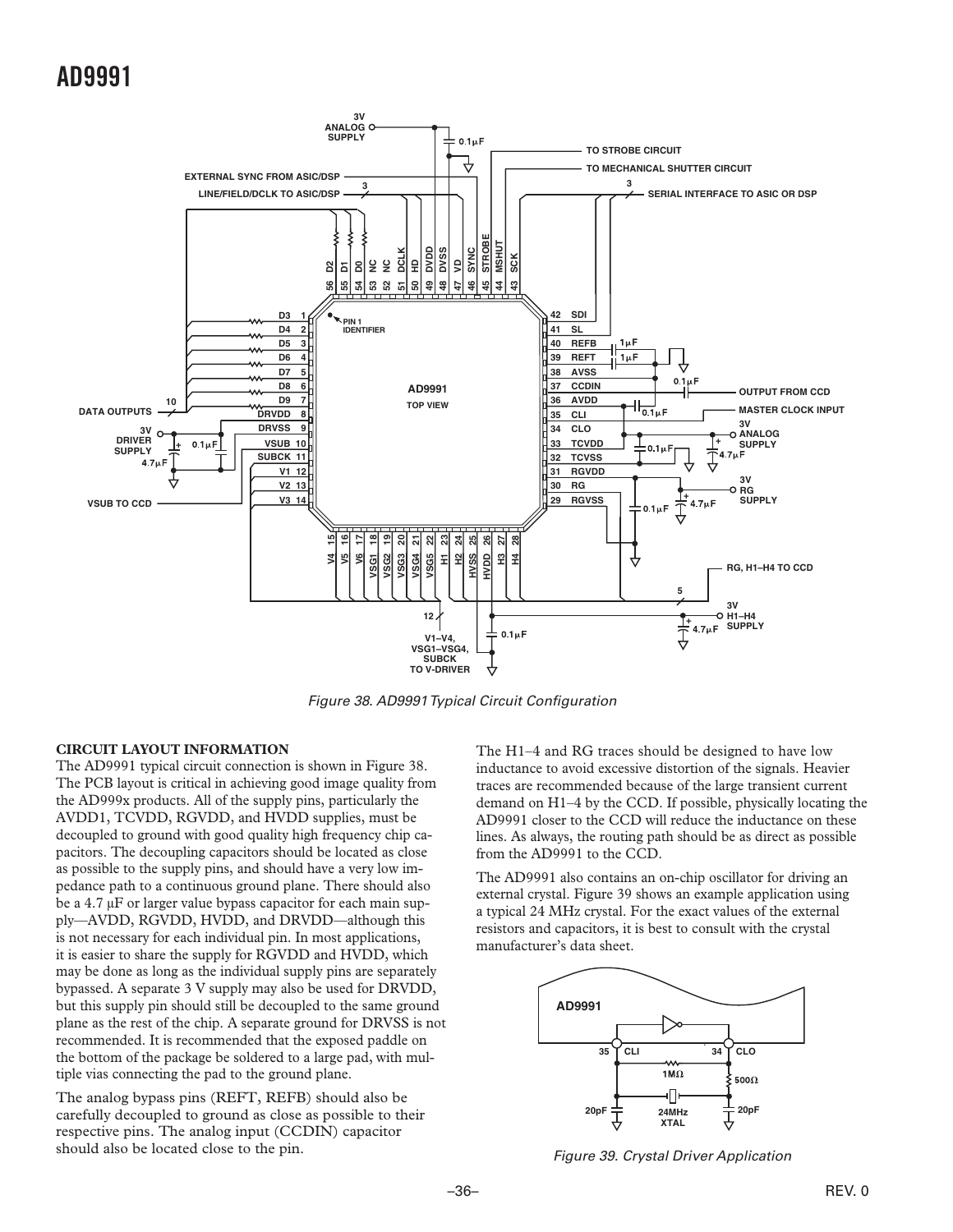Figure 38. AD9991 Typical Circuit Configuration

## CIRCUIT LAYOUT INFORMATION

The AD9991 typical circuit connection is shown in Figure 38. The PCB layout is critical in achieving good image quality from the AD999x products. All of the supply pins, particularly the AVDD1, TCVDD, RGVDD, and HVDD supplies, must be decoupled to ground with good quality high frequency chip capacitors. The decoupling capacitors should be located as close as possible to the supply pins, and should have a very low impedance path to a continuous ground plane. There should also be a 4.7 μF or larger value bypass capacitor for each main supply—AVDD, RGVDD, HVDD, and DRVDD—although this is not necessary for each individual pin. In most applications, it is easier to share the supply for RGVDD and HVDD, which may be done as long as the individual supply pins are separately bypassed. A separate 3 V supply may also be used for DRVDD, but this supply pin should still be decoupled to the same ground plane as the rest of the chip. A separate ground for DRVSS is not recommended. It is recommended that the exposed paddle on the bottom of the package be soldered to a large pad, with multiple vias connecting the pad to the ground plane.

The analog bypass pins (REFT, REFB) should also be carefully decoupled to ground as close as possible to their respective pins. The analog input (CCDIN) capacitor should also be located close to the pin.

The H1–4 and RG traces should be designed to have low inductance to avoid excessive distortion of the signals. Heavier traces are recommended because of the large transient current demand on H1–4 by the CCD. If possible, physically locating the AD9991 closer to the CCD will reduce the inductance on these lines. As always, the routing path should be as direct as possible from the AD9991 to the CCD.

The AD9991 also contains an on-chip oscillator for driving an external crystal. Figure 39 shows an example application using a typical 24 MHz crystal. For the exact values of the external resistors and capacitors, it is best to consult with the crystal manufacturer's data sheet.

Figure 39. Crystal Driver Application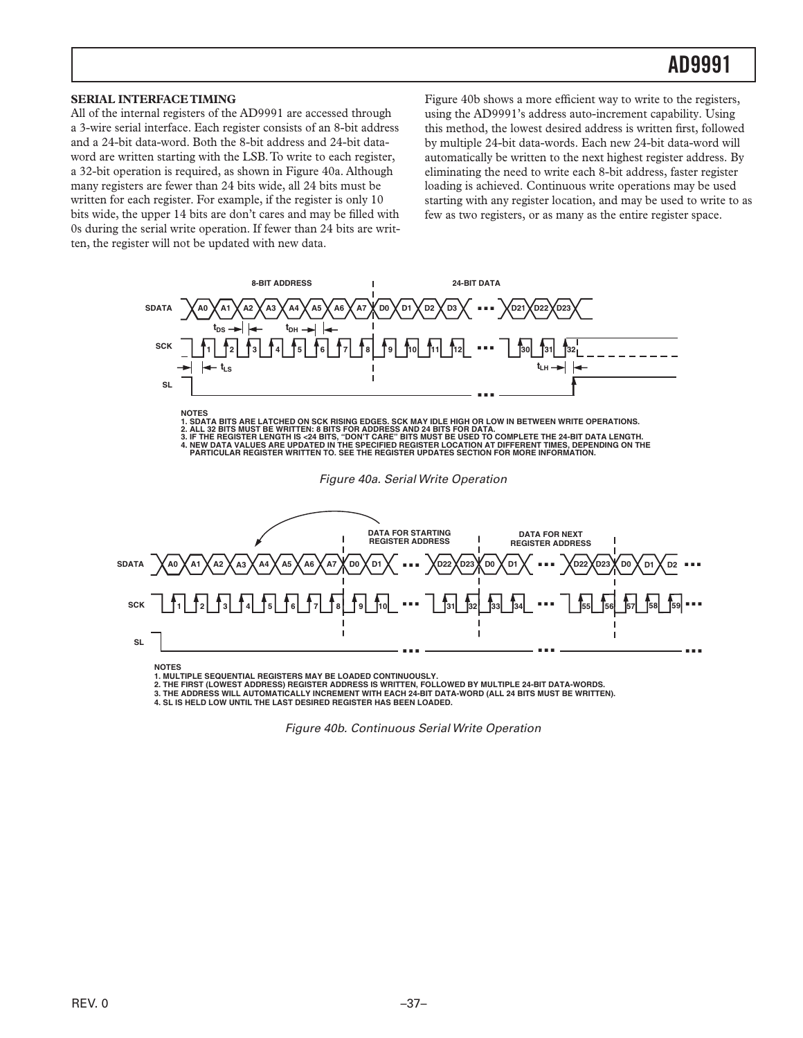## SERIAL INTERFACE TIMING

All of the internal registers of the AD9991 are accessed through a 3-wire serial interface. Each register consists of an 8-bit address and a 24-bit data-word. Both the 8-bit address and 24-bit data-word are written starting with the LSB. To write to each register, a 32-bit operation is required, as shown in Figure 40a. Although many registers are fewer than 24 bits wide, all 24 bits must be written for each register. For example, if the register is only 10 bits wide, the upper 14 bits are don't cares and may be filled with 0s during the serial write operation. If fewer than 24 bits are written, the register will not be updated with new data.

Figure 40b shows a more efficient way to write to the registers, using the AD9991's address auto-increment capability. Using this method, the lowest desired address is written first, followed by multiple 24-bit data-words. Each new 24-bit data-word will automatically be written to the next highest register address. By eliminating the need to write each 8-bit address, faster register loading is achieved. Continuous write operations may be used starting with any register location, and may be used to write to as few as two registers, or as many as the entire register space.

8-BIT ADDRESS | 24-BIT DATA

SDATA: A0 A1 A2 A3 A4 A5 A6 A7 D0 D1 D2 D3 ... D21 D22 D23

SCK: 1 2 3 4 5 6 7 8 9 10 11 12 ... 30 31 32

SL

$t_{DS}$, $t_{DH}$, $t_{LS}$, $t_{LH}$

NOTES
1. SDATA BITS ARE LATCHED ON SCK RISING EDGES. SCK MAY IDLE HIGH OR LOW IN BETWEEN WRITE OPERATIONS.
2. ALL 32 BITS MUST BE WRITTEN: 8 BITS FOR ADDRESS AND 24 BITS FOR DATA.
3. IF THE REGISTER LENGTH IS <24 BITS, "DON'T CARE" BITS MUST BE USED TO COMPLETE THE 24-BIT DATA LENGTH.
4. NEW DATA VALUES ARE UPDATED IN THE SPECIFIED REGISTER LOCATION AT DIFFERENT TIMES, DEPENDING ON THE PARTICULAR REGISTER WRITTEN TO. SEE THE REGISTER UPDATES SECTION FOR MORE INFORMATION.

*Figure 40a. Serial Write Operation*

DATA FOR STARTING REGISTER ADDRESS | DATA FOR NEXT REGISTER ADDRESS

SDATA: A0 A1 A2 A3 A4 A5 A6 A7 D0 D1 ... D22 D23 D0 D1 ... D22 D23 D0 D1 D2 ...

SCK: 1 2 3 4 5 6 7 8 9 10 ... 31 32 33 34 ... 55 56 57 58 59 ...

SL

NOTES
1. MULTIPLE SEQUENTIAL REGISTERS MAY BE LOADED CONTINUOUSLY.
2. THE FIRST (LOWEST ADDRESS) REGISTER ADDRESS IS WRITTEN, FOLLOWED BY MULTIPLE 24-BIT DATA-WORDS.
3. THE ADDRESS WILL AUTOMATICALLY INCREMENT WITH EACH 24-BIT DATA-WORD (ALL 24 BITS MUST BE WRITTEN).
4. SL IS HELD LOW UNTIL THE LAST DESIRED REGISTER HAS BEEN LOADED.

*Figure 40b. Continuous Serial Write Operation*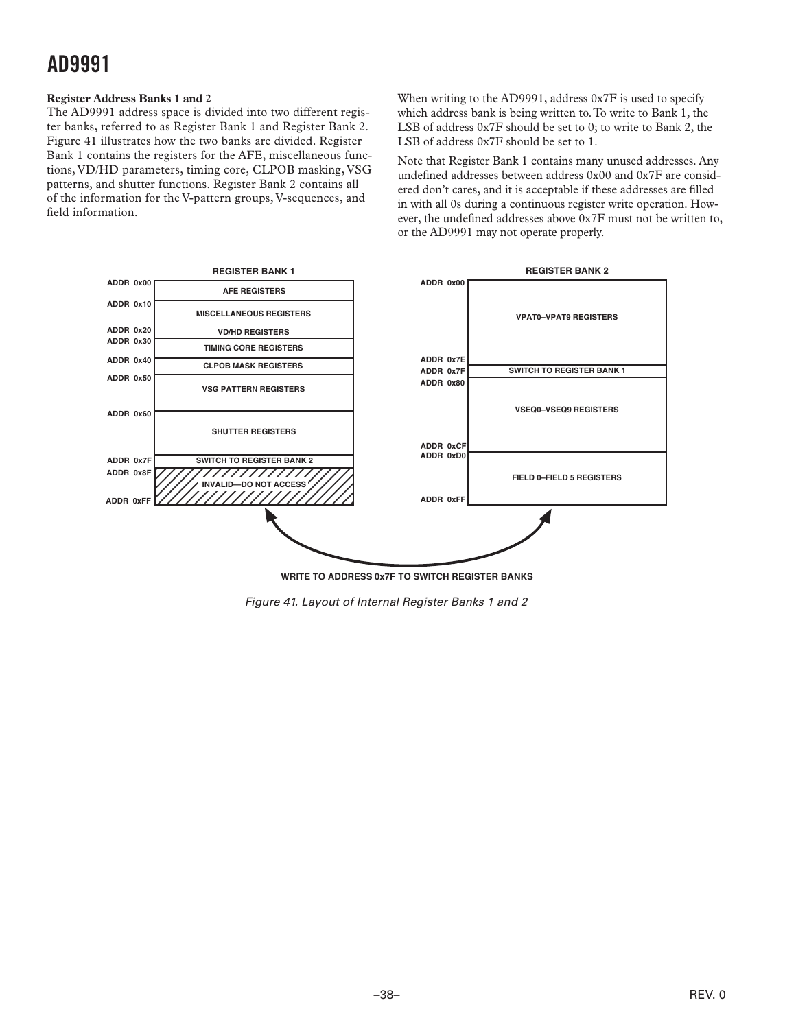**Register Address Banks 1 and 2**

The AD9991 address space is divided into two different register banks, referred to as Register Bank 1 and Register Bank 2. Figure 41 illustrates how the two banks are divided. Register Bank 1 contains the registers for the AFE, miscellaneous functions, VD/HD parameters, timing core, CLPOB masking, VSG patterns, and shutter functions. Register Bank 2 contains all of the information for the V-pattern groups, V-sequences, and field information.

When writing to the AD9991, address 0x7F is used to specify which address bank is being written to. To write to Bank 1, the LSB of address 0x7F should be set to 0; to write to Bank 2, the LSB of address 0x7F should be set to 1.

Note that Register Bank 1 contains many unused addresses. Any undefined addresses between address 0x00 and 0x7F are considered don't cares, and it is acceptable if these addresses are filled in with all 0s during a continuous register write operation. However, the undefined addresses above 0x7F must not be written to, or the AD9991 may not operate properly.

**REGISTER BANK 1**

| Address | Registers |
|---|---|
| ADDR 0x00 | AFE REGISTERS |
| ADDR 0x10 | MISCELLANEOUS REGISTERS |
| ADDR 0x20 | VD/HD REGISTERS |
| ADDR 0x30 | TIMING CORE REGISTERS |
| ADDR 0x40 | CLPOB MASK REGISTERS |
| ADDR 0x50 | VSG PATTERN REGISTERS |
| ADDR 0x60 | SHUTTER REGISTERS |
| ADDR 0x7F | SWITCH TO REGISTER BANK 2 |
| ADDR 0x8F – ADDR 0xFF | INVALID—DO NOT ACCESS |

**REGISTER BANK 2**

| Address | Registers |
|---|---|
| ADDR 0x00 – ADDR 0x7E | VPAT0–VPAT9 REGISTERS |
| ADDR 0x7F | SWITCH TO REGISTER BANK 1 |
| ADDR 0x80 – ADDR 0xCF | VSEQ0–VSEQ9 REGISTERS |
| ADDR 0xD0 – ADDR 0xFF | FIELD 0–FIELD 5 REGISTERS |

WRITE TO ADDRESS 0x7F TO SWITCH REGISTER BANKS

*Figure 41. Layout of Internal Register Banks 1 and 2*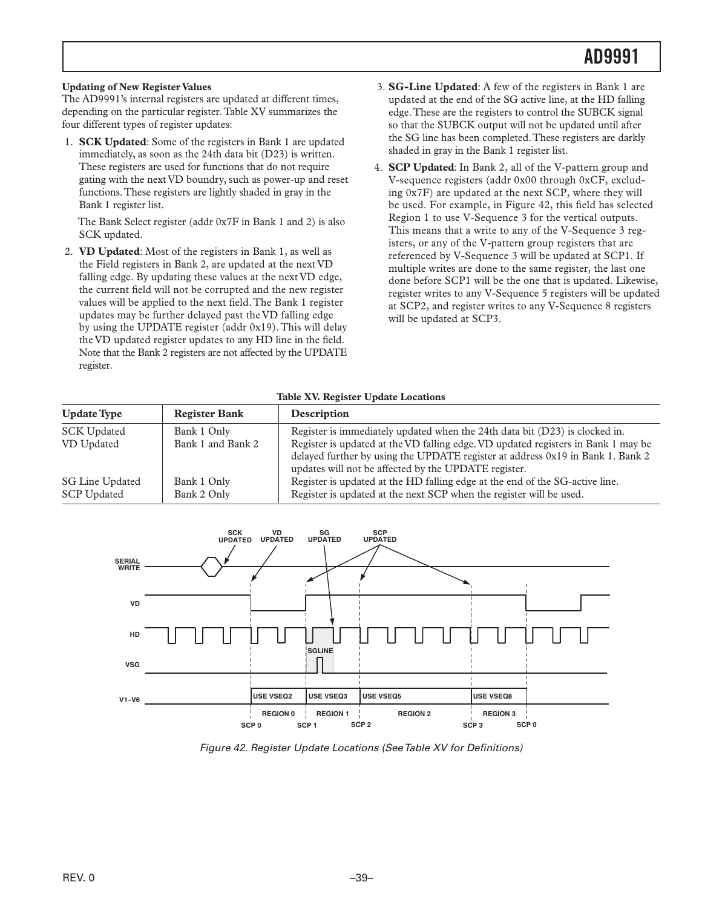### Updating of New Register Values

The AD9991's internal registers are updated at different times, depending on the particular register. Table XV summarizes the four different types of register updates:

1. **SCK Updated**: Some of the registers in Bank 1 are updated immediately, as soon as the 24th data bit (D23) is written. These registers are used for functions that do not require gating with the next VD boundry, such as power-up and reset functions. These registers are lightly shaded in gray in the Bank 1 register list.

   The Bank Select register (addr 0x7F in Bank 1 and 2) is also SCK updated.

2. **VD Updated**: Most of the registers in Bank 1, as well as the Field registers in Bank 2, are updated at the next VD falling edge. By updating these values at the next VD edge, the current field will not be corrupted and the new register values will be applied to the next field. The Bank 1 register updates may be further delayed past the VD falling edge by using the UPDATE register (addr 0x19). This will delay the VD updated register updates to any HD line in the field. Note that the Bank 2 registers are not affected by the UPDATE register.

3. **SG-Line Updated**: A few of the registers in Bank 1 are updated at the end of the SG active line, at the HD falling edge. These are the registers to control the SUBCK signal so that the SUBCK output will not be updated until after the SG line has been completed. These registers are darkly shaded in gray in the Bank 1 register list.

4. **SCP Updated**: In Bank 2, all of the V-pattern group and V-sequence registers (addr 0x00 through 0xCF, excluding 0x7F) are updated at the next SCP, where they will be used. For example, in Figure 42, this field has selected Region 1 to use V-Sequence 3 for the vertical outputs. This means that a write to any of the V-Sequence 3 registers, or any of the V-pattern group registers that are referenced by V-Sequence 3 will be updated at SCP1. If multiple writes are done to the same register, the last one done before SCP1 will be the one that is updated. Likewise, register writes to any V-Sequence 5 registers will be updated at SCP2, and register writes to any V-Sequence 8 registers will be updated at SCP3.

**Table XV. Register Update Locations**

| Update Type | Register Bank | Description |
|---|---|---|
| SCK Updated | Bank 1 Only | Register is immediately updated when the 24th data bit (D23) is clocked in. |
| VD Updated | Bank 1 and Bank 2 | Register is updated at the VD falling edge. VD updated registers in Bank 1 may be delayed further by using the UPDATE register at address 0x19 in Bank 1. Bank 2 updates will not be affected by the UPDATE register. |
| SG Line Updated | Bank 1 Only | Register is updated at the HD falling edge at the end of the SG-active line. |
| SCP Updated | Bank 2 Only | Register is updated at the next SCP when the register will be used. |

*Figure 42. Register Update Locations (See Table XV for Definitions)*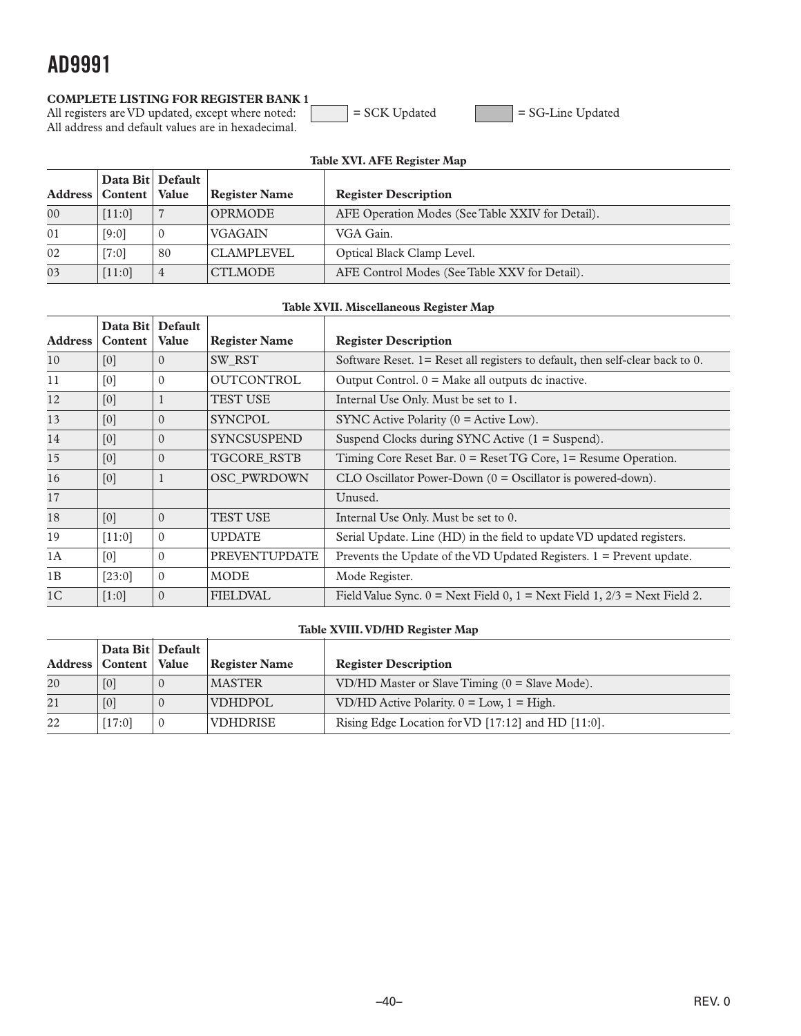**COMPLETE LISTING FOR REGISTER BANK 1**

All registers are VD updated, except where noted: [ ] = SCK Updated [ ] = SG-Line Updated

All address and default values are in hexadecimal.

**Table XVI. AFE Register Map**

| Address | Data Bit Content | Default Value | Register Name | Register Description |
|---|---|---|---|---|
| 00 | [11:0] | 7 | OPRMODE | AFE Operation Modes (See Table XXIV for Detail). |
| 01 | [9:0] | 0 | VGAGAIN | VGA Gain. |
| 02 | [7:0] | 80 | CLAMPLEVEL | Optical Black Clamp Level. |
| 03 | [11:0] | 4 | CTLMODE | AFE Control Modes (See Table XXV for Detail). |

**Table XVII. Miscellaneous Register Map**

| Address | Data Bit Content | Default Value | Register Name | Register Description |
|---|---|---|---|---|
| 10 | [0] | 0 | SW_RST | Software Reset. 1= Reset all registers to default, then self-clear back to 0. |
| 11 | [0] | 0 | OUTCONTROL | Output Control. 0 = Make all outputs dc inactive. |
| 12 | [0] | 1 | TEST USE | Internal Use Only. Must be set to 1. |
| 13 | [0] | 0 | SYNCPOL | SYNC Active Polarity (0 = Active Low). |
| 14 | [0] | 0 | SYNCSUSPEND | Suspend Clocks during SYNC Active (1 = Suspend). |
| 15 | [0] | 0 | TGCORE_RSTB | Timing Core Reset Bar. 0 = Reset TG Core, 1= Resume Operation. |
| 16 | [0] | 1 | OSC_PWRDOWN | CLO Oscillator Power-Down (0 = Oscillator is powered-down). |
| 17 | | | | Unused. |
| 18 | [0] | 0 | TEST USE | Internal Use Only. Must be set to 0. |
| 19 | [11:0] | 0 | UPDATE | Serial Update. Line (HD) in the field to update VD updated registers. |
| 1A | [0] | 0 | PREVENTUPDATE | Prevents the Update of the VD Updated Registers. 1 = Prevent update. |
| 1B | [23:0] | 0 | MODE | Mode Register. |
| 1C | [1:0] | 0 | FIELDVAL | Field Value Sync. 0 = Next Field 0, 1 = Next Field 1, 2/3 = Next Field 2. |

**Table XVIII. VD/HD Register Map**

| Address | Data Bit Content | Default Value | Register Name | Register Description |
|---|---|---|---|---|
| 20 | [0] | 0 | MASTER | VD/HD Master or Slave Timing (0 = Slave Mode). |
| 21 | [0] | 0 | VDHDPOL | VD/HD Active Polarity. 0 = Low, 1 = High. |
| 22 | [17:0] | 0 | VDHDRISE | Rising Edge Location for VD [17:12] and HD [11:0]. |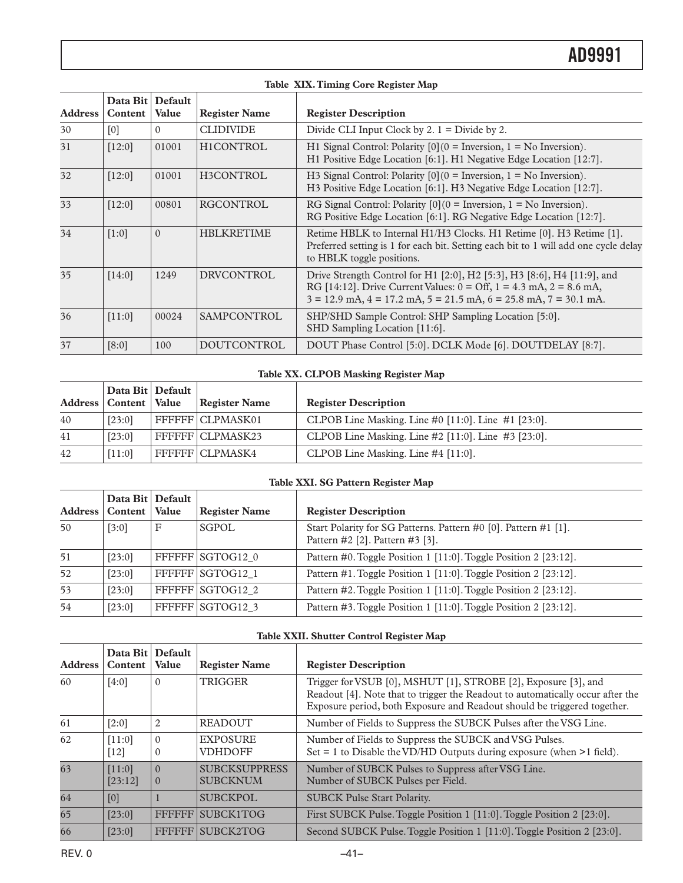**Table XIX. Timing Core Register Map**

| Address | Data Bit Content | Default Value | Register Name | Register Description |
|---|---|---|---|---|
| 30 | [0] | 0 | CLIDIVIDE | Divide CLI Input Clock by 2. 1 = Divide by 2. |
| 31 | [12:0] | 01001 | H1CONTROL | H1 Signal Control: Polarity [0](0 = Inversion, 1 = No Inversion). H1 Positive Edge Location [6:1]. H1 Negative Edge Location [12:7]. |
| 32 | [12:0] | 01001 | H3CONTROL | H3 Signal Control: Polarity [0](0 = Inversion, 1 = No Inversion). H3 Positive Edge Location [6:1]. H3 Negative Edge Location [12:7]. |
| 33 | [12:0] | 00801 | RGCONTROL | RG Signal Control: Polarity [0](0 = Inversion, 1 = No Inversion). RG Positive Edge Location [6:1]. RG Negative Edge Location [12:7]. |
| 34 | [1:0] | 0 | HBLKRETIME | Retime HBLK to Internal H1/H3 Clocks. H1 Retime [0]. H3 Retime [1]. Preferred setting is 1 for each bit. Setting each bit to 1 will add one cycle delay to HBLK toggle positions. |
| 35 | [14:0] | 1249 | DRVCONTROL | Drive Strength Control for H1 [2:0], H2 [5:3], H3 [8:6], H4 [11:9], and RG [14:12]. Drive Current Values: 0 = Off, 1 = 4.3 mA, 2 = 8.6 mA, 3 = 12.9 mA, 4 = 17.2 mA, 5 = 21.5 mA, 6 = 25.8 mA, 7 = 30.1 mA. |
| 36 | [11:0] | 00024 | SAMPCONTROL | SHP/SHD Sample Control: SHP Sampling Location [5:0]. SHD Sampling Location [11:6]. |
| 37 | [8:0] | 100 | DOUTCONTROL | DOUT Phase Control [5:0]. DCLK Mode [6]. DOUTDELAY [8:7]. |

**Table XX. CLPOB Masking Register Map**

| Address | Data Bit Content | Default Value | Register Name | Register Description |
|---|---|---|---|---|
| 40 | [23:0] | FFFFFF | CLPMASK01 | CLPOB Line Masking. Line #0 [11:0]. Line #1 [23:0]. |
| 41 | [23:0] | FFFFFF | CLPMASK23 | CLPOB Line Masking. Line #2 [11:0]. Line #3 [23:0]. |
| 42 | [11:0] | FFFFFF | CLPMASK4 | CLPOB Line Masking. Line #4 [11:0]. |

**Table XXI. SG Pattern Register Map**

| Address | Data Bit Content | Default Value | Register Name | Register Description |
|---|---|---|---|---|
| 50 | [3:0] | F | SGPOL | Start Polarity for SG Patterns. Pattern #0 [0]. Pattern #1 [1]. Pattern #2 [2]. Pattern #3 [3]. |
| 51 | [23:0] | FFFFFF | SGTOG12_0 | Pattern #0. Toggle Position 1 [11:0]. Toggle Position 2 [23:12]. |
| 52 | [23:0] | FFFFFF | SGTOG12_1 | Pattern #1. Toggle Position 1 [11:0]. Toggle Position 2 [23:12]. |
| 53 | [23:0] | FFFFFF | SGTOG12_2 | Pattern #2. Toggle Position 1 [11:0]. Toggle Position 2 [23:12]. |
| 54 | [23:0] | FFFFFF | SGTOG12_3 | Pattern #3. Toggle Position 1 [11:0]. Toggle Position 2 [23:12]. |

**Table XXII. Shutter Control Register Map**

| Address | Data Bit Content | Default Value | Register Name | Register Description |
|---|---|---|---|---|
| 60 | [4:0] | 0 | TRIGGER | Trigger for VSUB [0], MSHUT [1], STROBE [2], Exposure [3], and Readout [4]. Note that to trigger the Readout to automatically occur after the Exposure period, both Exposure and Readout should be triggered together. |
| 61 | [2:0] | 2 | READOUT | Number of Fields to Suppress the SUBCK Pulses after the VSG Line. |
| 62 | [11:0]<br>[12] | 0<br>0 | EXPOSURE<br>VDHDOFF | Number of Fields to Suppress the SUBCK and VSG Pulses.<br>Set = 1 to Disable the VD/HD Outputs during exposure (when >1 field). |
| 63 | [11:0]<br>[23:12] | 0<br>0 | SUBCKSUPPRESS<br>SUBCKNUM | Number of SUBCK Pulses to Suppress after VSG Line.<br>Number of SUBCK Pulses per Field. |
| 64 | [0] | 1 | SUBCKPOL | SUBCK Pulse Start Polarity. |
| 65 | [23:0] | FFFFFF | SUBCK1TOG | First SUBCK Pulse. Toggle Position 1 [11:0]. Toggle Position 2 [23:0]. |
| 66 | [23:0] | FFFFFF | SUBCK2TOG | Second SUBCK Pulse. Toggle Position 1 [11:0]. Toggle Position 2 [23:0]. |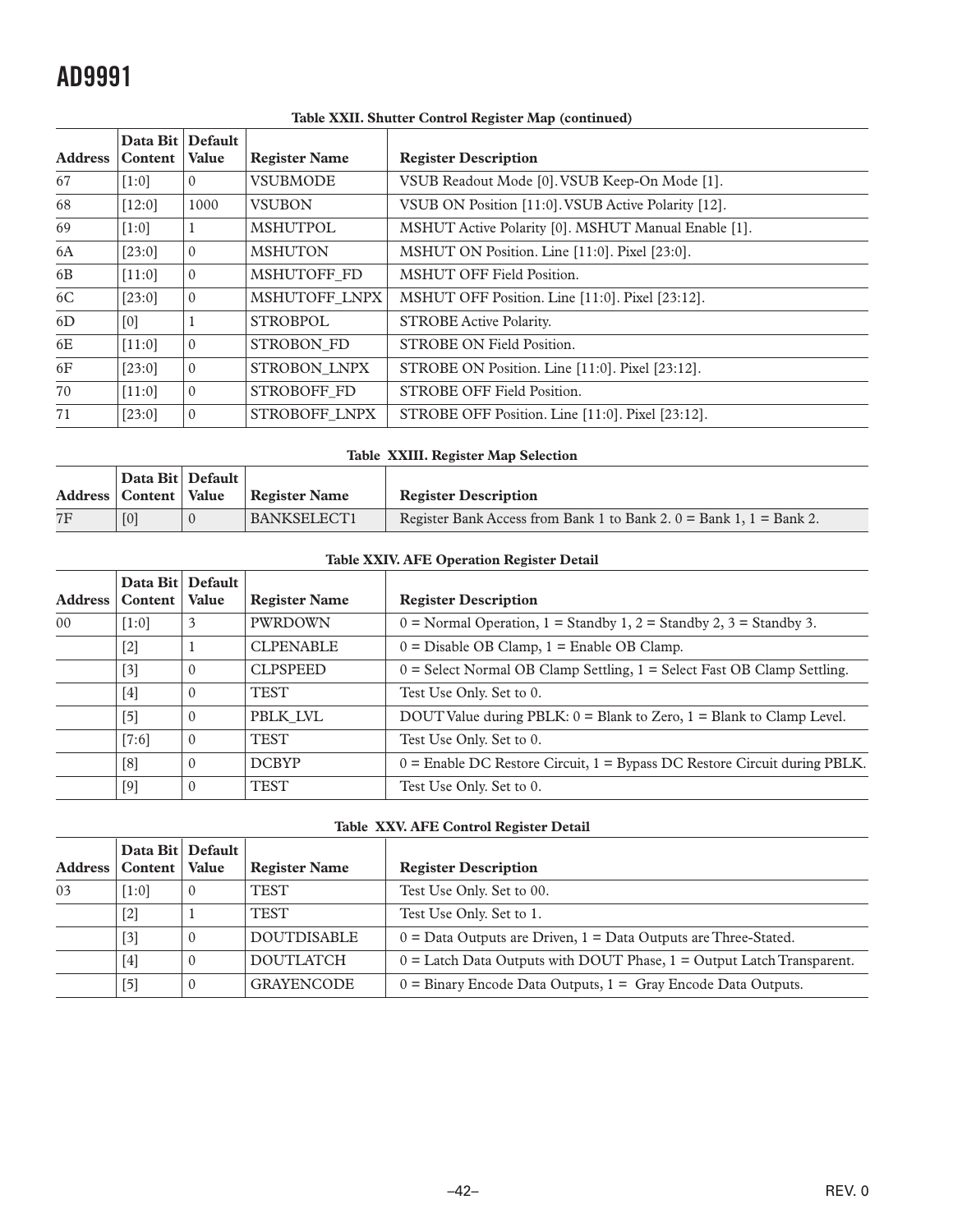**Table XXII. Shutter Control Register Map (continued)**

| Address | Data Bit Content | Default Value | Register Name | Register Description |
|---|---|---|---|---|
| 67 | [1:0] | 0 | VSUBMODE | VSUB Readout Mode [0]. VSUB Keep-On Mode [1]. |
| 68 | [12:0] | 1000 | VSUBON | VSUB ON Position [11:0]. VSUB Active Polarity [12]. |
| 69 | [1:0] | 1 | MSHUTPOL | MSHUT Active Polarity [0]. MSHUT Manual Enable [1]. |
| 6A | [23:0] | 0 | MSHUTON | MSHUT ON Position. Line [11:0]. Pixel [23:0]. |
| 6B | [11:0] | 0 | MSHUTOFF_FD | MSHUT OFF Field Position. |
| 6C | [23:0] | 0 | MSHUTOFF_LNPX | MSHUT OFF Position. Line [11:0]. Pixel [23:12]. |
| 6D | [0] | 1 | STROBPOL | STROBE Active Polarity. |
| 6E | [11:0] | 0 | STROBON_FD | STROBE ON Field Position. |
| 6F | [23:0] | 0 | STROBON_LNPX | STROBE ON Position. Line [11:0]. Pixel [23:12]. |
| 70 | [11:0] | 0 | STROBOFF_FD | STROBE OFF Field Position. |
| 71 | [23:0] | 0 | STROBOFF_LNPX | STROBE OFF Position. Line [11:0]. Pixel [23:12]. |

**Table XXIII. Register Map Selection**

| Address | Data Bit Content | Default Value | Register Name | Register Description |
|---|---|---|---|---|
| 7F | [0] | 0 | BANKSELECT1 | Register Bank Access from Bank 1 to Bank 2. 0 = Bank 1, 1 = Bank 2. |

**Table XXIV. AFE Operation Register Detail**

| Address | Data Bit Content | Default Value | Register Name | Register Description |
|---|---|---|---|---|
| 00 | [1:0] | 3 | PWRDOWN | 0 = Normal Operation, 1 = Standby 1, 2 = Standby 2, 3 = Standby 3. |
| | [2] | 1 | CLPENABLE | 0 = Disable OB Clamp, 1 = Enable OB Clamp. |
| | [3] | 0 | CLPSPEED | 0 = Select Normal OB Clamp Settling, 1 = Select Fast OB Clamp Settling. |
| | [4] | 0 | TEST | Test Use Only. Set to 0. |
| | [5] | 0 | PBLK_LVL | DOUT Value during PBLK: 0 = Blank to Zero, 1 = Blank to Clamp Level. |
| | [7:6] | 0 | TEST | Test Use Only. Set to 0. |
| | [8] | 0 | DCBYP | 0 = Enable DC Restore Circuit, 1 = Bypass DC Restore Circuit during PBLK. |
| | [9] | 0 | TEST | Test Use Only. Set to 0. |

**Table XXV. AFE Control Register Detail**

| Address | Data Bit Content | Default Value | Register Name | Register Description |
|---|---|---|---|---|
| 03 | [1:0] | 0 | TEST | Test Use Only. Set to 00. |
| | [2] | 1 | TEST | Test Use Only. Set to 1. |
| | [3] | 0 | DOUTDISABLE | 0 = Data Outputs are Driven, 1 = Data Outputs are Three-Stated. |
| | [4] | 0 | DOUTLATCH | 0 = Latch Data Outputs with DOUT Phase, 1 = Output Latch Transparent. |
| | [5] | 0 | GRAYENCODE | 0 = Binary Encode Data Outputs, 1 = Gray Encode Data Outputs. |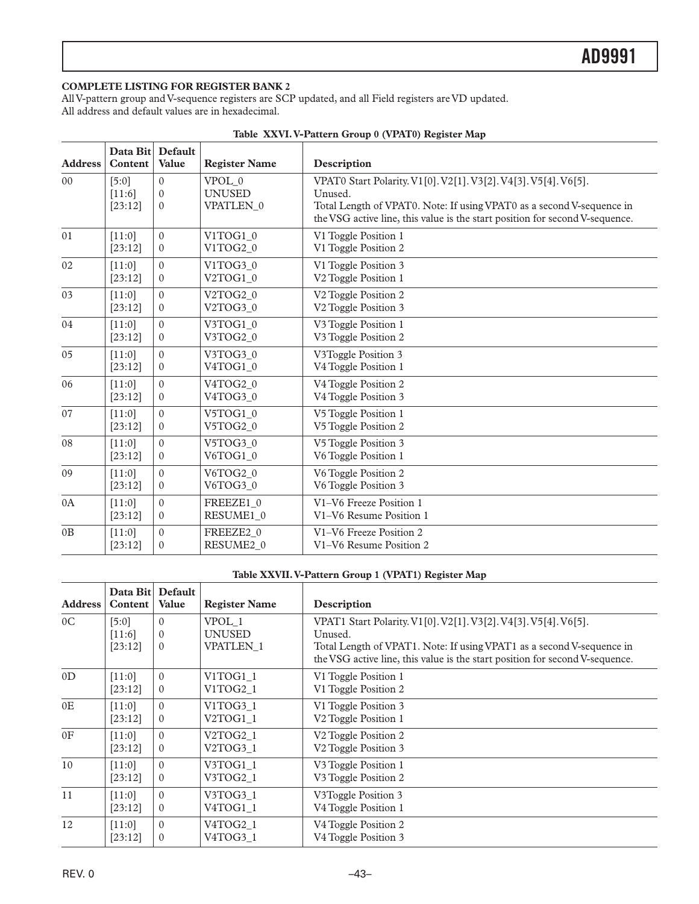### COMPLETE LISTING FOR REGISTER BANK 2

All V-pattern group and V-sequence registers are SCP updated, and all Field registers are VD updated.
All address and default values are in hexadecimal.

**Table XXVI. V-Pattern Group 0 (VPAT0) Register Map**

| Address | Data Bit Content | Default Value | Register Name | Description |
|---|---|---|---|---|
| 00 | [5:0]<br>[11:6]<br>[23:12] | 0<br>0<br>0 | VPOL_0<br>UNUSED<br>VPATLEN_0 | VPAT0 Start Polarity. V1[0]. V2[1]. V3[2]. V4[3]. V5[4]. V6[5].<br>Unused.<br>Total Length of VPAT0. Note: If using VPAT0 as a second V-sequence in the VSG active line, this value is the start position for second V-sequence. |
| 01 | [11:0]<br>[23:12] | 0<br>0 | V1TOG1_0<br>V1TOG2_0 | V1 Toggle Position 1<br>V1 Toggle Position 2 |
| 02 | [11:0]<br>[23:12] | 0<br>0 | V1TOG3_0<br>V2TOG1_0 | V1 Toggle Position 3<br>V2 Toggle Position 1 |
| 03 | [11:0]<br>[23:12] | 0<br>0 | V2TOG2_0<br>V2TOG3_0 | V2 Toggle Position 2<br>V2 Toggle Position 3 |
| 04 | [11:0]<br>[23:12] | 0<br>0 | V3TOG1_0<br>V3TOG2_0 | V3 Toggle Position 1<br>V3 Toggle Position 2 |
| 05 | [11:0]<br>[23:12] | 0<br>0 | V3TOG3_0<br>V4TOG1_0 | V3Toggle Position 3<br>V4 Toggle Position 1 |
| 06 | [11:0]<br>[23:12] | 0<br>0 | V4TOG2_0<br>V4TOG3_0 | V4 Toggle Position 2<br>V4 Toggle Position 3 |
| 07 | [11:0]<br>[23:12] | 0<br>0 | V5TOG1_0<br>V5TOG2_0 | V5 Toggle Position 1<br>V5 Toggle Position 2 |
| 08 | [11:0]<br>[23:12] | 0<br>0 | V5TOG3_0<br>V6TOG1_0 | V5 Toggle Position 3<br>V6 Toggle Position 1 |
| 09 | [11:0]<br>[23:12] | 0<br>0 | V6TOG2_0<br>V6TOG3_0 | V6 Toggle Position 2<br>V6 Toggle Position 3 |
| 0A | [11:0]<br>[23:12] | 0<br>0 | FREEZE1_0<br>RESUME1_0 | V1–V6 Freeze Position 1<br>V1–V6 Resume Position 1 |
| 0B | [11:0]<br>[23:12] | 0<br>0 | FREEZE2_0<br>RESUME2_0 | V1–V6 Freeze Position 2<br>V1–V6 Resume Position 2 |

**Table XXVII. V-Pattern Group 1 (VPAT1) Register Map**

| Address | Data Bit Content | Default Value | Register Name | Description |
|---|---|---|---|---|
| 0C | [5:0]<br>[11:6]<br>[23:12] | 0<br>0<br>0 | VPOL_1<br>UNUSED<br>VPATLEN_1 | VPAT1 Start Polarity. V1[0]. V2[1]. V3[2]. V4[3]. V5[4]. V6[5].<br>Unused.<br>Total Length of VPAT1. Note: If using VPAT1 as a second V-sequence in the VSG active line, this value is the start position for second V-sequence. |
| 0D | [11:0]<br>[23:12] | 0<br>0 | V1TOG1_1<br>V1TOG2_1 | V1 Toggle Position 1<br>V1 Toggle Position 2 |
| 0E | [11:0]<br>[23:12] | 0<br>0 | V1TOG3_1<br>V2TOG1_1 | V1 Toggle Position 3<br>V2 Toggle Position 1 |
| 0F | [11:0]<br>[23:12] | 0<br>0 | V2TOG2_1<br>V2TOG3_1 | V2 Toggle Position 2<br>V2 Toggle Position 3 |
| 10 | [11:0]<br>[23:12] | 0<br>0 | V3TOG1_1<br>V3TOG2_1 | V3 Toggle Position 1<br>V3 Toggle Position 2 |
| 11 | [11:0]<br>[23:12] | 0<br>0 | V3TOG3_1<br>V4TOG1_1 | V3Toggle Position 3<br>V4 Toggle Position 1 |
| 12 | [11:0]<br>[23:12] | 0<br>0 | V4TOG2_1<br>V4TOG3_1 | V4 Toggle Position 2<br>V4 Toggle Position 3 |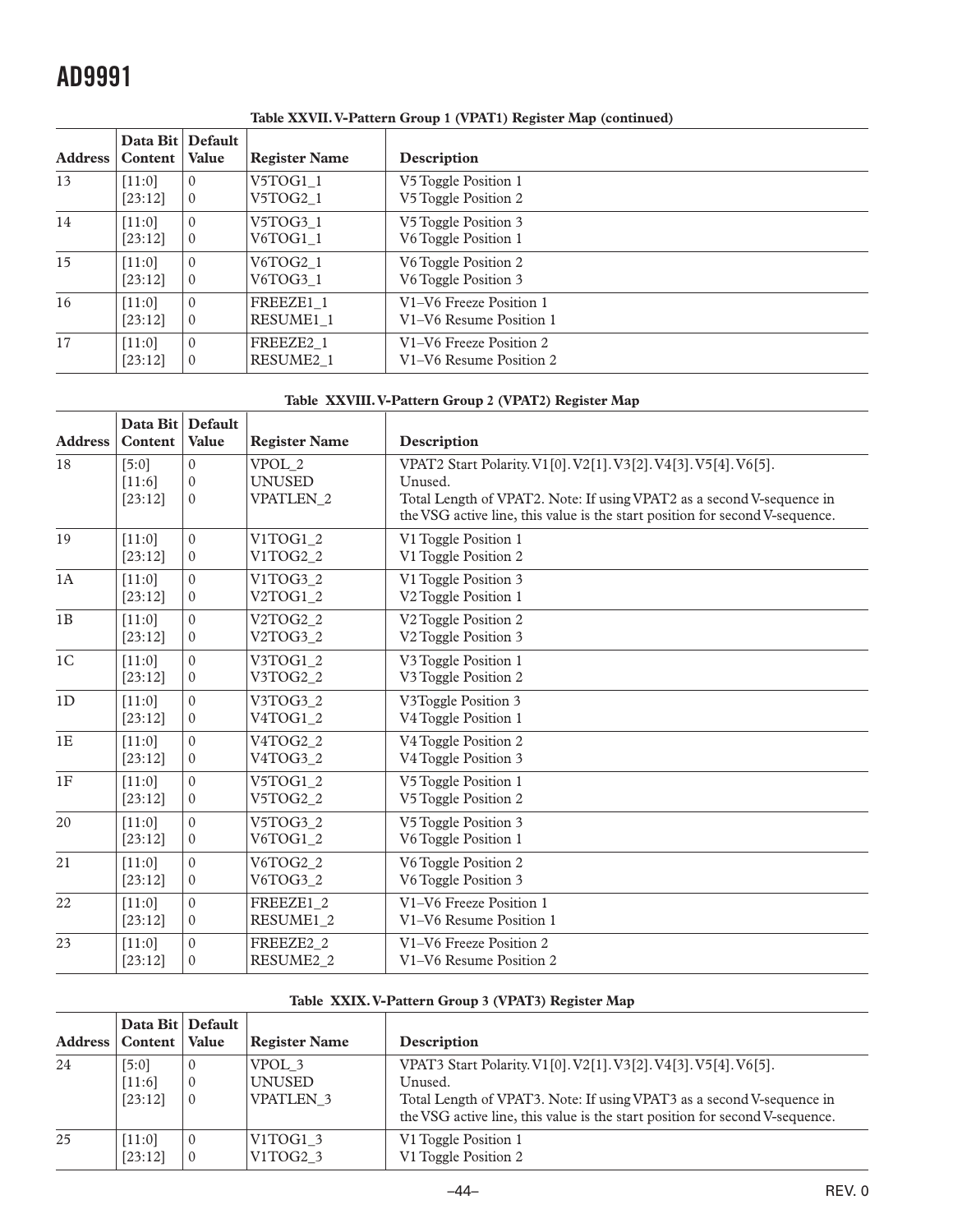**Table XXVII. V-Pattern Group 1 (VPAT1) Register Map (continued)**

| Address | Data Bit Content | Default Value | Register Name | Description |
|---|---|---|---|---|
| 13 | [11:0]<br>[23:12] | 0<br>0 | V5TOG1_1<br>V5TOG2_1 | V5 Toggle Position 1<br>V5 Toggle Position 2 |
| 14 | [11:0]<br>[23:12] | 0<br>0 | V5TOG3_1<br>V6TOG1_1 | V5 Toggle Position 3<br>V6 Toggle Position 1 |
| 15 | [11:0]<br>[23:12] | 0<br>0 | V6TOG2_1<br>V6TOG3_1 | V6 Toggle Position 2<br>V6 Toggle Position 3 |
| 16 | [11:0]<br>[23:12] | 0<br>0 | FREEZE1_1<br>RESUME1_1 | V1–V6 Freeze Position 1<br>V1–V6 Resume Position 1 |
| 17 | [11:0]<br>[23:12] | 0<br>0 | FREEZE2_1<br>RESUME2_1 | V1–V6 Freeze Position 2<br>V1–V6 Resume Position 2 |

**Table XXVIII. V-Pattern Group 2 (VPAT2) Register Map**

| Address | Data Bit Content | Default Value | Register Name | Description |
|---|---|---|---|---|
| 18 | [5:0]<br>[11:6]<br>[23:12] | 0<br>0<br>0 | VPOL_2<br>UNUSED<br>VPATLEN_2 | VPAT2 Start Polarity. V1[0]. V2[1]. V3[2]. V4[3]. V5[4]. V6[5].<br>Unused.<br>Total Length of VPAT2. Note: If using VPAT2 as a second V-sequence in the VSG active line, this value is the start position for second V-sequence. |
| 19 | [11:0]<br>[23:12] | 0<br>0 | V1TOG1_2<br>V1TOG2_2 | V1 Toggle Position 1<br>V1 Toggle Position 2 |
| 1A | [11:0]<br>[23:12] | 0<br>0 | V1TOG3_2<br>V2TOG1_2 | V1 Toggle Position 3<br>V2 Toggle Position 1 |
| 1B | [11:0]<br>[23:12] | 0<br>0 | V2TOG2_2<br>V2TOG3_2 | V2 Toggle Position 2<br>V2 Toggle Position 3 |
| 1C | [11:0]<br>[23:12] | 0<br>0 | V3TOG1_2<br>V3TOG2_2 | V3 Toggle Position 1<br>V3 Toggle Position 2 |
| 1D | [11:0]<br>[23:12] | 0<br>0 | V3TOG3_2<br>V4TOG1_2 | V3Toggle Position 3<br>V4 Toggle Position 1 |
| 1E | [11:0]<br>[23:12] | 0<br>0 | V4TOG2_2<br>V4TOG3_2 | V4 Toggle Position 2<br>V4 Toggle Position 3 |
| 1F | [11:0]<br>[23:12] | 0<br>0 | V5TOG1_2<br>V5TOG2_2 | V5 Toggle Position 1<br>V5 Toggle Position 2 |
| 20 | [11:0]<br>[23:12] | 0<br>0 | V5TOG3_2<br>V6TOG1_2 | V5 Toggle Position 3<br>V6 Toggle Position 1 |
| 21 | [11:0]<br>[23:12] | 0<br>0 | V6TOG2_2<br>V6TOG3_2 | V6 Toggle Position 2<br>V6 Toggle Position 3 |
| 22 | [11:0]<br>[23:12] | 0<br>0 | FREEZE1_2<br>RESUME1_2 | V1–V6 Freeze Position 1<br>V1–V6 Resume Position 1 |
| 23 | [11:0]<br>[23:12] | 0<br>0 | FREEZE2_2<br>RESUME2_2 | V1–V6 Freeze Position 2<br>V1–V6 Resume Position 2 |

**Table XXIX. V-Pattern Group 3 (VPAT3) Register Map**

| Address | Data Bit Content | Default Value | Register Name | Description |
|---|---|---|---|---|
| 24 | [5:0]<br>[11:6]<br>[23:12] | 0<br>0<br>0 | VPOL_3<br>UNUSED<br>VPATLEN_3 | VPAT3 Start Polarity. V1[0]. V2[1]. V3[2]. V4[3]. V5[4]. V6[5].<br>Unused.<br>Total Length of VPAT3. Note: If using VPAT3 as a second V-sequence in the VSG active line, this value is the start position for second V-sequence. |
| 25 | [11:0]<br>[23:12] | 0<br>0 | V1TOG1_3<br>V1TOG2_3 | V1 Toggle Position 1<br>V1 Toggle Position 2 |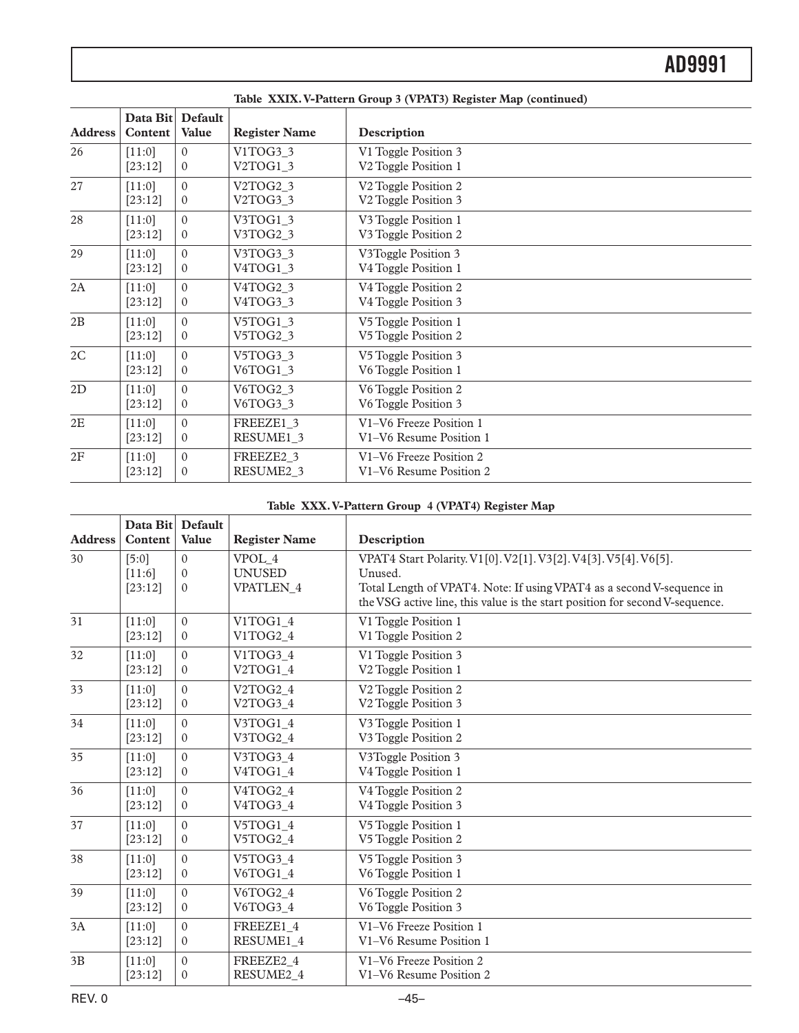**Table XXIX. V-Pattern Group 3 (VPAT3) Register Map (continued)**

| Address | Data Bit Content | Default Value | Register Name | Description |
|---|---|---|---|---|
| 26 | [11:0]<br>[23:12] | 0<br>0 | V1TOG3_3<br>V2TOG1_3 | V1 Toggle Position 3<br>V2 Toggle Position 1 |
| 27 | [11:0]<br>[23:12] | 0<br>0 | V2TOG2_3<br>V2TOG3_3 | V2 Toggle Position 2<br>V2 Toggle Position 3 |
| 28 | [11:0]<br>[23:12] | 0<br>0 | V3TOG1_3<br>V3TOG2_3 | V3 Toggle Position 1<br>V3 Toggle Position 2 |
| 29 | [11:0]<br>[23:12] | 0<br>0 | V3TOG3_3<br>V4TOG1_3 | V3Toggle Position 3<br>V4 Toggle Position 1 |
| 2A | [11:0]<br>[23:12] | 0<br>0 | V4TOG2_3<br>V4TOG3_3 | V4 Toggle Position 2<br>V4 Toggle Position 3 |
| 2B | [11:0]<br>[23:12] | 0<br>0 | V5TOG1_3<br>V5TOG2_3 | V5 Toggle Position 1<br>V5 Toggle Position 2 |
| 2C | [11:0]<br>[23:12] | 0<br>0 | V5TOG3_3<br>V6TOG1_3 | V5 Toggle Position 3<br>V6 Toggle Position 1 |
| 2D | [11:0]<br>[23:12] | 0<br>0 | V6TOG2_3<br>V6TOG3_3 | V6 Toggle Position 2<br>V6 Toggle Position 3 |
| 2E | [11:0]<br>[23:12] | 0<br>0 | FREEZE1_3<br>RESUME1_3 | V1–V6 Freeze Position 1<br>V1–V6 Resume Position 1 |
| 2F | [11:0]<br>[23:12] | 0<br>0 | FREEZE2_3<br>RESUME2_3 | V1–V6 Freeze Position 2<br>V1–V6 Resume Position 2 |

**Table XXX. V-Pattern Group 4 (VPAT4) Register Map**

| Address | Data Bit Content | Default Value | Register Name | Description |
|---|---|---|---|---|
| 30 | [5:0]<br>[11:6]<br>[23:12] | 0<br>0<br>0 | VPOL_4<br>UNUSED<br>VPATLEN_4 | VPAT4 Start Polarity. V1[0]. V2[1]. V3[2]. V4[3]. V5[4]. V6[5].<br>Unused.<br>Total Length of VPAT4. Note: If using VPAT4 as a second V-sequence in the VSG active line, this value is the start position for second V-sequence. |
| 31 | [11:0]<br>[23:12] | 0<br>0 | V1TOG1_4<br>V1TOG2_4 | V1 Toggle Position 1<br>V1 Toggle Position 2 |
| 32 | [11:0]<br>[23:12] | 0<br>0 | V1TOG3_4<br>V2TOG1_4 | V1 Toggle Position 3<br>V2 Toggle Position 1 |
| 33 | [11:0]<br>[23:12] | 0<br>0 | V2TOG2_4<br>V2TOG3_4 | V2 Toggle Position 2<br>V2 Toggle Position 3 |
| 34 | [11:0]<br>[23:12] | 0<br>0 | V3TOG1_4<br>V3TOG2_4 | V3 Toggle Position 1<br>V3 Toggle Position 2 |
| 35 | [11:0]<br>[23:12] | 0<br>0 | V3TOG3_4<br>V4TOG1_4 | V3Toggle Position 3<br>V4 Toggle Position 1 |
| 36 | [11:0]<br>[23:12] | 0<br>0 | V4TOG2_4<br>V4TOG3_4 | V4 Toggle Position 2<br>V4 Toggle Position 3 |
| 37 | [11:0]<br>[23:12] | 0<br>0 | V5TOG1_4<br>V5TOG2_4 | V5 Toggle Position 1<br>V5 Toggle Position 2 |
| 38 | [11:0]<br>[23:12] | 0<br>0 | V5TOG3_4<br>V6TOG1_4 | V5 Toggle Position 3<br>V6 Toggle Position 1 |
| 39 | [11:0]<br>[23:12] | 0<br>0 | V6TOG2_4<br>V6TOG3_4 | V6 Toggle Position 2<br>V6 Toggle Position 3 |
| 3A | [11:0]<br>[23:12] | 0<br>0 | FREEZE1_4<br>RESUME1_4 | V1–V6 Freeze Position 1<br>V1–V6 Resume Position 1 |
| 3B | [11:0]<br>[23:12] | 0<br>0 | FREEZE2_4<br>RESUME2_4 | V1–V6 Freeze Position 2<br>V1–V6 Resume Position 2 |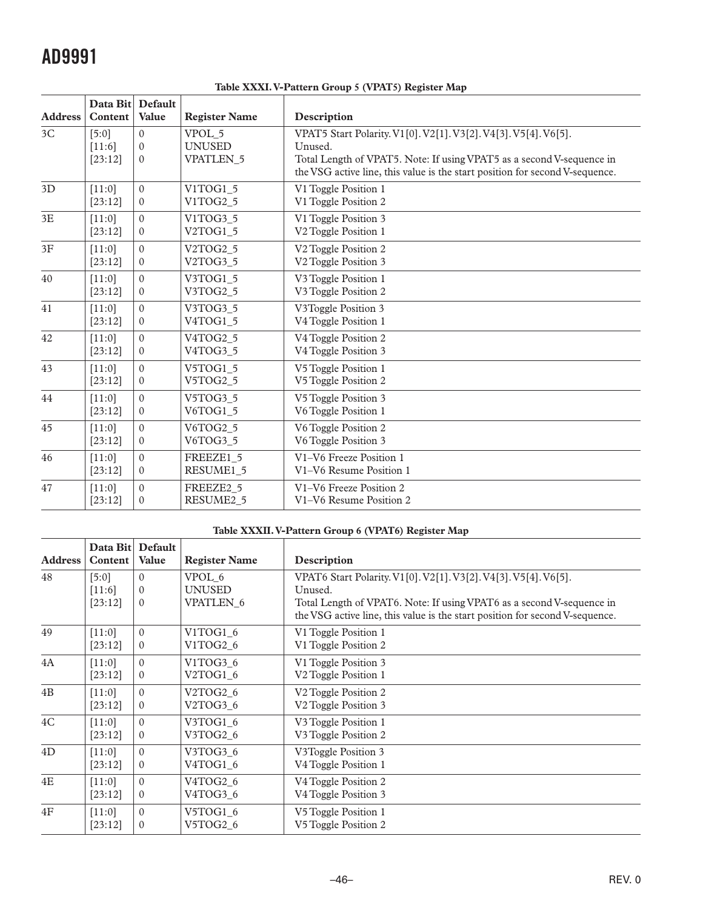**Table XXXI. V-Pattern Group 5 (VPAT5) Register Map**

| Address | Data Bit Content | Default Value | Register Name | Description |
|---|---|---|---|---|
| 3C | [5:0] | 0 | VPOL_5 | VPAT5 Start Polarity. V1[0]. V2[1]. V3[2]. V4[3]. V5[4]. V6[5]. |
| | [11:6] | 0 | UNUSED | Unused. |
| | [23:12] | 0 | VPATLEN_5 | Total Length of VPAT5. Note: If using VPAT5 as a second V-sequence in the VSG active line, this value is the start position for second V-sequence. |
| 3D | [11:0] | 0 | V1TOG1_5 | V1 Toggle Position 1 |
| | [23:12] | 0 | V1TOG2_5 | V1 Toggle Position 2 |
| 3E | [11:0] | 0 | V1TOG3_5 | V1 Toggle Position 3 |
| | [23:12] | 0 | V2TOG1_5 | V2 Toggle Position 1 |
| 3F | [11:0] | 0 | V2TOG2_5 | V2 Toggle Position 2 |
| | [23:12] | 0 | V2TOG3_5 | V2 Toggle Position 3 |
| 40 | [11:0] | 0 | V3TOG1_5 | V3 Toggle Position 1 |
| | [23:12] | 0 | V3TOG2_5 | V3 Toggle Position 2 |
| 41 | [11:0] | 0 | V3TOG3_5 | V3Toggle Position 3 |
| | [23:12] | 0 | V4TOG1_5 | V4 Toggle Position 1 |
| 42 | [11:0] | 0 | V4TOG2_5 | V4 Toggle Position 2 |
| | [23:12] | 0 | V4TOG3_5 | V4 Toggle Position 3 |
| 43 | [11:0] | 0 | V5TOG1_5 | V5 Toggle Position 1 |
| | [23:12] | 0 | V5TOG2_5 | V5 Toggle Position 2 |
| 44 | [11:0] | 0 | V5TOG3_5 | V5 Toggle Position 3 |
| | [23:12] | 0 | V6TOG1_5 | V6 Toggle Position 1 |
| 45 | [11:0] | 0 | V6TOG2_5 | V6 Toggle Position 2 |
| | [23:12] | 0 | V6TOG3_5 | V6 Toggle Position 3 |
| 46 | [11:0] | 0 | FREEZE1_5 | V1–V6 Freeze Position 1 |
| | [23:12] | 0 | RESUME1_5 | V1–V6 Resume Position 1 |
| 47 | [11:0] | 0 | FREEZE2_5 | V1–V6 Freeze Position 2 |
| | [23:12] | 0 | RESUME2_5 | V1–V6 Resume Position 2 |

**Table XXXII. V-Pattern Group 6 (VPAT6) Register Map**

| Address | Data Bit Content | Default Value | Register Name | Description |
|---|---|---|---|---|
| 48 | [5:0] | 0 | VPOL_6 | VPAT6 Start Polarity. V1[0]. V2[1]. V3[2]. V4[3]. V5[4]. V6[5]. |
| | [11:6] | 0 | UNUSED | Unused. |
| | [23:12] | 0 | VPATLEN_6 | Total Length of VPAT6. Note: If using VPAT6 as a second V-sequence in the VSG active line, this value is the start position for second V-sequence. |
| 49 | [11:0] | 0 | V1TOG1_6 | V1 Toggle Position 1 |
| | [23:12] | 0 | V1TOG2_6 | V1 Toggle Position 2 |
| 4A | [11:0] | 0 | V1TOG3_6 | V1 Toggle Position 3 |
| | [23:12] | 0 | V2TOG1_6 | V2 Toggle Position 1 |
| 4B | [11:0] | 0 | V2TOG2_6 | V2 Toggle Position 2 |
| | [23:12] | 0 | V2TOG3_6 | V2 Toggle Position 3 |
| 4C | [11:0] | 0 | V3TOG1_6 | V3 Toggle Position 1 |
| | [23:12] | 0 | V3TOG2_6 | V3 Toggle Position 2 |
| 4D | [11:0] | 0 | V3TOG3_6 | V3Toggle Position 3 |
| | [23:12] | 0 | V4TOG1_6 | V4 Toggle Position 1 |
| 4E | [11:0] | 0 | V4TOG2_6 | V4 Toggle Position 2 |
| | [23:12] | 0 | V4TOG3_6 | V4 Toggle Position 3 |
| 4F | [11:0] | 0 | V5TOG1_6 | V5 Toggle Position 1 |
| | [23:12] | 0 | V5TOG2_6 | V5 Toggle Position 2 |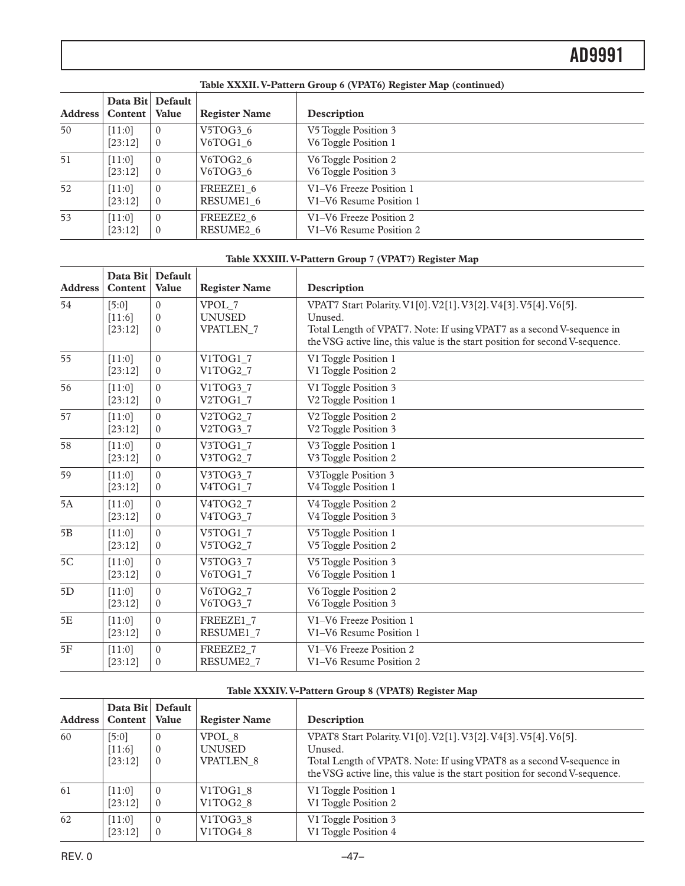**Table XXXII. V-Pattern Group 6 (VPAT6) Register Map (continued)**

| Address | Data Bit Content | Default Value | Register Name | Description |
|---|---|---|---|---|
| 50 | [11:0]<br>[23:12] | 0<br>0 | V5TOG3_6<br>V6TOG1_6 | V5 Toggle Position 3<br>V6 Toggle Position 1 |
| 51 | [11:0]<br>[23:12] | 0<br>0 | V6TOG2_6<br>V6TOG3_6 | V6 Toggle Position 2<br>V6 Toggle Position 3 |
| 52 | [11:0]<br>[23:12] | 0<br>0 | FREEZE1_6<br>RESUME1_6 | V1–V6 Freeze Position 1<br>V1–V6 Resume Position 1 |
| 53 | [11:0]<br>[23:12] | 0<br>0 | FREEZE2_6<br>RESUME2_6 | V1–V6 Freeze Position 2<br>V1–V6 Resume Position 2 |

**Table XXXIII. V-Pattern Group 7 (VPAT7) Register Map**

| Address | Data Bit Content | Default Value | Register Name | Description |
|---|---|---|---|---|
| 54 | [5:0]<br>[11:6]<br>[23:12] | 0<br>0<br>0 | VPOL_7<br>UNUSED<br>VPATLEN_7 | VPAT7 Start Polarity. V1[0]. V2[1]. V3[2]. V4[3]. V5[4]. V6[5].<br>Unused.<br>Total Length of VPAT7. Note: If using VPAT7 as a second V-sequence in the VSG active line, this value is the start position for second V-sequence. |
| 55 | [11:0]<br>[23:12] | 0<br>0 | V1TOG1_7<br>V1TOG2_7 | V1 Toggle Position 1<br>V1 Toggle Position 2 |
| 56 | [11:0]<br>[23:12] | 0<br>0 | V1TOG3_7<br>V2TOG1_7 | V1 Toggle Position 3<br>V2 Toggle Position 1 |
| 57 | [11:0]<br>[23:12] | 0<br>0 | V2TOG2_7<br>V2TOG3_7 | V2 Toggle Position 2<br>V2 Toggle Position 3 |
| 58 | [11:0]<br>[23:12] | 0<br>0 | V3TOG1_7<br>V3TOG2_7 | V3 Toggle Position 1<br>V3 Toggle Position 2 |
| 59 | [11:0]<br>[23:12] | 0<br>0 | V3TOG3_7<br>V4TOG1_7 | V3Toggle Position 3<br>V4 Toggle Position 1 |
| 5A | [11:0]<br>[23:12] | 0<br>0 | V4TOG2_7<br>V4TOG3_7 | V4 Toggle Position 2<br>V4 Toggle Position 3 |
| 5B | [11:0]<br>[23:12] | 0<br>0 | V5TOG1_7<br>V5TOG2_7 | V5 Toggle Position 1<br>V5 Toggle Position 2 |
| 5C | [11:0]<br>[23:12] | 0<br>0 | V5TOG3_7<br>V6TOG1_7 | V5 Toggle Position 3<br>V6 Toggle Position 1 |
| 5D | [11:0]<br>[23:12] | 0<br>0 | V6TOG2_7<br>V6TOG3_7 | V6 Toggle Position 2<br>V6 Toggle Position 3 |
| 5E | [11:0]<br>[23:12] | 0<br>0 | FREEZE1_7<br>RESUME1_7 | V1–V6 Freeze Position 1<br>V1–V6 Resume Position 1 |
| 5F | [11:0]<br>[23:12] | 0<br>0 | FREEZE2_7<br>RESUME2_7 | V1–V6 Freeze Position 2<br>V1–V6 Resume Position 2 |

**Table XXXIV. V-Pattern Group 8 (VPAT8) Register Map**

| Address | Data Bit Content | Default Value | Register Name | Description |
|---|---|---|---|---|
| 60 | [5:0]<br>[11:6]<br>[23:12] | 0<br>0<br>0 | VPOL_8<br>UNUSED<br>VPATLEN_8 | VPAT8 Start Polarity. V1[0]. V2[1]. V3[2]. V4[3]. V5[4]. V6[5].<br>Unused.<br>Total Length of VPAT8. Note: If using VPAT8 as a second V-sequence in the VSG active line, this value is the start position for second V-sequence. |
| 61 | [11:0]<br>[23:12] | 0<br>0 | V1TOG1_8<br>V1TOG2_8 | V1 Toggle Position 1<br>V1 Toggle Position 2 |
| 62 | [11:0]<br>[23:12] | 0<br>0 | V1TOG3_8<br>V1TOG4_8 | V1 Toggle Position 3<br>V1 Toggle Position 4 |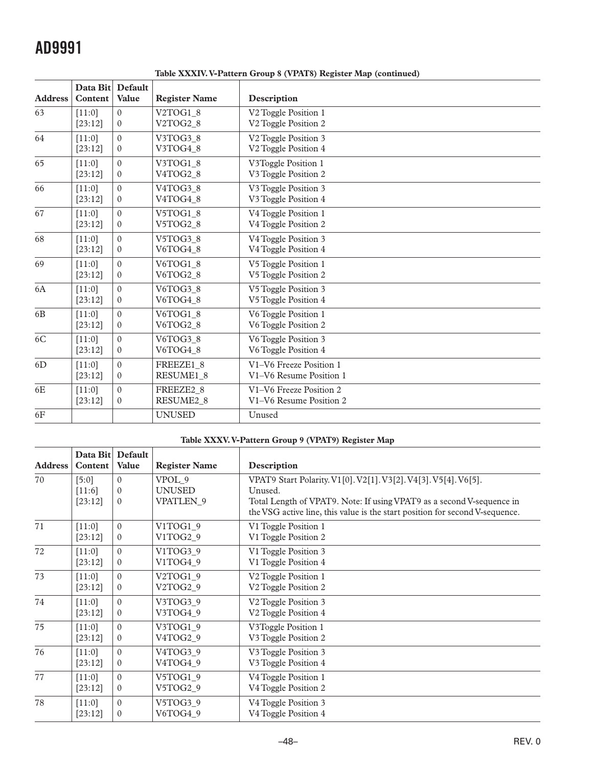**Table XXXIV. V-Pattern Group 8 (VPAT8) Register Map (continued)**

| Address | Data Bit Content | Default Value | Register Name | Description |
|---|---|---|---|---|
| 63 | [11:0]<br>[23:12] | 0<br>0 | V2TOG1_8<br>V2TOG2_8 | V2 Toggle Position 1<br>V2 Toggle Position 2 |
| 64 | [11:0]<br>[23:12] | 0<br>0 | V3TOG3_8<br>V3TOG4_8 | V2 Toggle Position 3<br>V2 Toggle Position 4 |
| 65 | [11:0]<br>[23:12] | 0<br>0 | V3TOG1_8<br>V4TOG2_8 | V3Toggle Position 1<br>V3 Toggle Position 2 |
| 66 | [11:0]<br>[23:12] | 0<br>0 | V4TOG3_8<br>V4TOG4_8 | V3 Toggle Position 3<br>V3 Toggle Position 4 |
| 67 | [11:0]<br>[23:12] | 0<br>0 | V5TOG1_8<br>V5TOG2_8 | V4 Toggle Position 1<br>V4 Toggle Position 2 |
| 68 | [11:0]<br>[23:12] | 0<br>0 | V5TOG3_8<br>V6TOG4_8 | V4 Toggle Position 3<br>V4 Toggle Position 4 |
| 69 | [11:0]<br>[23:12] | 0<br>0 | V6TOG1_8<br>V6TOG2_8 | V5 Toggle Position 1<br>V5 Toggle Position 2 |
| 6A | [11:0]<br>[23:12] | 0<br>0 | V6TOG3_8<br>V6TOG4_8 | V5 Toggle Position 3<br>V5 Toggle Position 4 |
| 6B | [11:0]<br>[23:12] | 0<br>0 | V6TOG1_8<br>V6TOG2_8 | V6 Toggle Position 1<br>V6 Toggle Position 2 |
| 6C | [11:0]<br>[23:12] | 0<br>0 | V6TOG3_8<br>V6TOG4_8 | V6 Toggle Position 3<br>V6 Toggle Position 4 |
| 6D | [11:0]<br>[23:12] | 0<br>0 | FREEZE1_8<br>RESUME1_8 | V1–V6 Freeze Position 1<br>V1–V6 Resume Position 1 |
| 6E | [11:0]<br>[23:12] | 0<br>0 | FREEZE2_8<br>RESUME2_8 | V1–V6 Freeze Position 2<br>V1–V6 Resume Position 2 |
| 6F | | | UNUSED | Unused |

**Table XXXV. V-Pattern Group 9 (VPAT9) Register Map**

| Address | Data Bit Content | Default Value | Register Name | Description |
|---|---|---|---|---|
| 70 | [5:0]<br>[11:6]<br>[23:12] | 0<br>0<br>0 | VPOL_9<br>UNUSED<br>VPATLEN_9 | VPAT9 Start Polarity. V1[0]. V2[1]. V3[2]. V4[3]. V5[4]. V6[5].<br>Unused.<br>Total Length of VPAT9. Note: If using VPAT9 as a second V-sequence in the VSG active line, this value is the start position for second V-sequence. |
| 71 | [11:0]<br>[23:12] | 0<br>0 | V1TOG1_9<br>V1TOG2_9 | V1 Toggle Position 1<br>V1 Toggle Position 2 |
| 72 | [11:0]<br>[23:12] | 0<br>0 | V1TOG3_9<br>V1TOG4_9 | V1 Toggle Position 3<br>V1 Toggle Position 4 |
| 73 | [11:0]<br>[23:12] | 0<br>0 | V2TOG1_9<br>V2TOG2_9 | V2 Toggle Position 1<br>V2 Toggle Position 2 |
| 74 | [11:0]<br>[23:12] | 0<br>0 | V3TOG3_9<br>V3TOG4_9 | V2 Toggle Position 3<br>V2 Toggle Position 4 |
| 75 | [11:0]<br>[23:12] | 0<br>0 | V3TOG1_9<br>V4TOG2_9 | V3Toggle Position 1<br>V3 Toggle Position 2 |
| 76 | [11:0]<br>[23:12] | 0<br>0 | V4TOG3_9<br>V4TOG4_9 | V3 Toggle Position 3<br>V3 Toggle Position 4 |
| 77 | [11:0]<br>[23:12] | 0<br>0 | V5TOG1_9<br>V5TOG2_9 | V4 Toggle Position 1<br>V4 Toggle Position 2 |
| 78 | [11:0]<br>[23:12] | 0<br>0 | V5TOG3_9<br>V6TOG4_9 | V4 Toggle Position 3<br>V4 Toggle Position 4 |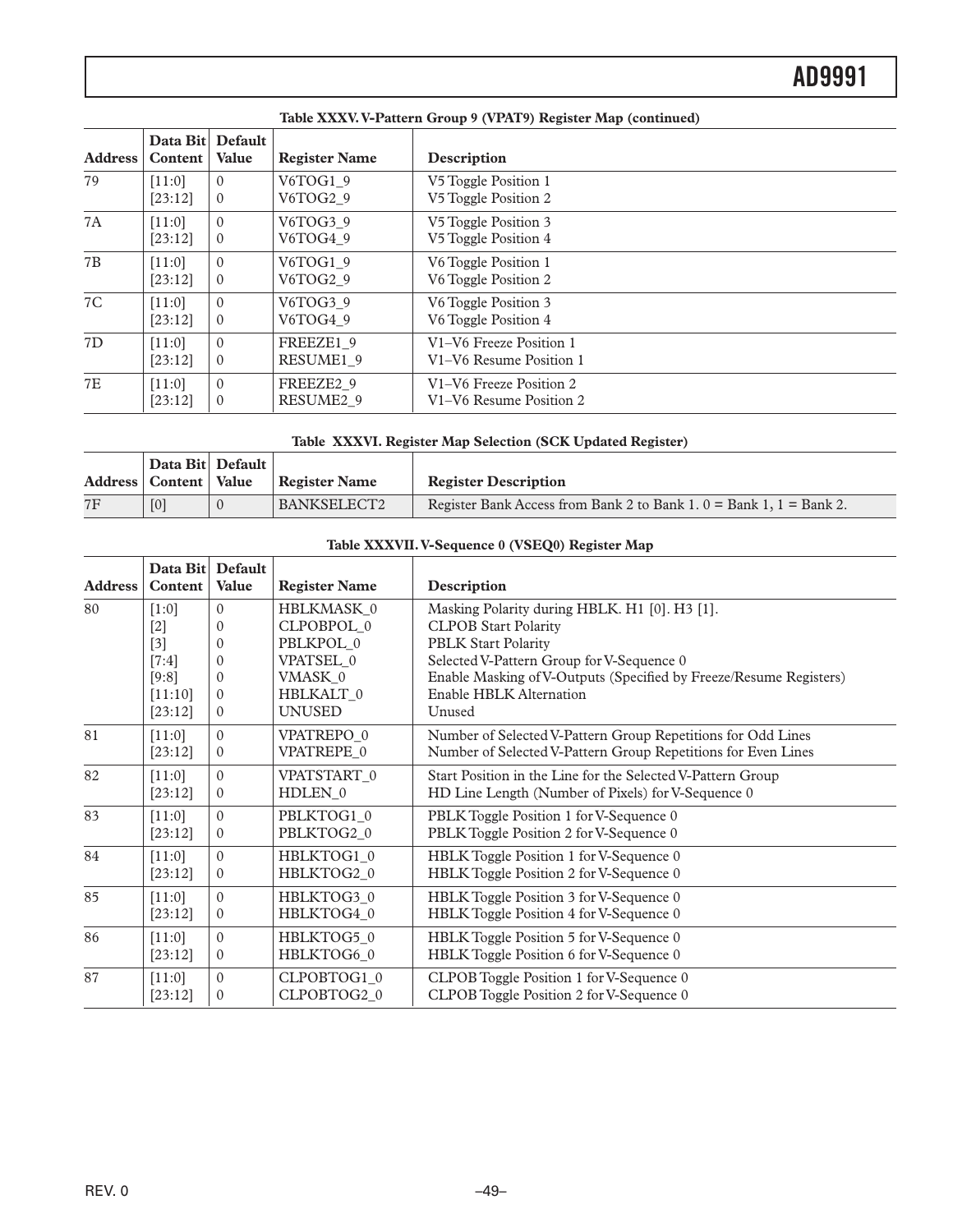**Table XXXV. V-Pattern Group 9 (VPAT9) Register Map (continued)**

| Address | Data Bit Content | Default Value | Register Name | Description |
|---|---|---|---|---|
| 79 | [11:0]<br>[23:12] | 0<br>0 | V6TOG1_9<br>V6TOG2_9 | V5 Toggle Position 1<br>V5 Toggle Position 2 |
| 7A | [11:0]<br>[23:12] | 0<br>0 | V6TOG3_9<br>V6TOG4_9 | V5 Toggle Position 3<br>V5 Toggle Position 4 |
| 7B | [11:0]<br>[23:12] | 0<br>0 | V6TOG1_9<br>V6TOG2_9 | V6 Toggle Position 1<br>V6 Toggle Position 2 |
| 7C | [11:0]<br>[23:12] | 0<br>0 | V6TOG3_9<br>V6TOG4_9 | V6 Toggle Position 3<br>V6 Toggle Position 4 |
| 7D | [11:0]<br>[23:12] | 0<br>0 | FREEZE1_9<br>RESUME1_9 | V1–V6 Freeze Position 1<br>V1–V6 Resume Position 1 |
| 7E | [11:0]<br>[23:12] | 0<br>0 | FREEZE2_9<br>RESUME2_9 | V1–V6 Freeze Position 2<br>V1–V6 Resume Position 2 |

**Table XXXVI. Register Map Selection (SCK Updated Register)**

| Address | Data Bit Content | Default Value | Register Name | Register Description |
|---|---|---|---|---|
| 7F | [0] | 0 | BANKSELECT2 | Register Bank Access from Bank 2 to Bank 1. 0 = Bank 1, 1 = Bank 2. |

**Table XXXVII. V-Sequence 0 (VSEQ0) Register Map**

| Address | Data Bit Content | Default Value | Register Name | Description |
|---|---|---|---|---|
| 80 | [1:0]<br>[2]<br>[3]<br>[7:4]<br>[9:8]<br>[11:10]<br>[23:12] | 0<br>0<br>0<br>0<br>0<br>0<br>0 | HBLKMASK_0<br>CLPOBPOL_0<br>PBLKPOL_0<br>VPATSEL_0<br>VMASK_0<br>HBLKALT_0<br>UNUSED | Masking Polarity during HBLK. H1 [0]. H3 [1].<br>CLPOB Start Polarity<br>PBLK Start Polarity<br>Selected V-Pattern Group for V-Sequence 0<br>Enable Masking of V-Outputs (Specified by Freeze/Resume Registers)<br>Enable HBLK Alternation<br>Unused |
| 81 | [11:0]<br>[23:12] | 0<br>0 | VPATREPO_0<br>VPATREPE_0 | Number of Selected V-Pattern Group Repetitions for Odd Lines<br>Number of Selected V-Pattern Group Repetitions for Even Lines |
| 82 | [11:0]<br>[23:12] | 0<br>0 | VPATSTART_0<br>HDLEN_0 | Start Position in the Line for the Selected V-Pattern Group<br>HD Line Length (Number of Pixels) for V-Sequence 0 |
| 83 | [11:0]<br>[23:12] | 0<br>0 | PBLKTOG1_0<br>PBLKTOG2_0 | PBLK Toggle Position 1 for V-Sequence 0<br>PBLK Toggle Position 2 for V-Sequence 0 |
| 84 | [11:0]<br>[23:12] | 0<br>0 | HBLKTOG1_0<br>HBLKTOG2_0 | HBLK Toggle Position 1 for V-Sequence 0<br>HBLK Toggle Position 2 for V-Sequence 0 |
| 85 | [11:0]<br>[23:12] | 0<br>0 | HBLKTOG3_0<br>HBLKTOG4_0 | HBLK Toggle Position 3 for V-Sequence 0<br>HBLK Toggle Position 4 for V-Sequence 0 |
| 86 | [11:0]<br>[23:12] | 0<br>0 | HBLKTOG5_0<br>HBLKTOG6_0 | HBLK Toggle Position 5 for V-Sequence 0<br>HBLK Toggle Position 6 for V-Sequence 0 |
| 87 | [11:0]<br>[23:12] | 0<br>0 | CLPOBTOG1_0<br>CLPOBTOG2_0 | CLPOB Toggle Position 1 for V-Sequence 0<br>CLPOB Toggle Position 2 for V-Sequence 0 |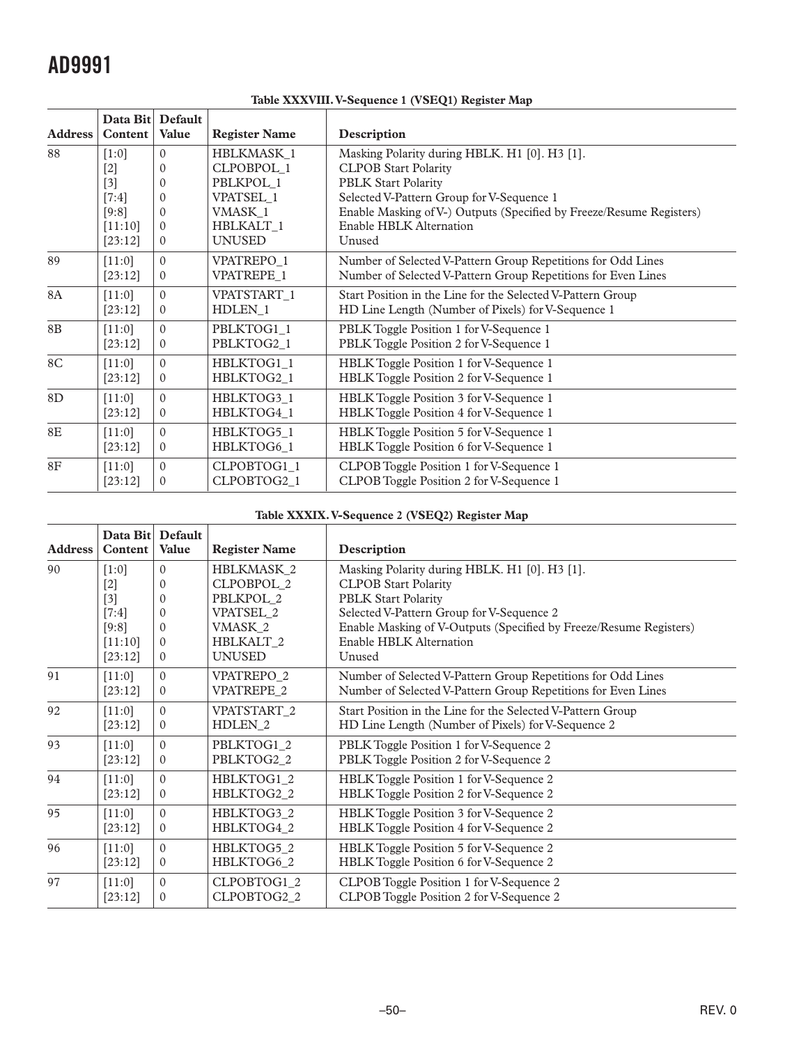**Table XXXVIII. V-Sequence 1 (VSEQ1) Register Map**

| Address | Data Bit Content | Default Value | Register Name | Description |
|---|---|---|---|---|
| 88 | [1:0] | 0 | HBLKMASK_1 | Masking Polarity during HBLK. H1 [0]. H3 [1]. |
| | [2] | 0 | CLPOBPOL_1 | CLPOB Start Polarity |
| | [3] | 0 | PBLKPOL_1 | PBLK Start Polarity |
| | [7:4] | 0 | VPATSEL_1 | Selected V-Pattern Group for V-Sequence 1 |
| | [9:8] | 0 | VMASK_1 | Enable Masking of V-) Outputs (Specified by Freeze/Resume Registers) |
| | [11:10] | 0 | HBLKALT_1 | Enable HBLK Alternation |
| | [23:12] | 0 | UNUSED | Unused |
| 89 | [11:0] | 0 | VPATREPO_1 | Number of Selected V-Pattern Group Repetitions for Odd Lines |
| | [23:12] | 0 | VPATREPE_1 | Number of Selected V-Pattern Group Repetitions for Even Lines |
| 8A | [11:0] | 0 | VPATSTART_1 | Start Position in the Line for the Selected V-Pattern Group |
| | [23:12] | 0 | HDLEN_1 | HD Line Length (Number of Pixels) for V-Sequence 1 |
| 8B | [11:0] | 0 | PBLKTOG1_1 | PBLK Toggle Position 1 for V-Sequence 1 |
| | [23:12] | 0 | PBLKTOG2_1 | PBLK Toggle Position 2 for V-Sequence 1 |
| 8C | [11:0] | 0 | HBLKTOG1_1 | HBLK Toggle Position 1 for V-Sequence 1 |
| | [23:12] | 0 | HBLKTOG2_1 | HBLK Toggle Position 2 for V-Sequence 1 |
| 8D | [11:0] | 0 | HBLKTOG3_1 | HBLK Toggle Position 3 for V-Sequence 1 |
| | [23:12] | 0 | HBLKTOG4_1 | HBLK Toggle Position 4 for V-Sequence 1 |
| 8E | [11:0] | 0 | HBLKTOG5_1 | HBLK Toggle Position 5 for V-Sequence 1 |
| | [23:12] | 0 | HBLKTOG6_1 | HBLK Toggle Position 6 for V-Sequence 1 |
| 8F | [11:0] | 0 | CLPOBTOG1_1 | CLPOB Toggle Position 1 for V-Sequence 1 |
| | [23:12] | 0 | CLPOBTOG2_1 | CLPOB Toggle Position 2 for V-Sequence 1 |

**Table XXXIX. V-Sequence 2 (VSEQ2) Register Map**

| Address | Data Bit Content | Default Value | Register Name | Description |
|---|---|---|---|---|
| 90 | [1:0] | 0 | HBLKMASK_2 | Masking Polarity during HBLK. H1 [0]. H3 [1]. |
| | [2] | 0 | CLPOBPOL_2 | CLPOB Start Polarity |
| | [3] | 0 | PBLKPOL_2 | PBLK Start Polarity |
| | [7:4] | 0 | VPATSEL_2 | Selected V-Pattern Group for V-Sequence 2 |
| | [9:8] | 0 | VMASK_2 | Enable Masking of V-Outputs (Specified by Freeze/Resume Registers) |
| | [11:10] | 0 | HBLKALT_2 | Enable HBLK Alternation |
| | [23:12] | 0 | UNUSED | Unused |
| 91 | [11:0] | 0 | VPATREPO_2 | Number of Selected V-Pattern Group Repetitions for Odd Lines |
| | [23:12] | 0 | VPATREPE_2 | Number of Selected V-Pattern Group Repetitions for Even Lines |
| 92 | [11:0] | 0 | VPATSTART_2 | Start Position in the Line for the Selected V-Pattern Group |
| | [23:12] | 0 | HDLEN_2 | HD Line Length (Number of Pixels) for V-Sequence 2 |
| 93 | [11:0] | 0 | PBLKTOG1_2 | PBLK Toggle Position 1 for V-Sequence 2 |
| | [23:12] | 0 | PBLKTOG2_2 | PBLK Toggle Position 2 for V-Sequence 2 |
| 94 | [11:0] | 0 | HBLKTOG1_2 | HBLK Toggle Position 1 for V-Sequence 2 |
| | [23:12] | 0 | HBLKTOG2_2 | HBLK Toggle Position 2 for V-Sequence 2 |
| 95 | [11:0] | 0 | HBLKTOG3_2 | HBLK Toggle Position 3 for V-Sequence 2 |
| | [23:12] | 0 | HBLKTOG4_2 | HBLK Toggle Position 4 for V-Sequence 2 |
| 96 | [11:0] | 0 | HBLKTOG5_2 | HBLK Toggle Position 5 for V-Sequence 2 |
| | [23:12] | 0 | HBLKTOG6_2 | HBLK Toggle Position 6 for V-Sequence 2 |
| 97 | [11:0] | 0 | CLPOBTOG1_2 | CLPOB Toggle Position 1 for V-Sequence 2 |
| | [23:12] | 0 | CLPOBTOG2_2 | CLPOB Toggle Position 2 for V-Sequence 2 |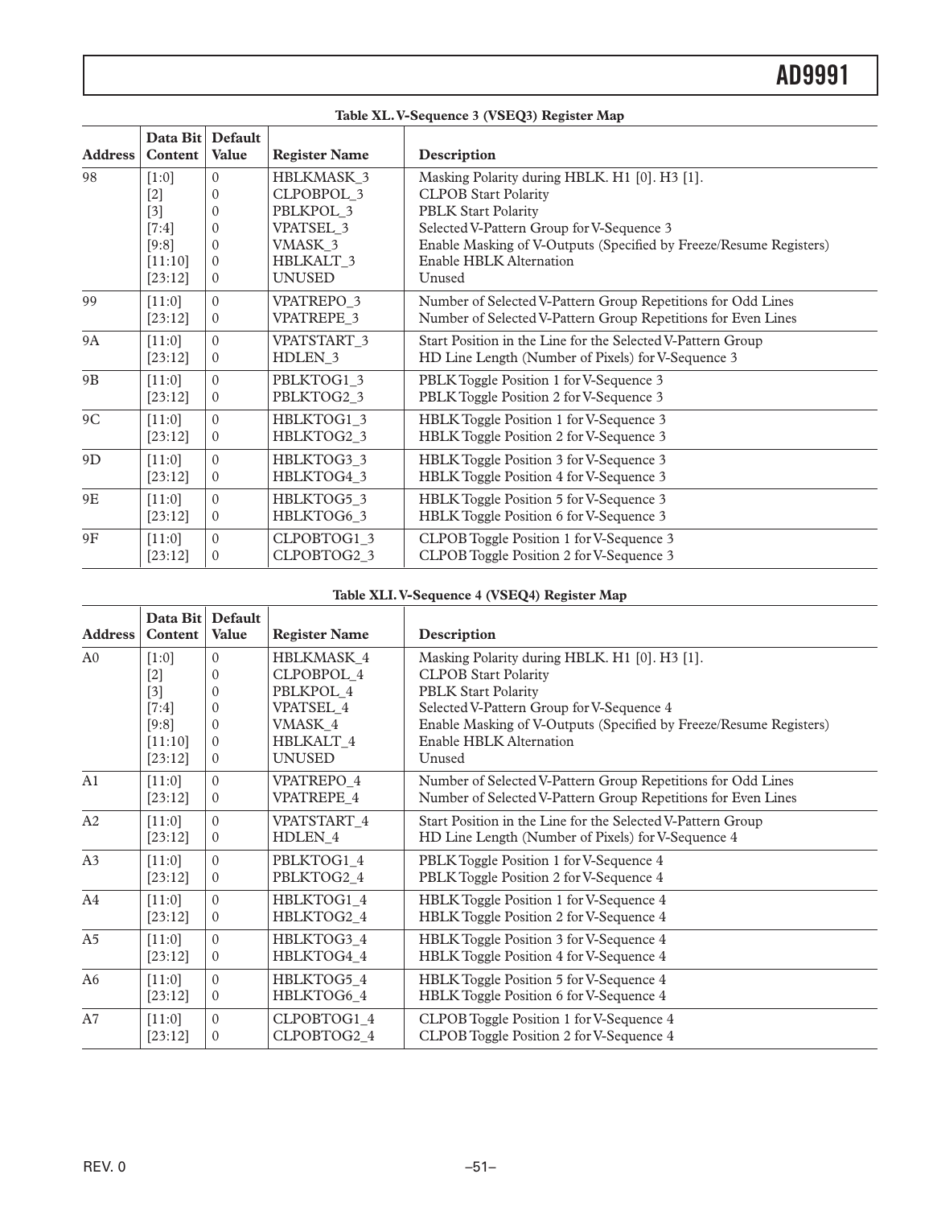**Table XL. V-Sequence 3 (VSEQ3) Register Map**

| Address | Data Bit Content | Default Value | Register Name | Description |
|---|---|---|---|---|
| 98 | [1:0] | 0 | HBLKMASK_3 | Masking Polarity during HBLK. H1 [0]. H3 [1]. |
| | [2] | 0 | CLPOBPOL_3 | CLPOB Start Polarity |
| | [3] | 0 | PBLKPOL_3 | PBLK Start Polarity |
| | [7:4] | 0 | VPATSEL_3 | Selected V-Pattern Group for V-Sequence 3 |
| | [9:8] | 0 | VMASK_3 | Enable Masking of V-Outputs (Specified by Freeze/Resume Registers) |
| | [11:10] | 0 | HBLKALT_3 | Enable HBLK Alternation |
| | [23:12] | 0 | UNUSED | Unused |
| 99 | [11:0] | 0 | VPATREPO_3 | Number of Selected V-Pattern Group Repetitions for Odd Lines |
| | [23:12] | 0 | VPATREPE_3 | Number of Selected V-Pattern Group Repetitions for Even Lines |
| 9A | [11:0] | 0 | VPATSTART_3 | Start Position in the Line for the Selected V-Pattern Group |
| | [23:12] | 0 | HDLEN_3 | HD Line Length (Number of Pixels) for V-Sequence 3 |
| 9B | [11:0] | 0 | PBLKTOG1_3 | PBLK Toggle Position 1 for V-Sequence 3 |
| | [23:12] | 0 | PBLKTOG2_3 | PBLK Toggle Position 2 for V-Sequence 3 |
| 9C | [11:0] | 0 | HBLKTOG1_3 | HBLK Toggle Position 1 for V-Sequence 3 |
| | [23:12] | 0 | HBLKTOG2_3 | HBLK Toggle Position 2 for V-Sequence 3 |
| 9D | [11:0] | 0 | HBLKTOG3_3 | HBLK Toggle Position 3 for V-Sequence 3 |
| | [23:12] | 0 | HBLKTOG4_3 | HBLK Toggle Position 4 for V-Sequence 3 |
| 9E | [11:0] | 0 | HBLKTOG5_3 | HBLK Toggle Position 5 for V-Sequence 3 |
| | [23:12] | 0 | HBLKTOG6_3 | HBLK Toggle Position 6 for V-Sequence 3 |
| 9F | [11:0] | 0 | CLPOBTOG1_3 | CLPOB Toggle Position 1 for V-Sequence 3 |
| | [23:12] | 0 | CLPOBTOG2_3 | CLPOB Toggle Position 2 for V-Sequence 3 |

**Table XLI. V-Sequence 4 (VSEQ4) Register Map**

| Address | Data Bit Content | Default Value | Register Name | Description |
|---|---|---|---|---|
| A0 | [1:0] | 0 | HBLKMASK_4 | Masking Polarity during HBLK. H1 [0]. H3 [1]. |
| | [2] | 0 | CLPOBPOL_4 | CLPOB Start Polarity |
| | [3] | 0 | PBLKPOL_4 | PBLK Start Polarity |
| | [7:4] | 0 | VPATSEL_4 | Selected V-Pattern Group for V-Sequence 4 |
| | [9:8] | 0 | VMASK_4 | Enable Masking of V-Outputs (Specified by Freeze/Resume Registers) |
| | [11:10] | 0 | HBLKALT_4 | Enable HBLK Alternation |
| | [23:12] | 0 | UNUSED | Unused |
| A1 | [11:0] | 0 | VPATREPO_4 | Number of Selected V-Pattern Group Repetitions for Odd Lines |
| | [23:12] | 0 | VPATREPE_4 | Number of Selected V-Pattern Group Repetitions for Even Lines |
| A2 | [11:0] | 0 | VPATSTART_4 | Start Position in the Line for the Selected V-Pattern Group |
| | [23:12] | 0 | HDLEN_4 | HD Line Length (Number of Pixels) for V-Sequence 4 |
| A3 | [11:0] | 0 | PBLKTOG1_4 | PBLK Toggle Position 1 for V-Sequence 4 |
| | [23:12] | 0 | PBLKTOG2_4 | PBLK Toggle Position 2 for V-Sequence 4 |
| A4 | [11:0] | 0 | HBLKTOG1_4 | HBLK Toggle Position 1 for V-Sequence 4 |
| | [23:12] | 0 | HBLKTOG2_4 | HBLK Toggle Position 2 for V-Sequence 4 |
| A5 | [11:0] | 0 | HBLKTOG3_4 | HBLK Toggle Position 3 for V-Sequence 4 |
| | [23:12] | 0 | HBLKTOG4_4 | HBLK Toggle Position 4 for V-Sequence 4 |
| A6 | [11:0] | 0 | HBLKTOG5_4 | HBLK Toggle Position 5 for V-Sequence 4 |
| | [23:12] | 0 | HBLKTOG6_4 | HBLK Toggle Position 6 for V-Sequence 4 |
| A7 | [11:0] | 0 | CLPOBTOG1_4 | CLPOB Toggle Position 1 for V-Sequence 4 |
| | [23:12] | 0 | CLPOBTOG2_4 | CLPOB Toggle Position 2 for V-Sequence 4 |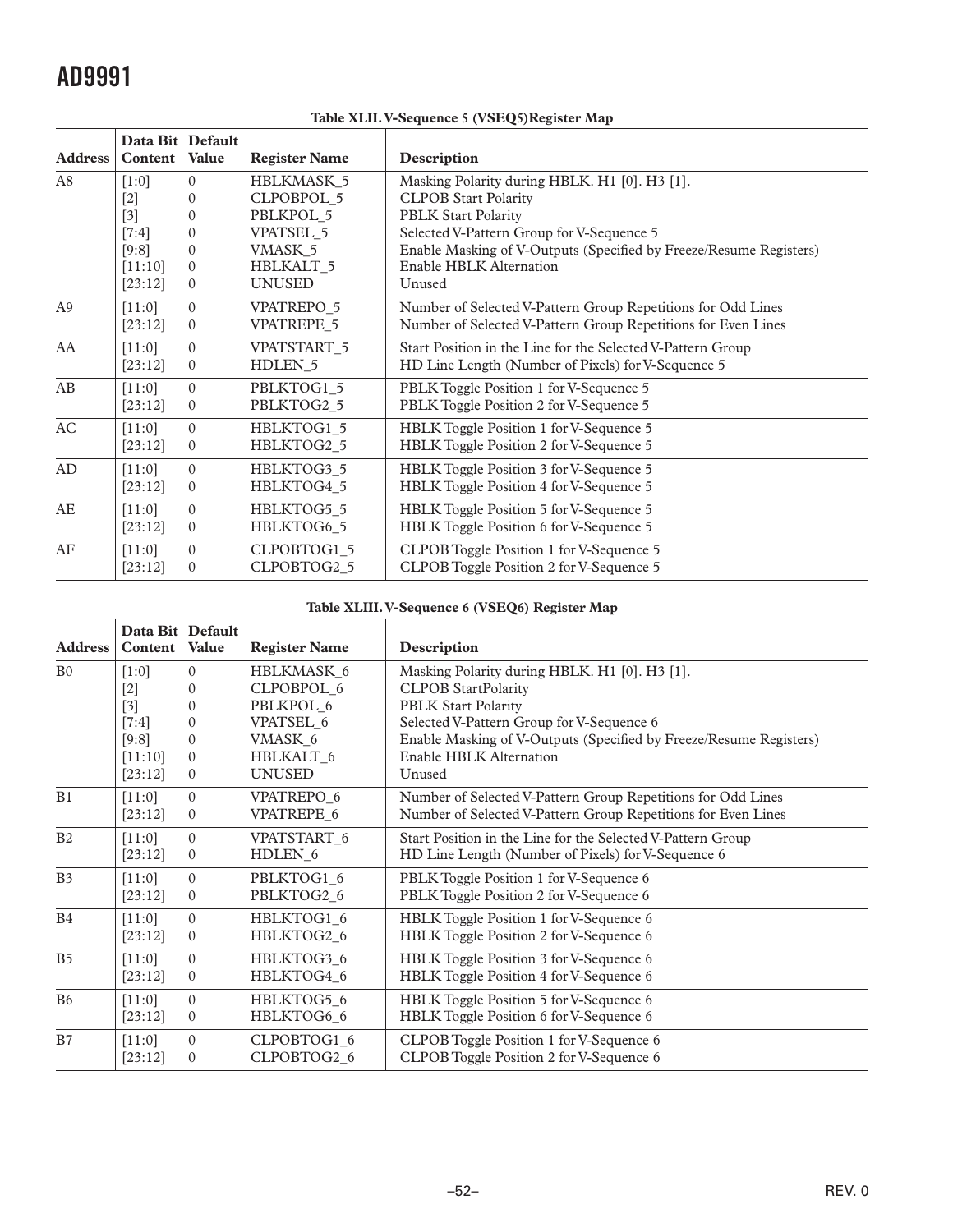**Table XLII. V-Sequence 5 (VSEQ5)Register Map**

| Address | Data Bit Content | Default Value | Register Name | Description |
|---|---|---|---|---|
| A8 | [1:0] | 0 | HBLKMASK_5 | Masking Polarity during HBLK. H1 [0]. H3 [1]. |
| | [2] | 0 | CLPOBPOL_5 | CLPOB Start Polarity |
| | [3] | 0 | PBLKPOL_5 | PBLK Start Polarity |
| | [7:4] | 0 | VPATSEL_5 | Selected V-Pattern Group for V-Sequence 5 |
| | [9:8] | 0 | VMASK_5 | Enable Masking of V-Outputs (Specified by Freeze/Resume Registers) |
| | [11:10] | 0 | HBLKALT_5 | Enable HBLK Alternation |
| | [23:12] | 0 | UNUSED | Unused |
| A9 | [11:0] | 0 | VPATREPO_5 | Number of Selected V-Pattern Group Repetitions for Odd Lines |
| | [23:12] | 0 | VPATREPE_5 | Number of Selected V-Pattern Group Repetitions for Even Lines |
| AA | [11:0] | 0 | VPATSTART_5 | Start Position in the Line for the Selected V-Pattern Group |
| | [23:12] | 0 | HDLEN_5 | HD Line Length (Number of Pixels) for V-Sequence 5 |
| AB | [11:0] | 0 | PBLKTOG1_5 | PBLK Toggle Position 1 for V-Sequence 5 |
| | [23:12] | 0 | PBLKTOG2_5 | PBLK Toggle Position 2 for V-Sequence 5 |
| AC | [11:0] | 0 | HBLKTOG1_5 | HBLK Toggle Position 1 for V-Sequence 5 |
| | [23:12] | 0 | HBLKTOG2_5 | HBLK Toggle Position 2 for V-Sequence 5 |
| AD | [11:0] | 0 | HBLKTOG3_5 | HBLK Toggle Position 3 for V-Sequence 5 |
| | [23:12] | 0 | HBLKTOG4_5 | HBLK Toggle Position 4 for V-Sequence 5 |
| AE | [11:0] | 0 | HBLKTOG5_5 | HBLK Toggle Position 5 for V-Sequence 5 |
| | [23:12] | 0 | HBLKTOG6_5 | HBLK Toggle Position 6 for V-Sequence 5 |
| AF | [11:0] | 0 | CLPOBTOG1_5 | CLPOB Toggle Position 1 for V-Sequence 5 |
| | [23:12] | 0 | CLPOBTOG2_5 | CLPOB Toggle Position 2 for V-Sequence 5 |

**Table XLIII. V-Sequence 6 (VSEQ6) Register Map**

| Address | Data Bit Content | Default Value | Register Name | Description |
|---|---|---|---|---|
| B0 | [1:0] | 0 | HBLKMASK_6 | Masking Polarity during HBLK. H1 [0]. H3 [1]. |
| | [2] | 0 | CLPOBPOL_6 | CLPOB StartPolarity |
| | [3] | 0 | PBLKPOL_6 | PBLK Start Polarity |
| | [7:4] | 0 | VPATSEL_6 | Selected V-Pattern Group for V-Sequence 6 |
| | [9:8] | 0 | VMASK_6 | Enable Masking of V-Outputs (Specified by Freeze/Resume Registers) |
| | [11:10] | 0 | HBLKALT_6 | Enable HBLK Alternation |
| | [23:12] | 0 | UNUSED | Unused |
| B1 | [11:0] | 0 | VPATREPO_6 | Number of Selected V-Pattern Group Repetitions for Odd Lines |
| | [23:12] | 0 | VPATREPE_6 | Number of Selected V-Pattern Group Repetitions for Even Lines |
| B2 | [11:0] | 0 | VPATSTART_6 | Start Position in the Line for the Selected V-Pattern Group |
| | [23:12] | 0 | HDLEN_6 | HD Line Length (Number of Pixels) for V-Sequence 6 |
| B3 | [11:0] | 0 | PBLKTOG1_6 | PBLK Toggle Position 1 for V-Sequence 6 |
| | [23:12] | 0 | PBLKTOG2_6 | PBLK Toggle Position 2 for V-Sequence 6 |
| B4 | [11:0] | 0 | HBLKTOG1_6 | HBLK Toggle Position 1 for V-Sequence 6 |
| | [23:12] | 0 | HBLKTOG2_6 | HBLK Toggle Position 2 for V-Sequence 6 |
| B5 | [11:0] | 0 | HBLKTOG3_6 | HBLK Toggle Position 3 for V-Sequence 6 |
| | [23:12] | 0 | HBLKTOG4_6 | HBLK Toggle Position 4 for V-Sequence 6 |
| B6 | [11:0] | 0 | HBLKTOG5_6 | HBLK Toggle Position 5 for V-Sequence 6 |
| | [23:12] | 0 | HBLKTOG6_6 | HBLK Toggle Position 6 for V-Sequence 6 |
| B7 | [11:0] | 0 | CLPOBTOG1_6 | CLPOB Toggle Position 1 for V-Sequence 6 |
| | [23:12] | 0 | CLPOBTOG2_6 | CLPOB Toggle Position 2 for V-Sequence 6 |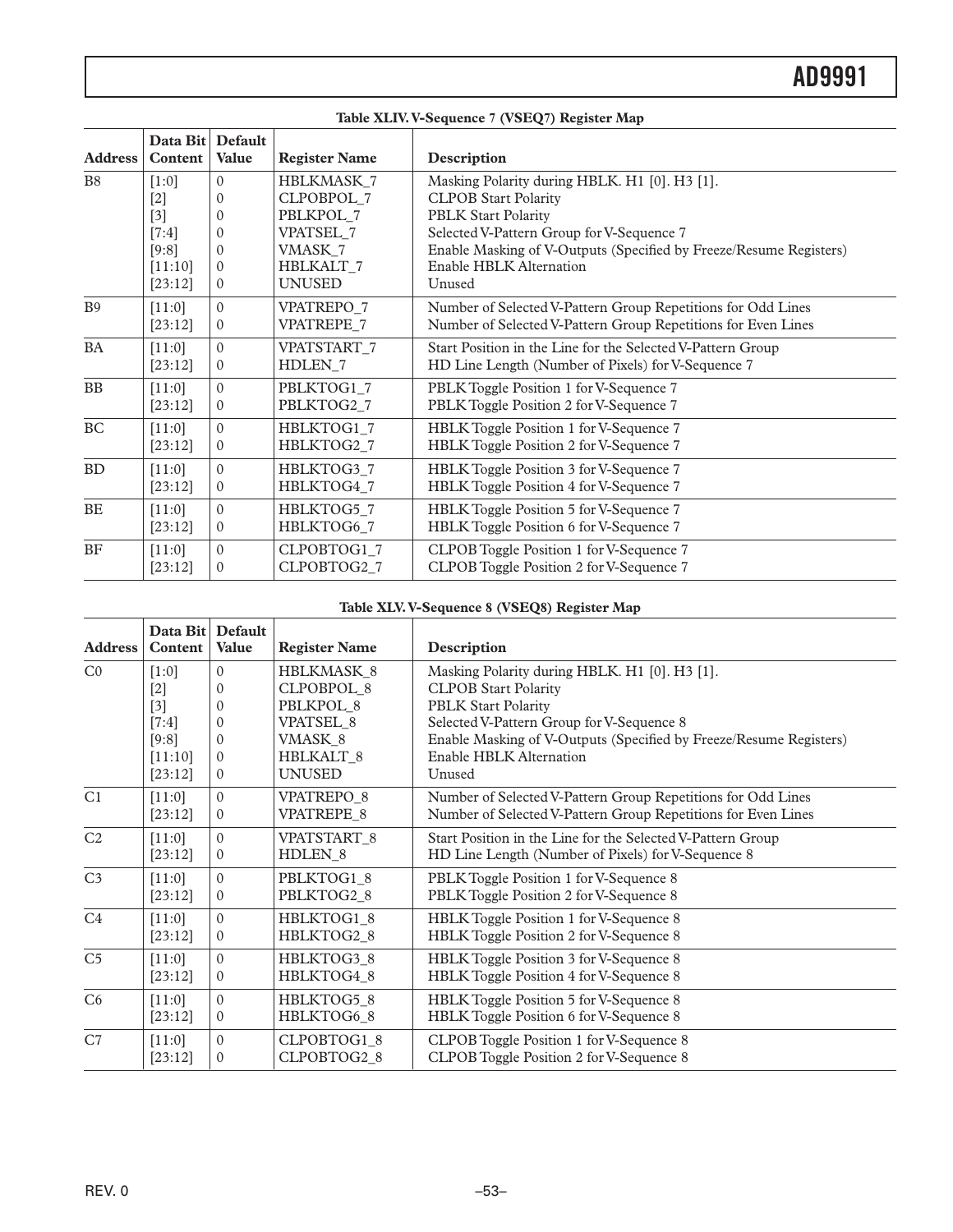**Table XLIV. V-Sequence 7 (VSEQ7) Register Map**

| Address | Data Bit Content | Default Value | Register Name | Description |
|---|---|---|---|---|
| B8 | [1:0] | 0 | HBLKMASK_7 | Masking Polarity during HBLK. H1 [0]. H3 [1]. |
| | [2] | 0 | CLPOBPOL_7 | CLPOB Start Polarity |
| | [3] | 0 | PBLKPOL_7 | PBLK Start Polarity |
| | [7:4] | 0 | VPATSEL_7 | Selected V-Pattern Group for V-Sequence 7 |
| | [9:8] | 0 | VMASK_7 | Enable Masking of V-Outputs (Specified by Freeze/Resume Registers) |
| | [11:10] | 0 | HBLKALT_7 | Enable HBLK Alternation |
| | [23:12] | 0 | UNUSED | Unused |
| B9 | [11:0] | 0 | VPATREPO_7 | Number of Selected V-Pattern Group Repetitions for Odd Lines |
| | [23:12] | 0 | VPATREPE_7 | Number of Selected V-Pattern Group Repetitions for Even Lines |
| BA | [11:0] | 0 | VPATSTART_7 | Start Position in the Line for the Selected V-Pattern Group |
| | [23:12] | 0 | HDLEN_7 | HD Line Length (Number of Pixels) for V-Sequence 7 |
| BB | [11:0] | 0 | PBLKTOG1_7 | PBLK Toggle Position 1 for V-Sequence 7 |
| | [23:12] | 0 | PBLKTOG2_7 | PBLK Toggle Position 2 for V-Sequence 7 |
| BC | [11:0] | 0 | HBLKTOG1_7 | HBLK Toggle Position 1 for V-Sequence 7 |
| | [23:12] | 0 | HBLKTOG2_7 | HBLK Toggle Position 2 for V-Sequence 7 |
| BD | [11:0] | 0 | HBLKTOG3_7 | HBLK Toggle Position 3 for V-Sequence 7 |
| | [23:12] | 0 | HBLKTOG4_7 | HBLK Toggle Position 4 for V-Sequence 7 |
| BE | [11:0] | 0 | HBLKTOG5_7 | HBLK Toggle Position 5 for V-Sequence 7 |
| | [23:12] | 0 | HBLKTOG6_7 | HBLK Toggle Position 6 for V-Sequence 7 |
| BF | [11:0] | 0 | CLPOBTOG1_7 | CLPOB Toggle Position 1 for V-Sequence 7 |
| | [23:12] | 0 | CLPOBTOG2_7 | CLPOB Toggle Position 2 for V-Sequence 7 |

**Table XLV. V-Sequence 8 (VSEQ8) Register Map**

| Address | Data Bit Content | Default Value | Register Name | Description |
|---|---|---|---|---|
| C0 | [1:0] | 0 | HBLKMASK_8 | Masking Polarity during HBLK. H1 [0]. H3 [1]. |
| | [2] | 0 | CLPOBPOL_8 | CLPOB Start Polarity |
| | [3] | 0 | PBLKPOL_8 | PBLK Start Polarity |
| | [7:4] | 0 | VPATSEL_8 | Selected V-Pattern Group for V-Sequence 8 |
| | [9:8] | 0 | VMASK_8 | Enable Masking of V-Outputs (Specified by Freeze/Resume Registers) |
| | [11:10] | 0 | HBLKALT_8 | Enable HBLK Alternation |
| | [23:12] | 0 | UNUSED | Unused |
| C1 | [11:0] | 0 | VPATREPO_8 | Number of Selected V-Pattern Group Repetitions for Odd Lines |
| | [23:12] | 0 | VPATREPE_8 | Number of Selected V-Pattern Group Repetitions for Even Lines |
| C2 | [11:0] | 0 | VPATSTART_8 | Start Position in the Line for the Selected V-Pattern Group |
| | [23:12] | 0 | HDLEN_8 | HD Line Length (Number of Pixels) for V-Sequence 8 |
| C3 | [11:0] | 0 | PBLKTOG1_8 | PBLK Toggle Position 1 for V-Sequence 8 |
| | [23:12] | 0 | PBLKTOG2_8 | PBLK Toggle Position 2 for V-Sequence 8 |
| C4 | [11:0] | 0 | HBLKTOG1_8 | HBLK Toggle Position 1 for V-Sequence 8 |
| | [23:12] | 0 | HBLKTOG2_8 | HBLK Toggle Position 2 for V-Sequence 8 |
| C5 | [11:0] | 0 | HBLKTOG3_8 | HBLK Toggle Position 3 for V-Sequence 8 |
| | [23:12] | 0 | HBLKTOG4_8 | HBLK Toggle Position 4 for V-Sequence 8 |
| C6 | [11:0] | 0 | HBLKTOG5_8 | HBLK Toggle Position 5 for V-Sequence 8 |
| | [23:12] | 0 | HBLKTOG6_8 | HBLK Toggle Position 6 for V-Sequence 8 |
| C7 | [11:0] | 0 | CLPOBTOG1_8 | CLPOB Toggle Position 1 for V-Sequence 8 |
| | [23:12] | 0 | CLPOBTOG2_8 | CLPOB Toggle Position 2 for V-Sequence 8 |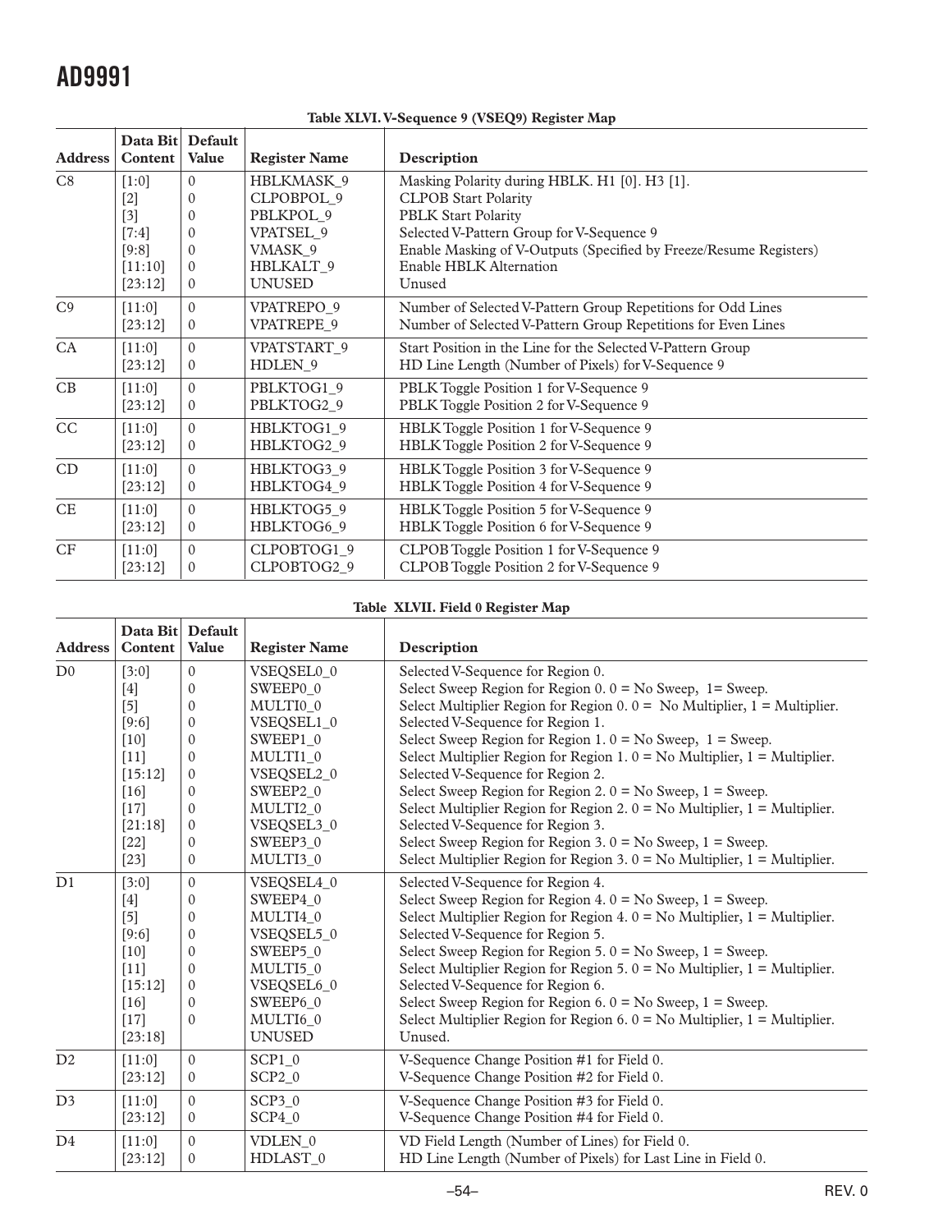**Table XLVI. V-Sequence 9 (VSEQ9) Register Map**

| Address | Data Bit Content | Default Value | Register Name | Description |
|---|---|---|---|---|
| C8 | [1:0] | 0 | HBLKMASK_9 | Masking Polarity during HBLK. H1 [0]. H3 [1]. |
| | [2] | 0 | CLPOBPOL_9 | CLPOB Start Polarity |
| | [3] | 0 | PBLKPOL_9 | PBLK Start Polarity |
| | [7:4] | 0 | VPATSEL_9 | Selected V-Pattern Group for V-Sequence 9 |
| | [9:8] | 0 | VMASK_9 | Enable Masking of V-Outputs (Specified by Freeze/Resume Registers) |
| | [11:10] | 0 | HBLKALT_9 | Enable HBLK Alternation |
| | [23:12] | 0 | UNUSED | Unused |
| C9 | [11:0] | 0 | VPATREPO_9 | Number of Selected V-Pattern Group Repetitions for Odd Lines |
| | [23:12] | 0 | VPATREPE_9 | Number of Selected V-Pattern Group Repetitions for Even Lines |
| CA | [11:0] | 0 | VPATSTART_9 | Start Position in the Line for the Selected V-Pattern Group |
| | [23:12] | 0 | HDLEN_9 | HD Line Length (Number of Pixels) for V-Sequence 9 |
| CB | [11:0] | 0 | PBLKTOG1_9 | PBLK Toggle Position 1 for V-Sequence 9 |
| | [23:12] | 0 | PBLKTOG2_9 | PBLK Toggle Position 2 for V-Sequence 9 |
| CC | [11:0] | 0 | HBLKTOG1_9 | HBLK Toggle Position 1 for V-Sequence 9 |
| | [23:12] | 0 | HBLKTOG2_9 | HBLK Toggle Position 2 for V-Sequence 9 |
| CD | [11:0] | 0 | HBLKTOG3_9 | HBLK Toggle Position 3 for V-Sequence 9 |
| | [23:12] | 0 | HBLKTOG4_9 | HBLK Toggle Position 4 for V-Sequence 9 |
| CE | [11:0] | 0 | HBLKTOG5_9 | HBLK Toggle Position 5 for V-Sequence 9 |
| | [23:12] | 0 | HBLKTOG6_9 | HBLK Toggle Position 6 for V-Sequence 9 |
| CF | [11:0] | 0 | CLPOBTOG1_9 | CLPOB Toggle Position 1 for V-Sequence 9 |
| | [23:12] | 0 | CLPOBTOG2_9 | CLPOB Toggle Position 2 for V-Sequence 9 |

**Table XLVII. Field 0 Register Map**

| Address | Data Bit Content | Default Value | Register Name | Description |
|---|---|---|---|---|
| D0 | [3:0] | 0 | VSEQSEL0_0 | Selected V-Sequence for Region 0. |
| | [4] | 0 | SWEEP0_0 | Select Sweep Region for Region 0. 0 = No Sweep, 1= Sweep. |
| | [5] | 0 | MULTI0_0 | Select Multiplier Region for Region 0. 0 = No Multiplier, 1 = Multiplier. |
| | [9:6] | 0 | VSEQSEL1_0 | Selected V-Sequence for Region 1. |
| | [10] | 0 | SWEEP1_0 | Select Sweep Region for Region 1. 0 = No Sweep, 1 = Sweep. |
| | [11] | 0 | MULTI1_0 | Select Multiplier Region for Region 1. 0 = No Multiplier, 1 = Multiplier. |
| | [15:12] | 0 | VSEQSEL2_0 | Selected V-Sequence for Region 2. |
| | [16] | 0 | SWEEP2_0 | Select Sweep Region for Region 2. 0 = No Sweep, 1 = Sweep. |
| | [17] | 0 | MULTI2_0 | Select Multiplier Region for Region 2. 0 = No Multiplier, 1 = Multiplier. |
| | [21:18] | 0 | VSEQSEL3_0 | Selected V-Sequence for Region 3. |
| | [22] | 0 | SWEEP3_0 | Select Sweep Region for Region 3. 0 = No Sweep, 1 = Sweep. |
| | [23] | 0 | MULTI3_0 | Select Multiplier Region for Region 3. 0 = No Multiplier, 1 = Multiplier. |
| D1 | [3:0] | 0 | VSEQSEL4_0 | Selected V-Sequence for Region 4. |
| | [4] | 0 | SWEEP4_0 | Select Sweep Region for Region 4. 0 = No Sweep, 1 = Sweep. |
| | [5] | 0 | MULTI4_0 | Select Multiplier Region for Region 4. 0 = No Multiplier, 1 = Multiplier. |
| | [9:6] | 0 | VSEQSEL5_0 | Selected V-Sequence for Region 5. |
| | [10] | 0 | SWEEP5_0 | Select Sweep Region for Region 5. 0 = No Sweep, 1 = Sweep. |
| | [11] | 0 | MULTI5_0 | Select Multiplier Region for Region 5. 0 = No Multiplier, 1 = Multiplier. |
| | [15:12] | 0 | VSEQSEL6_0 | Selected V-Sequence for Region 6. |
| | [16] | 0 | SWEEP6_0 | Select Sweep Region for Region 6. 0 = No Sweep, 1 = Sweep. |
| | [17] | 0 | MULTI6_0 | Select Multiplier Region for Region 6. 0 = No Multiplier, 1 = Multiplier. |
| | [23:18] | | UNUSED | Unused. |
| D2 | [11:0] | 0 | SCP1_0 | V-Sequence Change Position #1 for Field 0. |
| | [23:12] | 0 | SCP2_0 | V-Sequence Change Position #2 for Field 0. |
| D3 | [11:0] | 0 | SCP3_0 | V-Sequence Change Position #3 for Field 0. |
| | [23:12] | 0 | SCP4_0 | V-Sequence Change Position #4 for Field 0. |
| D4 | [11:0] | 0 | VDLEN_0 | VD Field Length (Number of Lines) for Field 0. |
| | [23:12] | 0 | HDLAST_0 | HD Line Length (Number of Pixels) for Last Line in Field 0. |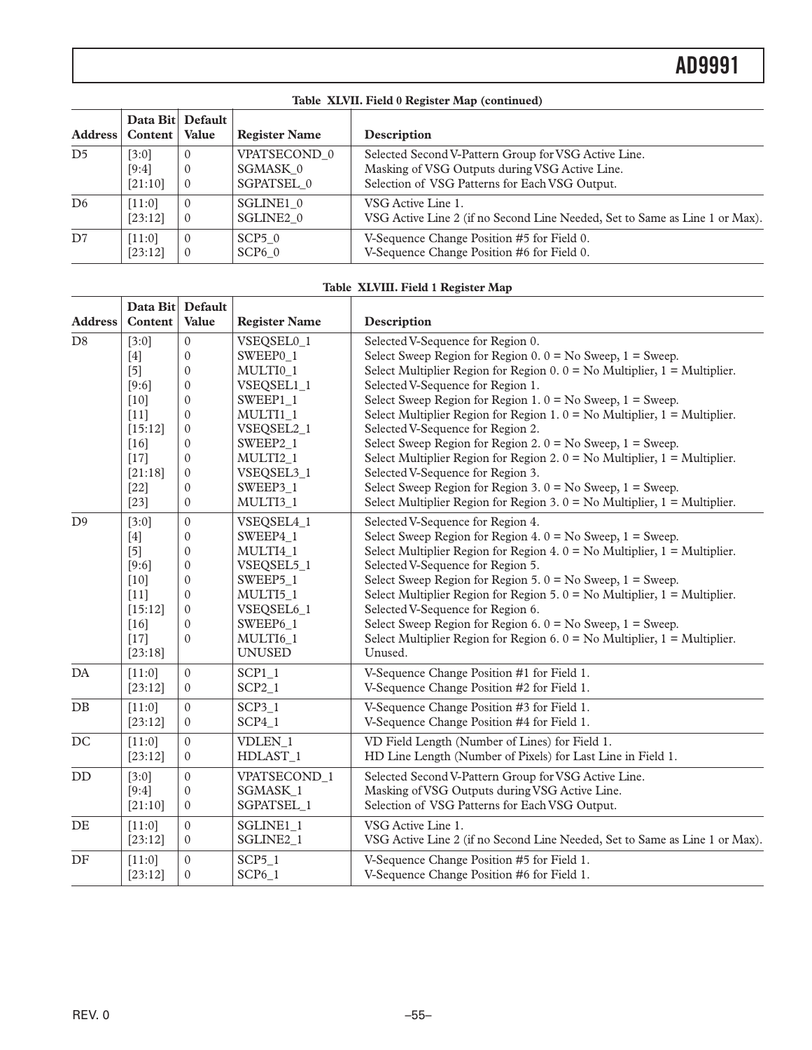**Table XLVII. Field 0 Register Map (continued)**

| Address | Data Bit Content | Default Value | Register Name | Description |
|---|---|---|---|---|
| D5 | [3:0] | 0 | VPATSECOND_0 | Selected Second V-Pattern Group for VSG Active Line. |
| | [9:4] | 0 | SGMASK_0 | Masking of VSG Outputs during VSG Active Line. |
| | [21:10] | 0 | SGPATSEL_0 | Selection of VSG Patterns for Each VSG Output. |
| D6 | [11:0] | 0 | SGLINE1_0 | VSG Active Line 1. |
| | [23:12] | 0 | SGLINE2_0 | VSG Active Line 2 (if no Second Line Needed, Set to Same as Line 1 or Max). |
| D7 | [11:0] | 0 | SCP5_0 | V-Sequence Change Position #5 for Field 0. |
| | [23:12] | 0 | SCP6_0 | V-Sequence Change Position #6 for Field 0. |

**Table XLVIII. Field 1 Register Map**

| Address | Data Bit Content | Default Value | Register Name | Description |
|---|---|---|---|---|
| D8 | [3:0] | 0 | VSEQSEL0_1 | Selected V-Sequence for Region 0. |
| | [4] | 0 | SWEEP0_1 | Select Sweep Region for Region 0. 0 = No Sweep, 1 = Sweep. |
| | [5] | 0 | MULTI0_1 | Select Multiplier Region for Region 0. 0 = No Multiplier, 1 = Multiplier. |
| | [9:6] | 0 | VSEQSEL1_1 | Selected V-Sequence for Region 1. |
| | [10] | 0 | SWEEP1_1 | Select Sweep Region for Region 1. 0 = No Sweep, 1 = Sweep. |
| | [11] | 0 | MULTI1_1 | Select Multiplier Region for Region 1. 0 = No Multiplier, 1 = Multiplier. |
| | [15:12] | 0 | VSEQSEL2_1 | Selected V-Sequence for Region 2. |
| | [16] | 0 | SWEEP2_1 | Select Sweep Region for Region 2. 0 = No Sweep, 1 = Sweep. |
| | [17] | 0 | MULTI2_1 | Select Multiplier Region for Region 2. 0 = No Multiplier, 1 = Multiplier. |
| | [21:18] | 0 | VSEQSEL3_1 | Selected V-Sequence for Region 3. |
| | [22] | 0 | SWEEP3_1 | Select Sweep Region for Region 3. 0 = No Sweep, 1 = Sweep. |
| | [23] | 0 | MULTI3_1 | Select Multiplier Region for Region 3. 0 = No Multiplier, 1 = Multiplier. |
| D9 | [3:0] | 0 | VSEQSEL4_1 | Selected V-Sequence for Region 4. |
| | [4] | 0 | SWEEP4_1 | Select Sweep Region for Region 4. 0 = No Sweep, 1 = Sweep. |
| | [5] | 0 | MULTI4_1 | Select Multiplier Region for Region 4. 0 = No Multiplier, 1 = Multiplier. |
| | [9:6] | 0 | VSEQSEL5_1 | Selected V-Sequence for Region 5. |
| | [10] | 0 | SWEEP5_1 | Select Sweep Region for Region 5. 0 = No Sweep, 1 = Sweep. |
| | [11] | 0 | MULTI5_1 | Select Multiplier Region for Region 5. 0 = No Multiplier, 1 = Multiplier. |
| | [15:12] | 0 | VSEQSEL6_1 | Selected V-Sequence for Region 6. |
| | [16] | 0 | SWEEP6_1 | Select Sweep Region for Region 6. 0 = No Sweep, 1 = Sweep. |
| | [17] | 0 | MULTI6_1 | Select Multiplier Region for Region 6. 0 = No Multiplier, 1 = Multiplier. |
| | [23:18] | | UNUSED | Unused. |
| DA | [11:0] | 0 | SCP1_1 | V-Sequence Change Position #1 for Field 1. |
| | [23:12] | 0 | SCP2_1 | V-Sequence Change Position #2 for Field 1. |
| DB | [11:0] | 0 | SCP3_1 | V-Sequence Change Position #3 for Field 1. |
| | [23:12] | 0 | SCP4_1 | V-Sequence Change Position #4 for Field 1. |
| DC | [11:0] | 0 | VDLEN_1 | VD Field Length (Number of Lines) for Field 1. |
| | [23:12] | 0 | HDLAST_1 | HD Line Length (Number of Pixels) for Last Line in Field 1. |
| DD | [3:0] | 0 | VPATSECOND_1 | Selected Second V-Pattern Group for VSG Active Line. |
| | [9:4] | 0 | SGMASK_1 | Masking of VSG Outputs during VSG Active Line. |
| | [21:10] | 0 | SGPATSEL_1 | Selection of VSG Patterns for Each VSG Output. |
| DE | [11:0] | 0 | SGLINE1_1 | VSG Active Line 1. |
| | [23:12] | 0 | SGLINE2_1 | VSG Active Line 2 (if no Second Line Needed, Set to Same as Line 1 or Max). |
| DF | [11:0] | 0 | SCP5_1 | V-Sequence Change Position #5 for Field 1. |
| | [23:12] | 0 | SCP6_1 | V-Sequence Change Position #6 for Field 1. |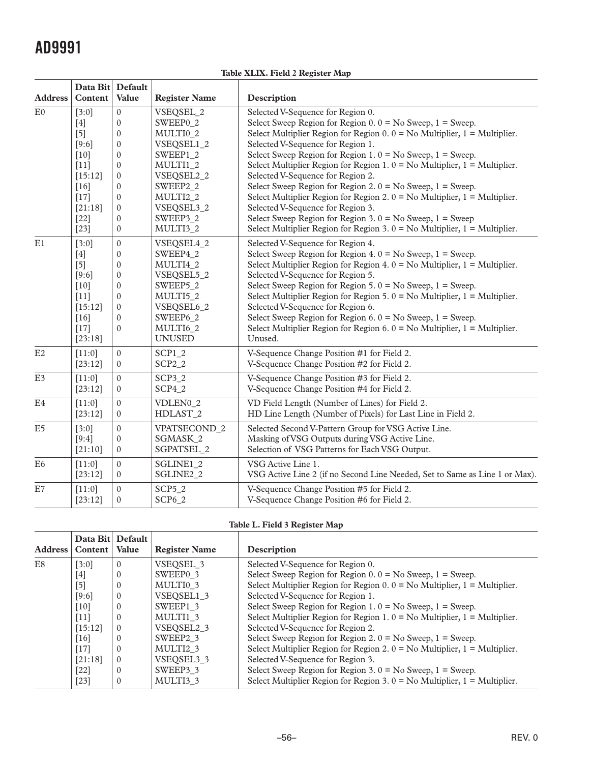**Table XLIX. Field 2 Register Map**

| Address | Data Bit Content | Default Value | Register Name | Description |
|---|---|---|---|---|
| E0 | [3:0] | 0 | VSEQSEL_2 | Selected V-Sequence for Region 0. |
| | [4] | 0 | SWEEP0_2 | Select Sweep Region for Region 0. 0 = No Sweep, 1 = Sweep. |
| | [5] | 0 | MULTI0_2 | Select Multiplier Region for Region 0. 0 = No Multiplier, 1 = Multiplier. |
| | [9:6] | 0 | VSEQSEL1_2 | Selected V-Sequence for Region 1. |
| | [10] | 0 | SWEEP1_2 | Select Sweep Region for Region 1. 0 = No Sweep, 1 = Sweep. |
| | [11] | 0 | MULTI1_2 | Select Multiplier Region for Region 1. 0 = No Multiplier, 1 = Multiplier. |
| | [15:12] | 0 | VSEQSEL2_2 | Selected V-Sequence for Region 2. |
| | [16] | 0 | SWEEP2_2 | Select Sweep Region for Region 2. 0 = No Sweep, 1 = Sweep. |
| | [17] | 0 | MULTI2_2 | Select Multiplier Region for Region 2. 0 = No Multiplier, 1 = Multiplier. |
| | [21:18] | 0 | VSEQSEL3_2 | Selected V-Sequence for Region 3. |
| | [22] | 0 | SWEEP3_2 | Select Sweep Region for Region 3. 0 = No Sweep, 1 = Sweep |
| | [23] | 0 | MULTI3_2 | Select Multiplier Region for Region 3. 0 = No Multiplier, 1 = Multiplier. |
| E1 | [3:0] | 0 | VSEQSEL4_2 | Selected V-Sequence for Region 4. |
| | [4] | 0 | SWEEP4_2 | Select Sweep Region for Region 4. 0 = No Sweep, 1 = Sweep. |
| | [5] | 0 | MULTI4_2 | Select Multiplier Region for Region 4. 0 = No Multiplier, 1 = Multiplier. |
| | [9:6] | 0 | VSEQSEL5_2 | Selected V-Sequence for Region 5. |
| | [10] | 0 | SWEEP5_2 | Select Sweep Region for Region 5. 0 = No Sweep, 1 = Sweep. |
| | [11] | 0 | MULTI5_2 | Select Multiplier Region for Region 5. 0 = No Multiplier, 1 = Multiplier. |
| | [15:12] | 0 | VSEQSEL6_2 | Selected V-Sequence for Region 6. |
| | [16] | 0 | SWEEP6_2 | Select Sweep Region for Region 6. 0 = No Sweep, 1 = Sweep. |
| | [17] | 0 | MULTI6_2 | Select Multiplier Region for Region 6. 0 = No Multiplier, 1 = Multiplier. |
| | [23:18] | | UNUSED | Unused. |
| E2 | [11:0] | 0 | SCP1_2 | V-Sequence Change Position #1 for Field 2. |
| | [23:12] | 0 | SCP2_2 | V-Sequence Change Position #2 for Field 2. |
| E3 | [11:0] | 0 | SCP3_2 | V-Sequence Change Position #3 for Field 2. |
| | [23:12] | 0 | SCP4_2 | V-Sequence Change Position #4 for Field 2. |
| E4 | [11:0] | 0 | VDLEN0_2 | VD Field Length (Number of Lines) for Field 2. |
| | [23:12] | 0 | HDLAST_2 | HD Line Length (Number of Pixels) for Last Line in Field 2. |
| E5 | [3:0] | 0 | VPATSECOND_2 | Selected Second V-Pattern Group for VSG Active Line. |
| | [9:4] | 0 | SGMASK_2 | Masking of VSG Outputs during VSG Active Line. |
| | [21:10] | 0 | SGPATSEL_2 | Selection of VSG Patterns for Each VSG Output. |
| E6 | [11:0] | 0 | SGLINE1_2 | VSG Active Line 1. |
| | [23:12] | 0 | SGLINE2_2 | VSG Active Line 2 (if no Second Line Needed, Set to Same as Line 1 or Max). |
| E7 | [11:0] | 0 | SCP5_2 | V-Sequence Change Position #5 for Field 2. |
| | [23:12] | 0 | SCP6_2 | V-Sequence Change Position #6 for Field 2. |

**Table L. Field 3 Register Map**

| Address | Data Bit Content | Default Value | Register Name | Description |
|---|---|---|---|---|
| E8 | [3:0] | 0 | VSEQSEL_3 | Selected V-Sequence for Region 0. |
| | [4] | 0 | SWEEP0_3 | Select Sweep Region for Region 0. 0 = No Sweep, 1 = Sweep. |
| | [5] | 0 | MULTI0_3 | Select Multiplier Region for Region 0. 0 = No Multiplier, 1 = Multiplier. |
| | [9:6] | 0 | VSEQSEL1_3 | Selected V-Sequence for Region 1. |
| | [10] | 0 | SWEEP1_3 | Select Sweep Region for Region 1. 0 = No Sweep, 1 = Sweep. |
| | [11] | 0 | MULTI1_3 | Select Multiplier Region for Region 1. 0 = No Multiplier, 1 = Multiplier. |
| | [15:12] | 0 | VSEQSEL2_3 | Selected V-Sequence for Region 2. |
| | [16] | 0 | SWEEP2_3 | Select Sweep Region for Region 2. 0 = No Sweep, 1 = Sweep. |
| | [17] | 0 | MULTI2_3 | Select Multiplier Region for Region 2. 0 = No Multiplier, 1 = Multiplier. |
| | [21:18] | 0 | VSEQSEL3_3 | Selected V-Sequence for Region 3. |
| | [22] | 0 | SWEEP3_3 | Select Sweep Region for Region 3. 0 = No Sweep, 1 = Sweep. |
| | [23] | 0 | MULTI3_3 | Select Multiplier Region for Region 3. 0 = No Multiplier, 1 = Multiplier. |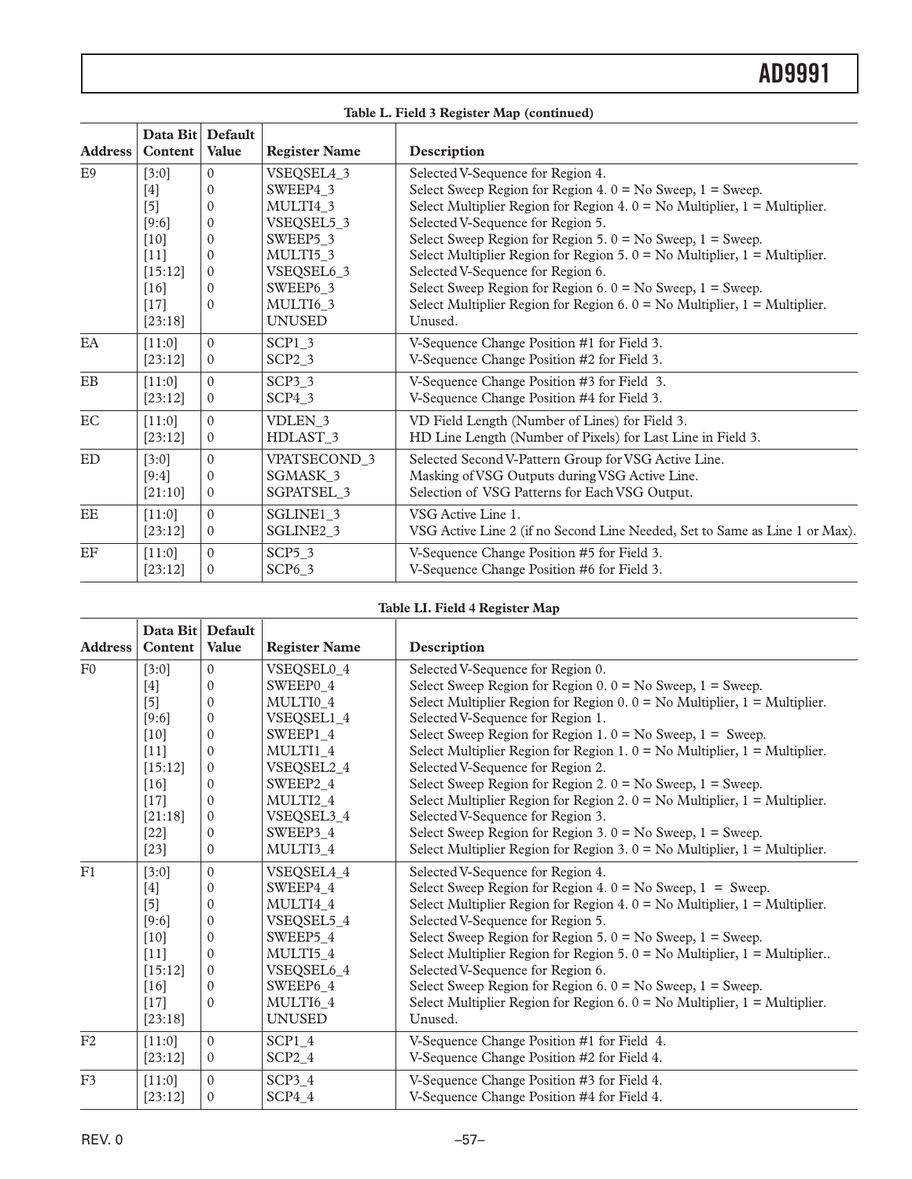**Table L. Field 3 Register Map (continued)**

| Address | Data Bit Content | Default Value | Register Name | Description |
|---|---|---|---|---|
| E9 | [3:0] | 0 | VSEQSEL4_3 | Selected V-Sequence for Region 4. |
| | [4] | 0 | SWEEP4_3 | Select Sweep Region for Region 4. 0 = No Sweep, 1 = Sweep. |
| | [5] | 0 | MULTI4_3 | Select Multiplier Region for Region 4. 0 = No Multiplier, 1 = Multiplier. |
| | [9:6] | 0 | VSEQSEL5_3 | Selected V-Sequence for Region 5. |
| | [10] | 0 | SWEEP5_3 | Select Sweep Region for Region 5. 0 = No Sweep, 1 = Sweep. |
| | [11] | 0 | MULTI5_3 | Select Multiplier Region for Region 5. 0 = No Multiplier, 1 = Multiplier. |
| | [15:12] | 0 | VSEQSEL6_3 | Selected V-Sequence for Region 6. |
| | [16] | 0 | SWEEP6_3 | Select Sweep Region for Region 6. 0 = No Sweep, 1 = Sweep. |
| | [17] | 0 | MULTI6_3 | Select Multiplier Region for Region 6. 0 = No Multiplier, 1 = Multiplier. |
| | [23:18] | | UNUSED | Unused. |
| EA | [11:0] | 0 | SCP1_3 | V-Sequence Change Position #1 for Field 3. |
| | [23:12] | 0 | SCP2_3 | V-Sequence Change Position #2 for Field 3. |
| EB | [11:0] | 0 | SCP3_3 | V-Sequence Change Position #3 for Field 3. |
| | [23:12] | 0 | SCP4_3 | V-Sequence Change Position #4 for Field 3. |
| EC | [11:0] | 0 | VDLEN_3 | VD Field Length (Number of Lines) for Field 3. |
| | [23:12] | 0 | HDLAST_3 | HD Line Length (Number of Pixels) for Last Line in Field 3. |
| ED | [3:0] | 0 | VPATSECOND_3 | Selected Second V-Pattern Group for VSG Active Line. |
| | [9:4] | 0 | SGMASK_3 | Masking of VSG Outputs during VSG Active Line. |
| | [21:10] | 0 | SGPATSEL_3 | Selection of VSG Patterns for Each VSG Output. |
| EE | [11:0] | 0 | SGLINE1_3 | VSG Active Line 1. |
| | [23:12] | 0 | SGLINE2_3 | VSG Active Line 2 (if no Second Line Needed, Set to Same as Line 1 or Max). |
| EF | [11:0] | 0 | SCP5_3 | V-Sequence Change Position #5 for Field 3. |
| | [23:12] | 0 | SCP6_3 | V-Sequence Change Position #6 for Field 3. |

**Table LI. Field 4 Register Map**

| Address | Data Bit Content | Default Value | Register Name | Description |
|---|---|---|---|---|
| F0 | [3:0] | 0 | VSEQSEL0_4 | Selected V-Sequence for Region 0. |
| | [4] | 0 | SWEEP0_4 | Select Sweep Region for Region 0. 0 = No Sweep, 1 = Sweep. |
| | [5] | 0 | MULTI0_4 | Select Multiplier Region for Region 0. 0 = No Multiplier, 1 = Multiplier. |
| | [9:6] | 0 | VSEQSEL1_4 | Selected V-Sequence for Region 1. |
| | [10] | 0 | SWEEP1_4 | Select Sweep Region for Region 1. 0 = No Sweep, 1 = Sweep. |
| | [11] | 0 | MULTI1_4 | Select Multiplier Region for Region 1. 0 = No Multiplier, 1 = Multiplier. |
| | [15:12] | 0 | VSEQSEL2_4 | Selected V-Sequence for Region 2. |
| | [16] | 0 | SWEEP2_4 | Select Sweep Region for Region 2. 0 = No Sweep, 1 = Sweep. |
| | [17] | 0 | MULTI2_4 | Select Multiplier Region for Region 2. 0 = No Multiplier, 1 = Multiplier. |
| | [21:18] | 0 | VSEQSEL3_4 | Selected V-Sequence for Region 3. |
| | [22] | 0 | SWEEP3_4 | Select Sweep Region for Region 3. 0 = No Sweep, 1 = Sweep. |
| | [23] | 0 | MULTI3_4 | Select Multiplier Region for Region 3. 0 = No Multiplier, 1 = Multiplier. |
| F1 | [3:0] | 0 | VSEQSEL4_4 | Selected V-Sequence for Region 4. |
| | [4] | 0 | SWEEP4_4 | Select Sweep Region for Region 4. 0 = No Sweep, 1 = Sweep. |
| | [5] | 0 | MULTI4_4 | Select Multiplier Region for Region 4. 0 = No Multiplier, 1 = Multiplier. |
| | [9:6] | 0 | VSEQSEL5_4 | Selected V-Sequence for Region 5. |
| | [10] | 0 | SWEEP5_4 | Select Sweep Region for Region 5. 0 = No Sweep, 1 = Sweep. |
| | [11] | 0 | MULTI5_4 | Select Multiplier Region for Region 5. 0 = No Multiplier, 1 = Multiplier.. |
| | [15:12] | 0 | VSEQSEL6_4 | Selected V-Sequence for Region 6. |
| | [16] | 0 | SWEEP6_4 | Select Sweep Region for Region 6. 0 = No Sweep, 1 = Sweep. |
| | [17] | 0 | MULTI6_4 | Select Multiplier Region for Region 6. 0 = No Multiplier, 1 = Multiplier. |
| | [23:18] | | UNUSED | Unused. |
| F2 | [11:0] | 0 | SCP1_4 | V-Sequence Change Position #1 for Field 4. |
| | [23:12] | 0 | SCP2_4 | V-Sequence Change Position #2 for Field 4. |
| F3 | [11:0] | 0 | SCP3_4 | V-Sequence Change Position #3 for Field 4. |
| | [23:12] | 0 | SCP4_4 | V-Sequence Change Position #4 for Field 4. |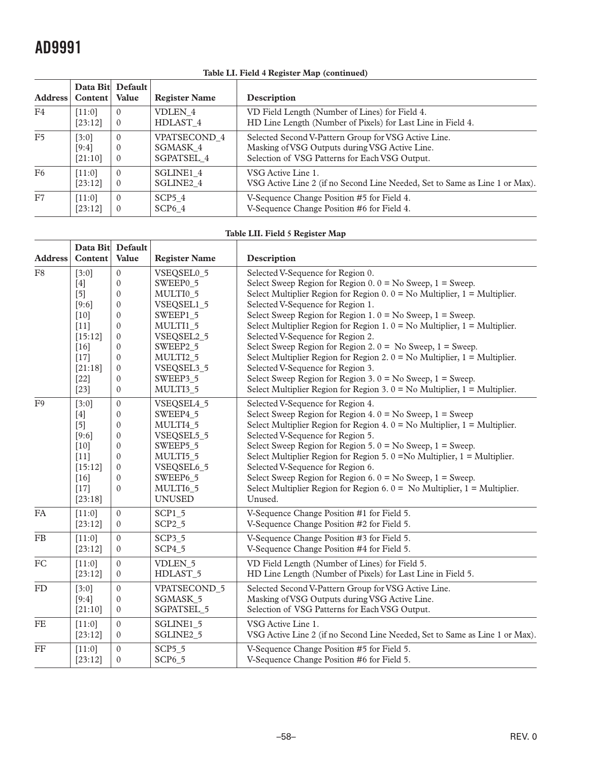**Table LI. Field 4 Register Map (continued)**

| Address | Data Bit Content | Default Value | Register Name | Description |
|---|---|---|---|---|
| F4 | [11:0] | 0 | VDLEN_4 | VD Field Length (Number of Lines) for Field 4. |
| | [23:12] | 0 | HDLAST_4 | HD Line Length (Number of Pixels) for Last Line in Field 4. |
| F5 | [3:0] | 0 | VPATSECOND_4 | Selected Second V-Pattern Group for VSG Active Line. |
| | [9:4] | 0 | SGMASK_4 | Masking of VSG Outputs during VSG Active Line. |
| | [21:10] | 0 | SGPATSEL_4 | Selection of VSG Patterns for Each VSG Output. |
| F6 | [11:0] | 0 | SGLINE1_4 | VSG Active Line 1. |
| | [23:12] | 0 | SGLINE2_4 | VSG Active Line 2 (if no Second Line Needed, Set to Same as Line 1 or Max). |
| F7 | [11:0] | 0 | SCP5_4 | V-Sequence Change Position #5 for Field 4. |
| | [23:12] | 0 | SCP6_4 | V-Sequence Change Position #6 for Field 4. |

**Table LII. Field 5 Register Map**

| Address | Data Bit Content | Default Value | Register Name | Description |
|---|---|---|---|---|
| F8 | [3:0] | 0 | VSEQSEL0_5 | Selected V-Sequence for Region 0. |
| | [4] | 0 | SWEEP0_5 | Select Sweep Region for Region 0. 0 = No Sweep, 1 = Sweep. |
| | [5] | 0 | MULTI0_5 | Select Multiplier Region for Region 0. 0 = No Multiplier, 1 = Multiplier. |
| | [9:6] | 0 | VSEQSEL1_5 | Selected V-Sequence for Region 1. |
| | [10] | 0 | SWEEP1_5 | Select Sweep Region for Region 1. 0 = No Sweep, 1 = Sweep. |
| | [11] | 0 | MULTI1_5 | Select Multiplier Region for Region 1. 0 = No Multiplier, 1 = Multiplier. |
| | [15:12] | 0 | VSEQSEL2_5 | Selected V-Sequence for Region 2. |
| | [16] | 0 | SWEEP2_5 | Select Sweep Region for Region 2. 0 = No Sweep, 1 = Sweep. |
| | [17] | 0 | MULTI2_5 | Select Multiplier Region for Region 2. 0 = No Multiplier, 1 = Multiplier. |
| | [21:18] | 0 | VSEQSEL3_5 | Selected V-Sequence for Region 3. |
| | [22] | 0 | SWEEP3_5 | Select Sweep Region for Region 3. 0 = No Sweep, 1 = Sweep. |
| | [23] | 0 | MULTI3_5 | Select Multiplier Region for Region 3. 0 = No Multiplier, 1 = Multiplier. |
| F9 | [3:0] | 0 | VSEQSEL4_5 | Selected V-Sequence for Region 4. |
| | [4] | 0 | SWEEP4_5 | Select Sweep Region for Region 4. 0 = No Sweep, 1 = Sweep |
| | [5] | 0 | MULTI4_5 | Select Multiplier Region for Region 4. 0 = No Multiplier, 1 = Multiplier. |
| | [9:6] | 0 | VSEQSEL5_5 | Selected V-Sequence for Region 5. |
| | [10] | 0 | SWEEP5_5 | Select Sweep Region for Region 5. 0 = No Sweep, 1 = Sweep. |
| | [11] | 0 | MULTI5_5 | Select Multiplier Region for Region 5. 0 =No Multiplier, 1 = Multiplier. |
| | [15:12] | 0 | VSEQSEL6_5 | Selected V-Sequence for Region 6. |
| | [16] | 0 | SWEEP6_5 | Select Sweep Region for Region 6. 0 = No Sweep, 1 = Sweep. |
| | [17] | 0 | MULTI6_5 | Select Multiplier Region for Region 6. 0 = No Multiplier, 1 = Multiplier. |
| | [23:18] | | UNUSED | Unused. |
| FA | [11:0] | 0 | SCP1_5 | V-Sequence Change Position #1 for Field 5. |
| | [23:12] | 0 | SCP2_5 | V-Sequence Change Position #2 for Field 5. |
| FB | [11:0] | 0 | SCP3_5 | V-Sequence Change Position #3 for Field 5. |
| | [23:12] | 0 | SCP4_5 | V-Sequence Change Position #4 for Field 5. |
| FC | [11:0] | 0 | VDLEN_5 | VD Field Length (Number of Lines) for Field 5. |
| | [23:12] | 0 | HDLAST_5 | HD Line Length (Number of Pixels) for Last Line in Field 5. |
| FD | [3:0] | 0 | VPATSECOND_5 | Selected Second V-Pattern Group for VSG Active Line. |
| | [9:4] | 0 | SGMASK_5 | Masking of VSG Outputs during VSG Active Line. |
| | [21:10] | 0 | SGPATSEL_5 | Selection of VSG Patterns for Each VSG Output. |
| FE | [11:0] | 0 | SGLINE1_5 | VSG Active Line 1. |
| | [23:12] | 0 | SGLINE2_5 | VSG Active Line 2 (if no Second Line Needed, Set to Same as Line 1 or Max). |
| FF | [11:0] | 0 | SCP5_5 | V-Sequence Change Position #5 for Field 5. |
| | [23:12] | 0 | SCP6_5 | V-Sequence Change Position #6 for Field 5. |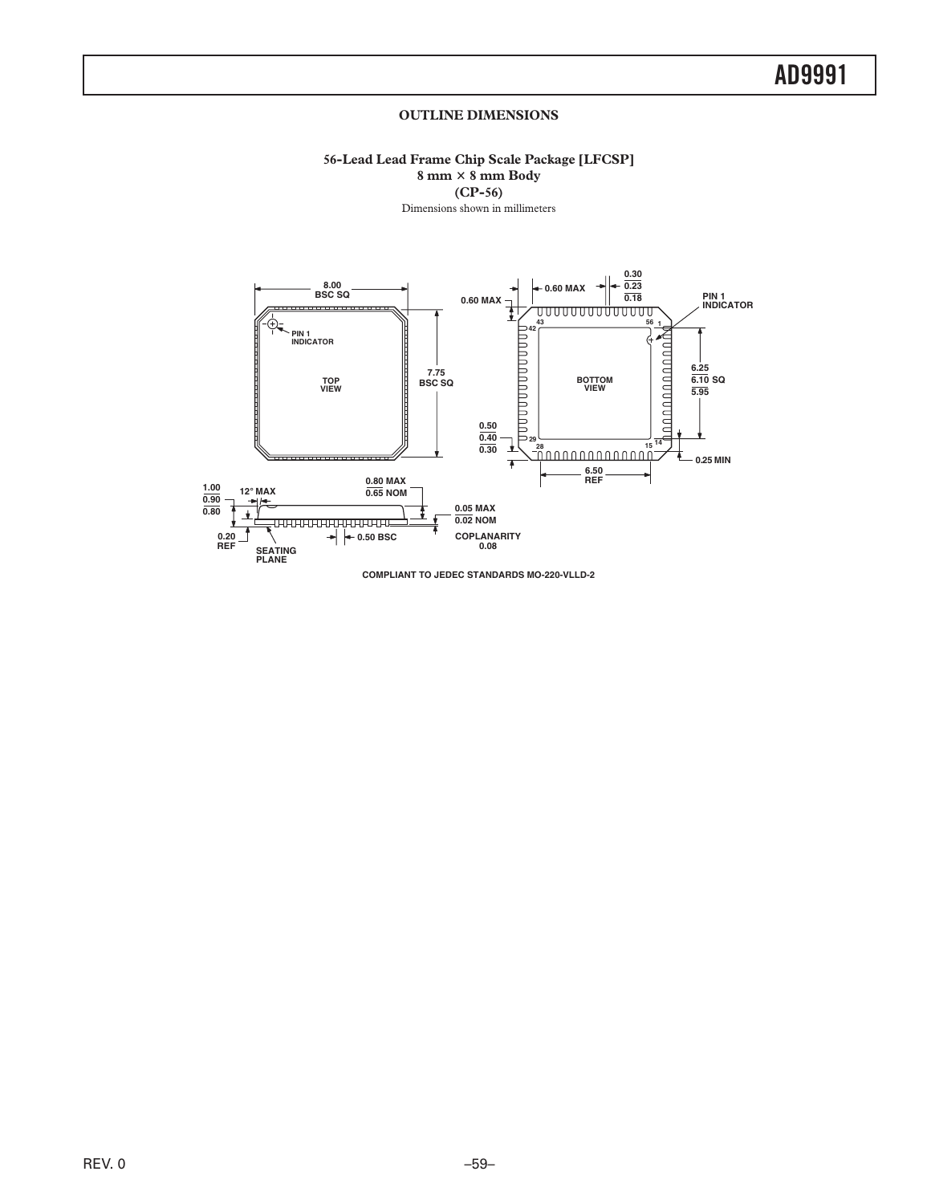## OUTLINE DIMENSIONS

**56-Lead Lead Frame Chip Scale Package [LFCSP]**
**8 mm × 8 mm Body**
**(CP-56)**
Dimensions shown in millimeters

8.00 BSC SQ

PIN 1 INDICATOR

TOP VIEW

7.75 BSC SQ

0.60 MAX

0.60 MAX

0.30 / 0.23 / 0.18

PIN 1 INDICATOR

43 56 1
42

BOTTOM VIEW

6.25 / 6.10 SQ / 5.95

0.50 / 0.40 / 0.30

29
28 15 14

6.50 REF

0.25 MIN

1.00 / 0.90 / 0.80

12° MAX

0.80 MAX / 0.65 NOM

0.05 MAX / 0.02 NOM

0.20 REF

SEATING PLANE

0.50 BSC

COPLANARITY 0.08

COMPLIANT TO JEDEC STANDARDS MO-220-VLLD-2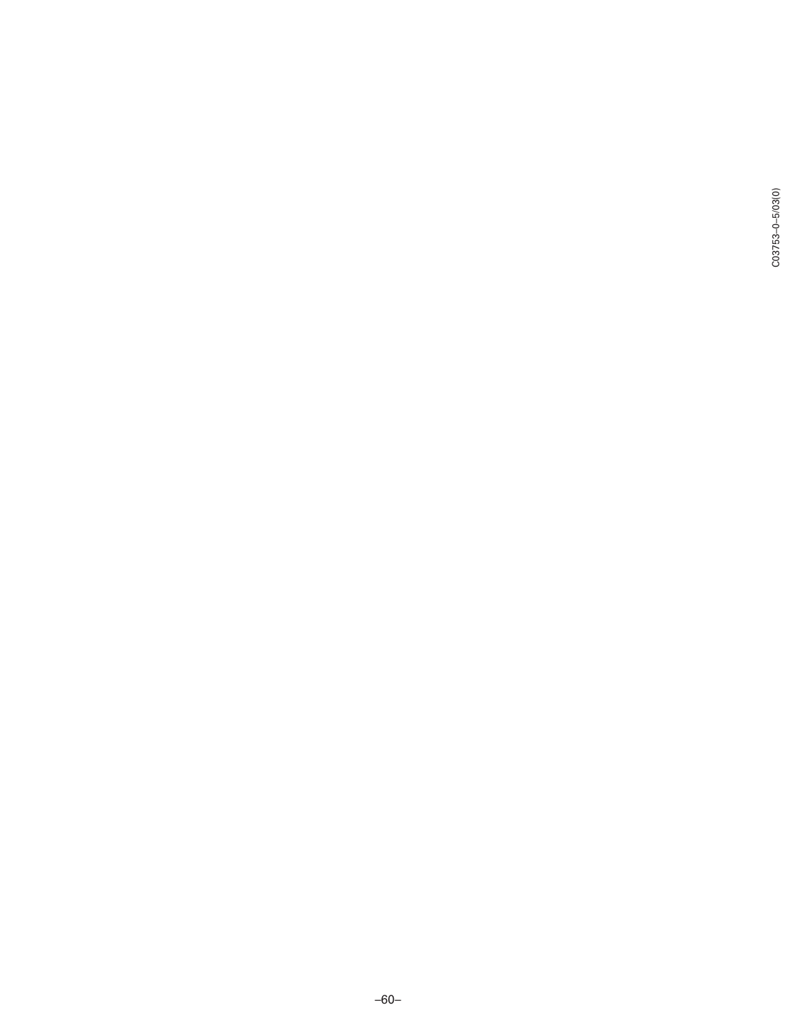C03753–0–5/03(0)